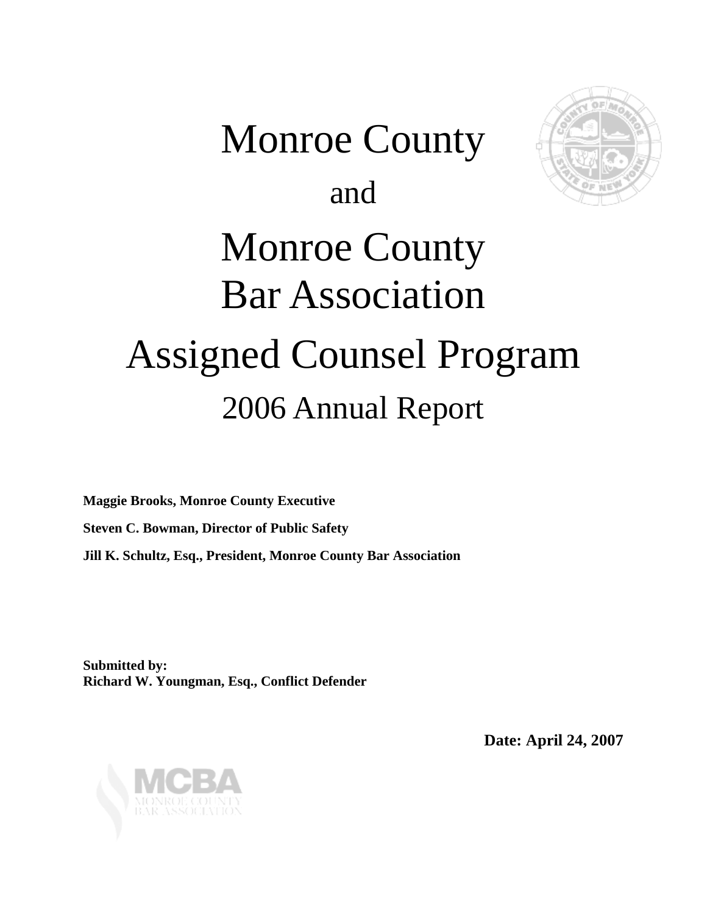# Monroe County

and

# Monroe County Bar Association

# Assigned Counsel Program

## 2006 Annual Report

**Maggie Brooks, Monroe County Executive**

**Steven C. Bowman, Director of Public Safety**

**Jill K. Schultz, Esq., President, Monroe County Bar Association**

**Submitted by:**
**Richard W. Youngman, Esq., Conflict Defender**

**Date: April 24, 2007**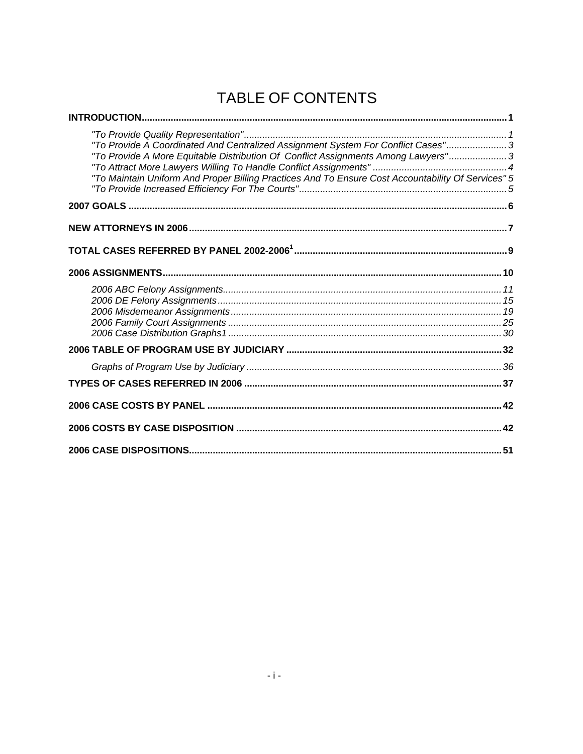# TABLE OF CONTENTS

**INTRODUCTION** ........ 1

- *"To Provide Quality Representation"* ........ 1
- *"To Provide A Coordinated And Centralized Assignment System For Conflict Cases"* ........ 3
- *"To Provide A More Equitable Distribution Of Conflict Assignments Among Lawyers"* ........ 3
- *"To Attract More Lawyers Willing To Handle Conflict Assignments"* ........ 4
- *"To Maintain Uniform And Proper Billing Practices And To Ensure Cost Accountability Of Services"* 5
- *"To Provide Increased Efficiency For The Courts"* ........ 5

**2007 GOALS** ........ 6

**NEW ATTORNEYS IN 2006** ........ 7

**TOTAL CASES REFERRED BY PANEL 2002-2006[1]** ........ 9

**2006 ASSIGNMENTS** ........ 10

- *2006 ABC Felony Assignments* ........ 11
- *2006 DE Felony Assignments* ........ 15
- *2006 Misdemeanor Assignments* ........ 19
- *2006 Family Court Assignments* ........ 25
- *2006 Case Distribution Graphs1* ........ 30

**2006 TABLE OF PROGRAM USE BY JUDICIARY** ........ 32

- *Graphs of Program Use by Judiciary* ........ 36

**TYPES OF CASES REFERRED IN 2006** ........ 37

**2006 CASE COSTS BY PANEL** ........ 42

**2006 COSTS BY CASE DISPOSITION** ........ 42

**2006 CASE DISPOSITIONS** ........ 51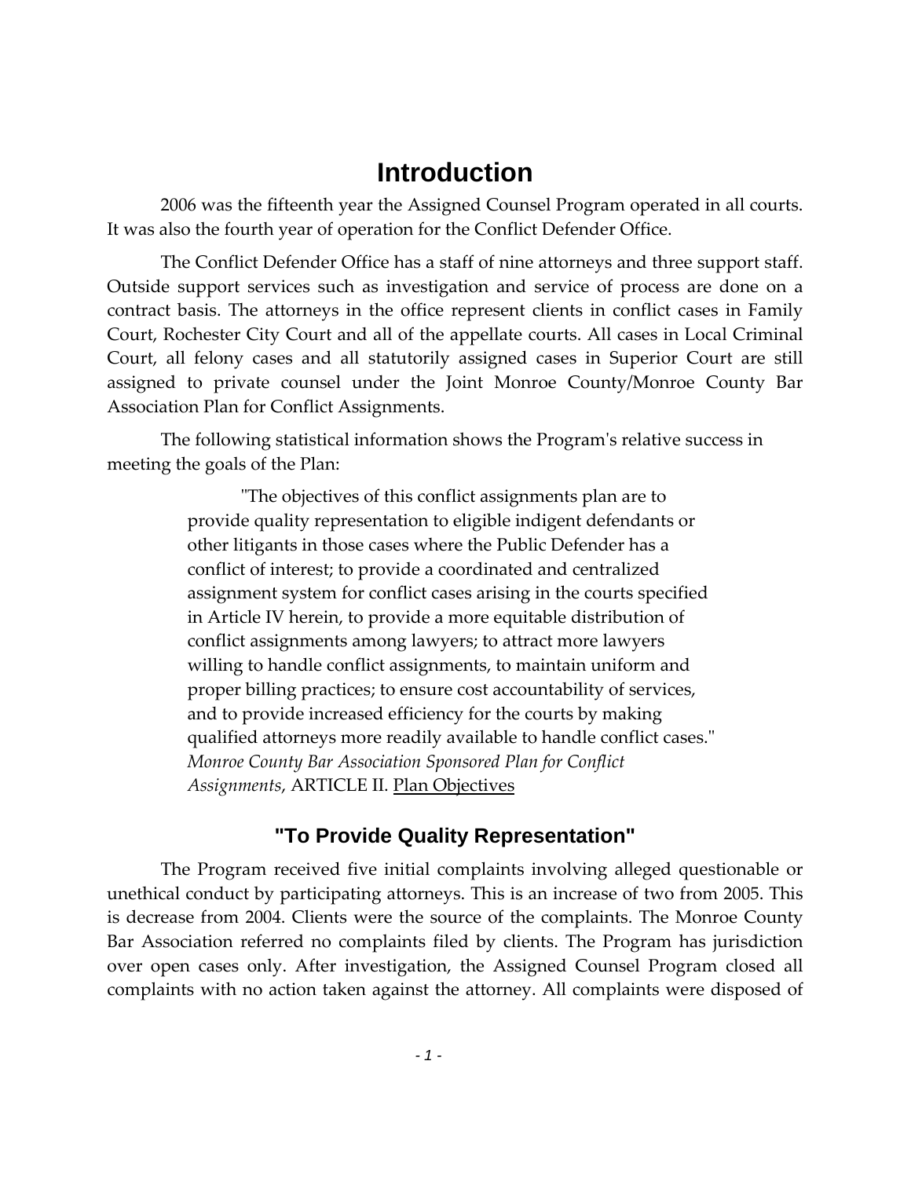# Introduction

2006 was the fifteenth year the Assigned Counsel Program operated in all courts. It was also the fourth year of operation for the Conflict Defender Office.

The Conflict Defender Office has a staff of nine attorneys and three support staff. Outside support services such as investigation and service of process are done on a contract basis. The attorneys in the office represent clients in conflict cases in Family Court, Rochester City Court and all of the appellate courts. All cases in Local Criminal Court, all felony cases and all statutorily assigned cases in Superior Court are still assigned to private counsel under the Joint Monroe County/Monroe County Bar Association Plan for Conflict Assignments.

The following statistical information shows the Program's relative success in meeting the goals of the Plan:

> "The objectives of this conflict assignments plan are to provide quality representation to eligible indigent defendants or other litigants in those cases where the Public Defender has a conflict of interest; to provide a coordinated and centralized assignment system for conflict cases arising in the courts specified in Article IV herein, to provide a more equitable distribution of conflict assignments among lawyers; to attract more lawyers willing to handle conflict assignments, to maintain uniform and proper billing practices; to ensure cost accountability of services, and to provide increased efficiency for the courts by making qualified attorneys more readily available to handle conflict cases." *Monroe County Bar Association Sponsored Plan for Conflict Assignments*, ARTICLE II. <u>Plan Objectives</u>

## "To Provide Quality Representation"

The Program received five initial complaints involving alleged questionable or unethical conduct by participating attorneys. This is an increase of two from 2005. This is decrease from 2004. Clients were the source of the complaints. The Monroe County Bar Association referred no complaints filed by clients. The Program has jurisdiction over open cases only. After investigation, the Assigned Counsel Program closed all complaints with no action taken against the attorney. All complaints were disposed of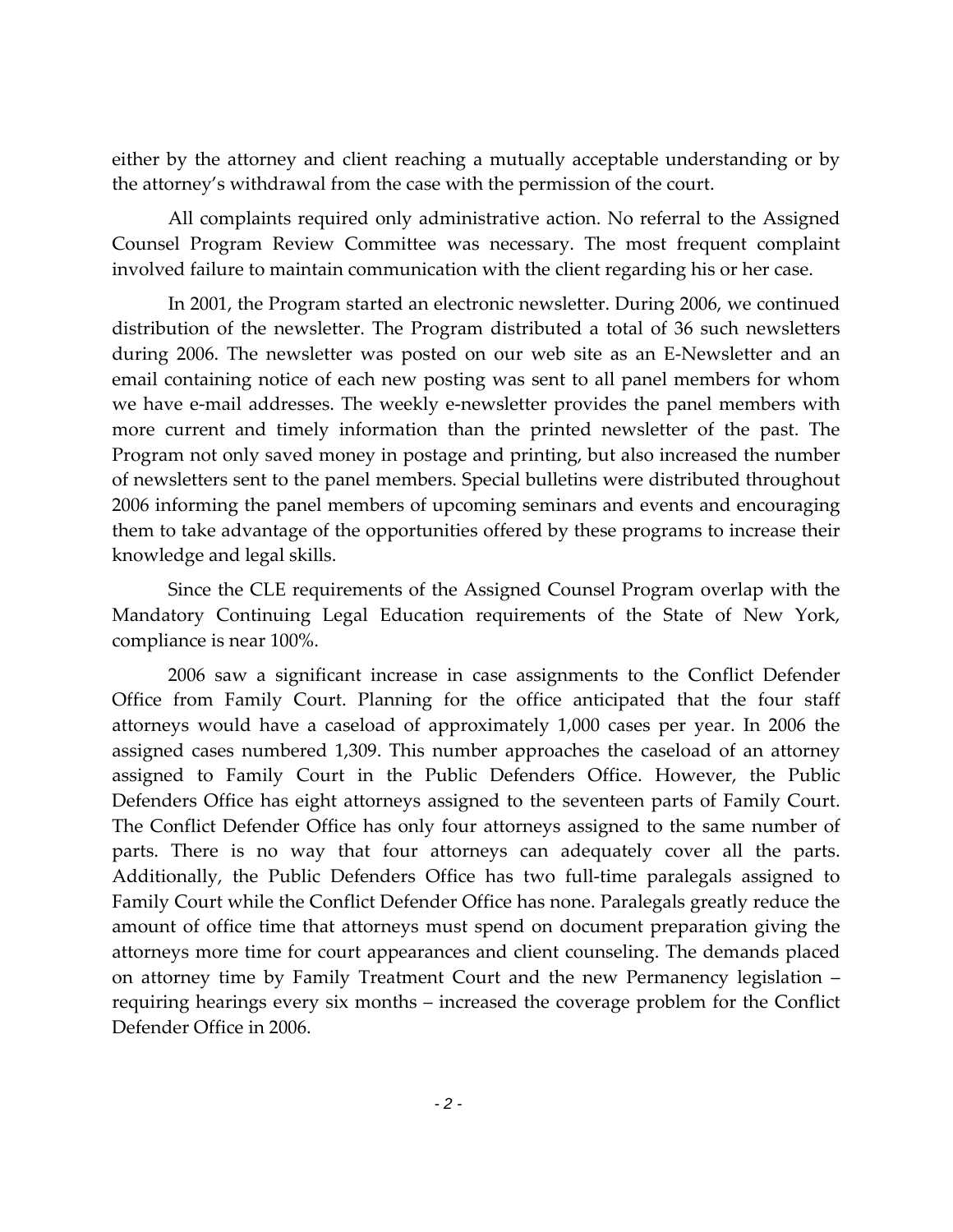either by the attorney and client reaching a mutually acceptable understanding or by the attorney's withdrawal from the case with the permission of the court.

All complaints required only administrative action. No referral to the Assigned Counsel Program Review Committee was necessary. The most frequent complaint involved failure to maintain communication with the client regarding his or her case.

In 2001, the Program started an electronic newsletter. During 2006, we continued distribution of the newsletter. The Program distributed a total of 36 such newsletters during 2006. The newsletter was posted on our web site as an E-Newsletter and an email containing notice of each new posting was sent to all panel members for whom we have e-mail addresses. The weekly e-newsletter provides the panel members with more current and timely information than the printed newsletter of the past. The Program not only saved money in postage and printing, but also increased the number of newsletters sent to the panel members. Special bulletins were distributed throughout 2006 informing the panel members of upcoming seminars and events and encouraging them to take advantage of the opportunities offered by these programs to increase their knowledge and legal skills.

Since the CLE requirements of the Assigned Counsel Program overlap with the Mandatory Continuing Legal Education requirements of the State of New York, compliance is near 100%.

2006 saw a significant increase in case assignments to the Conflict Defender Office from Family Court. Planning for the office anticipated that the four staff attorneys would have a caseload of approximately 1,000 cases per year. In 2006 the assigned cases numbered 1,309. This number approaches the caseload of an attorney assigned to Family Court in the Public Defenders Office. However, the Public Defenders Office has eight attorneys assigned to the seventeen parts of Family Court. The Conflict Defender Office has only four attorneys assigned to the same number of parts. There is no way that four attorneys can adequately cover all the parts. Additionally, the Public Defenders Office has two full-time paralegals assigned to Family Court while the Conflict Defender Office has none. Paralegals greatly reduce the amount of office time that attorneys must spend on document preparation giving the attorneys more time for court appearances and client counseling. The demands placed on attorney time by Family Treatment Court and the new Permanency legislation – requiring hearings every six months – increased the coverage problem for the Conflict Defender Office in 2006.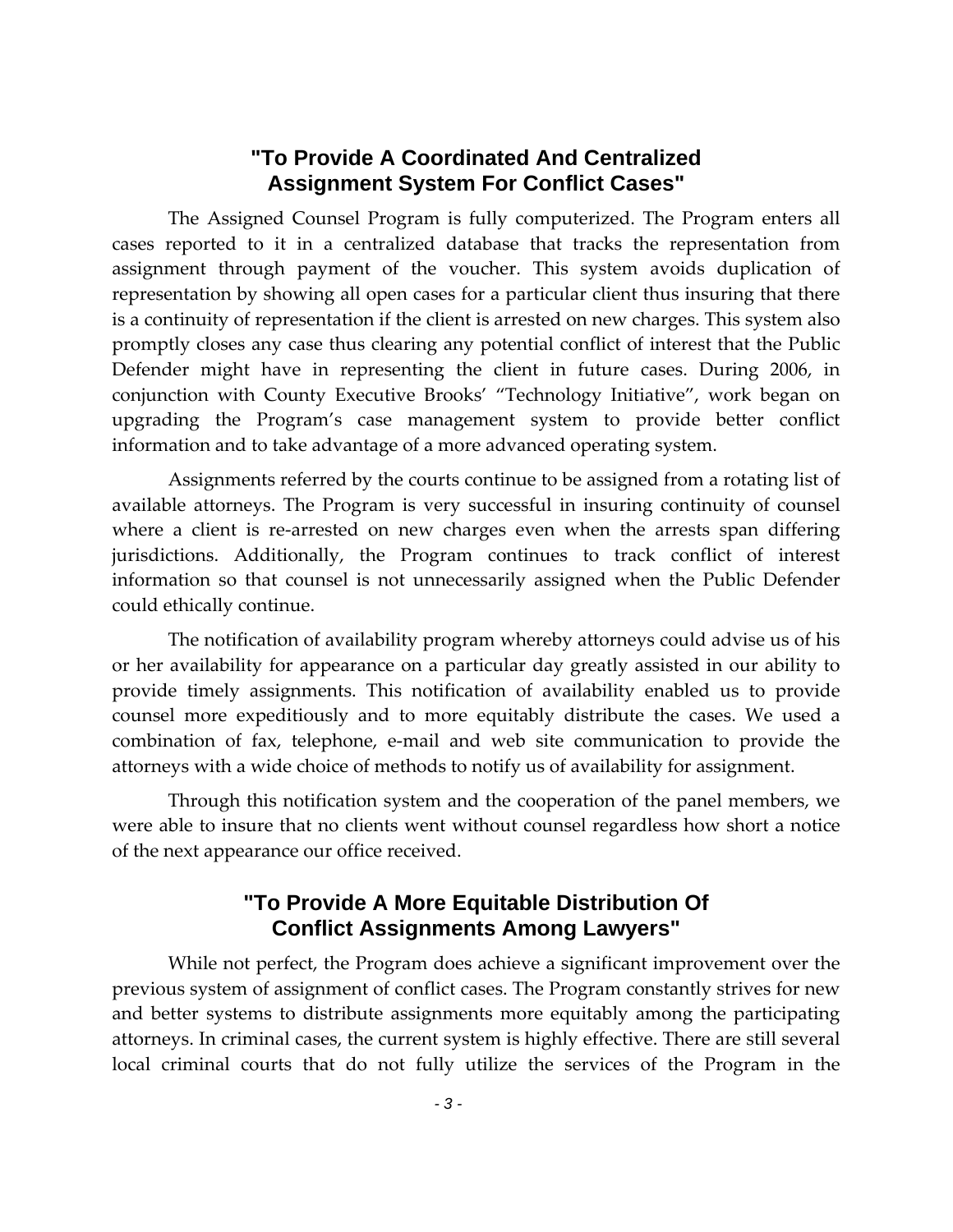## "To Provide A Coordinated And Centralized Assignment System For Conflict Cases"

The Assigned Counsel Program is fully computerized. The Program enters all cases reported to it in a centralized database that tracks the representation from assignment through payment of the voucher. This system avoids duplication of representation by showing all open cases for a particular client thus insuring that there is a continuity of representation if the client is arrested on new charges. This system also promptly closes any case thus clearing any potential conflict of interest that the Public Defender might have in representing the client in future cases. During 2006, in conjunction with County Executive Brooks' "Technology Initiative", work began on upgrading the Program's case management system to provide better conflict information and to take advantage of a more advanced operating system.

Assignments referred by the courts continue to be assigned from a rotating list of available attorneys. The Program is very successful in insuring continuity of counsel where a client is re-arrested on new charges even when the arrests span differing jurisdictions. Additionally, the Program continues to track conflict of interest information so that counsel is not unnecessarily assigned when the Public Defender could ethically continue.

The notification of availability program whereby attorneys could advise us of his or her availability for appearance on a particular day greatly assisted in our ability to provide timely assignments. This notification of availability enabled us to provide counsel more expeditiously and to more equitably distribute the cases. We used a combination of fax, telephone, e-mail and web site communication to provide the attorneys with a wide choice of methods to notify us of availability for assignment.

Through this notification system and the cooperation of the panel members, we were able to insure that no clients went without counsel regardless how short a notice of the next appearance our office received.

## "To Provide A More Equitable Distribution Of Conflict Assignments Among Lawyers"

While not perfect, the Program does achieve a significant improvement over the previous system of assignment of conflict cases. The Program constantly strives for new and better systems to distribute assignments more equitably among the participating attorneys. In criminal cases, the current system is highly effective. There are still several local criminal courts that do not fully utilize the services of the Program in the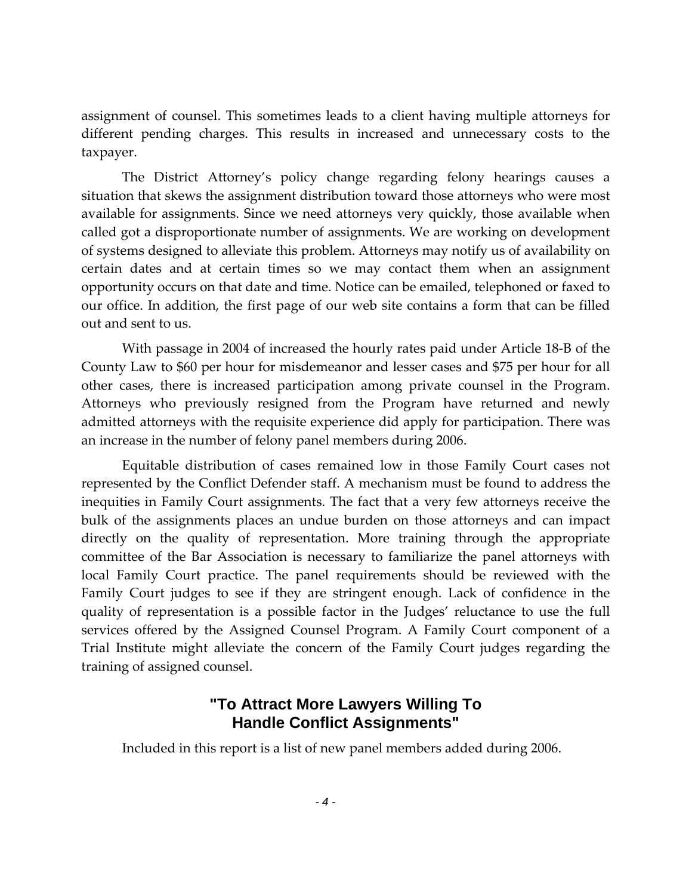assignment of counsel. This sometimes leads to a client having multiple attorneys for different pending charges. This results in increased and unnecessary costs to the taxpayer.

The District Attorney's policy change regarding felony hearings causes a situation that skews the assignment distribution toward those attorneys who were most available for assignments. Since we need attorneys very quickly, those available when called got a disproportionate number of assignments. We are working on development of systems designed to alleviate this problem. Attorneys may notify us of availability on certain dates and at certain times so we may contact them when an assignment opportunity occurs on that date and time. Notice can be emailed, telephoned or faxed to our office. In addition, the first page of our web site contains a form that can be filled out and sent to us.

With passage in 2004 of increased the hourly rates paid under Article 18-B of the County Law to $60 per hour for misdemeanor and lesser cases and $75 per hour for all other cases, there is increased participation among private counsel in the Program. Attorneys who previously resigned from the Program have returned and newly admitted attorneys with the requisite experience did apply for participation. There was an increase in the number of felony panel members during 2006.

Equitable distribution of cases remained low in those Family Court cases not represented by the Conflict Defender staff. A mechanism must be found to address the inequities in Family Court assignments. The fact that a very few attorneys receive the bulk of the assignments places an undue burden on those attorneys and can impact directly on the quality of representation. More training through the appropriate committee of the Bar Association is necessary to familiarize the panel attorneys with local Family Court practice. The panel requirements should be reviewed with the Family Court judges to see if they are stringent enough. Lack of confidence in the quality of representation is a possible factor in the Judges' reluctance to use the full services offered by the Assigned Counsel Program. A Family Court component of a Trial Institute might alleviate the concern of the Family Court judges regarding the training of assigned counsel.

## "To Attract More Lawyers Willing To Handle Conflict Assignments"

Included in this report is a list of new panel members added during 2006.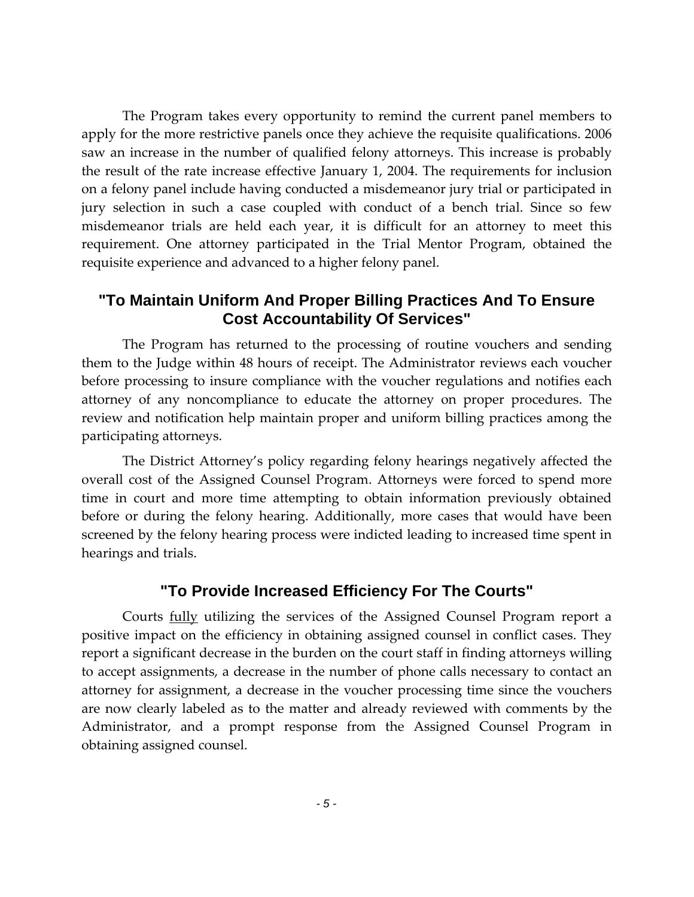The Program takes every opportunity to remind the current panel members to apply for the more restrictive panels once they achieve the requisite qualifications. 2006 saw an increase in the number of qualified felony attorneys. This increase is probably the result of the rate increase effective January 1, 2004. The requirements for inclusion on a felony panel include having conducted a misdemeanor jury trial or participated in jury selection in such a case coupled with conduct of a bench trial. Since so few misdemeanor trials are held each year, it is difficult for an attorney to meet this requirement. One attorney participated in the Trial Mentor Program, obtained the requisite experience and advanced to a higher felony panel.

## "To Maintain Uniform And Proper Billing Practices And To Ensure Cost Accountability Of Services"

The Program has returned to the processing of routine vouchers and sending them to the Judge within 48 hours of receipt. The Administrator reviews each voucher before processing to insure compliance with the voucher regulations and notifies each attorney of any noncompliance to educate the attorney on proper procedures. The review and notification help maintain proper and uniform billing practices among the participating attorneys.

The District Attorney's policy regarding felony hearings negatively affected the overall cost of the Assigned Counsel Program. Attorneys were forced to spend more time in court and more time attempting to obtain information previously obtained before or during the felony hearing. Additionally, more cases that would have been screened by the felony hearing process were indicted leading to increased time spent in hearings and trials.

## "To Provide Increased Efficiency For The Courts"

Courts <u>fully</u> utilizing the services of the Assigned Counsel Program report a positive impact on the efficiency in obtaining assigned counsel in conflict cases. They report a significant decrease in the burden on the court staff in finding attorneys willing to accept assignments, a decrease in the number of phone calls necessary to contact an attorney for assignment, a decrease in the voucher processing time since the vouchers are now clearly labeled as to the matter and already reviewed with comments by the Administrator, and a prompt response from the Assigned Counsel Program in obtaining assigned counsel.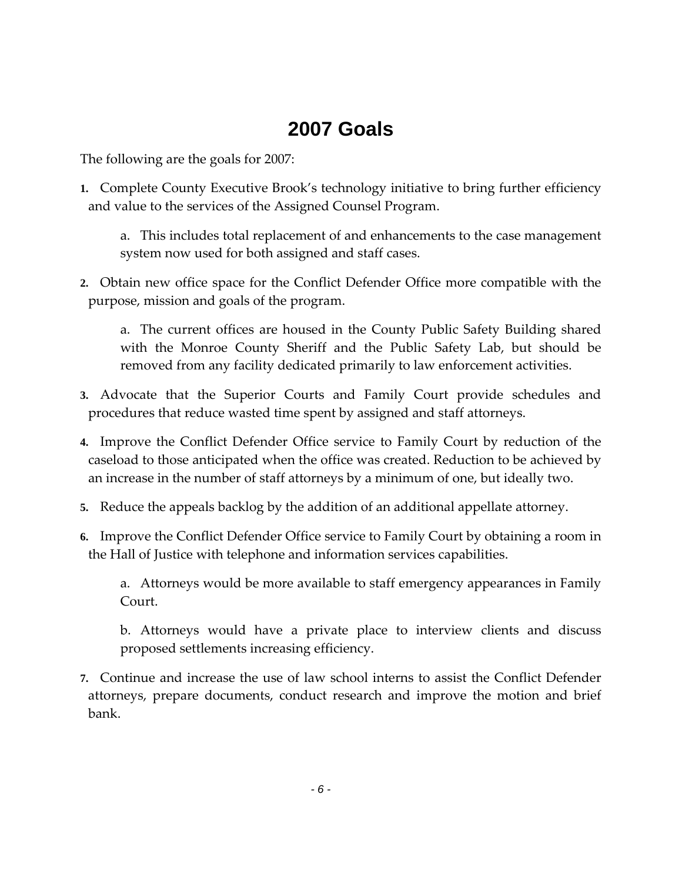# 2007 Goals

The following are the goals for 2007:

1. Complete County Executive Brook's technology initiative to bring further efficiency and value to the services of the Assigned Counsel Program.

   a. This includes total replacement of and enhancements to the case management system now used for both assigned and staff cases.

2. Obtain new office space for the Conflict Defender Office more compatible with the purpose, mission and goals of the program.

   a. The current offices are housed in the County Public Safety Building shared with the Monroe County Sheriff and the Public Safety Lab, but should be removed from any facility dedicated primarily to law enforcement activities.

3. Advocate that the Superior Courts and Family Court provide schedules and procedures that reduce wasted time spent by assigned and staff attorneys.

4. Improve the Conflict Defender Office service to Family Court by reduction of the caseload to those anticipated when the office was created. Reduction to be achieved by an increase in the number of staff attorneys by a minimum of one, but ideally two.

5. Reduce the appeals backlog by the addition of an additional appellate attorney.

6. Improve the Conflict Defender Office service to Family Court by obtaining a room in the Hall of Justice with telephone and information services capabilities.

   a. Attorneys would be more available to staff emergency appearances in Family Court.

   b. Attorneys would have a private place to interview clients and discuss proposed settlements increasing efficiency.

7. Continue and increase the use of law school interns to assist the Conflict Defender attorneys, prepare documents, conduct research and improve the motion and brief bank.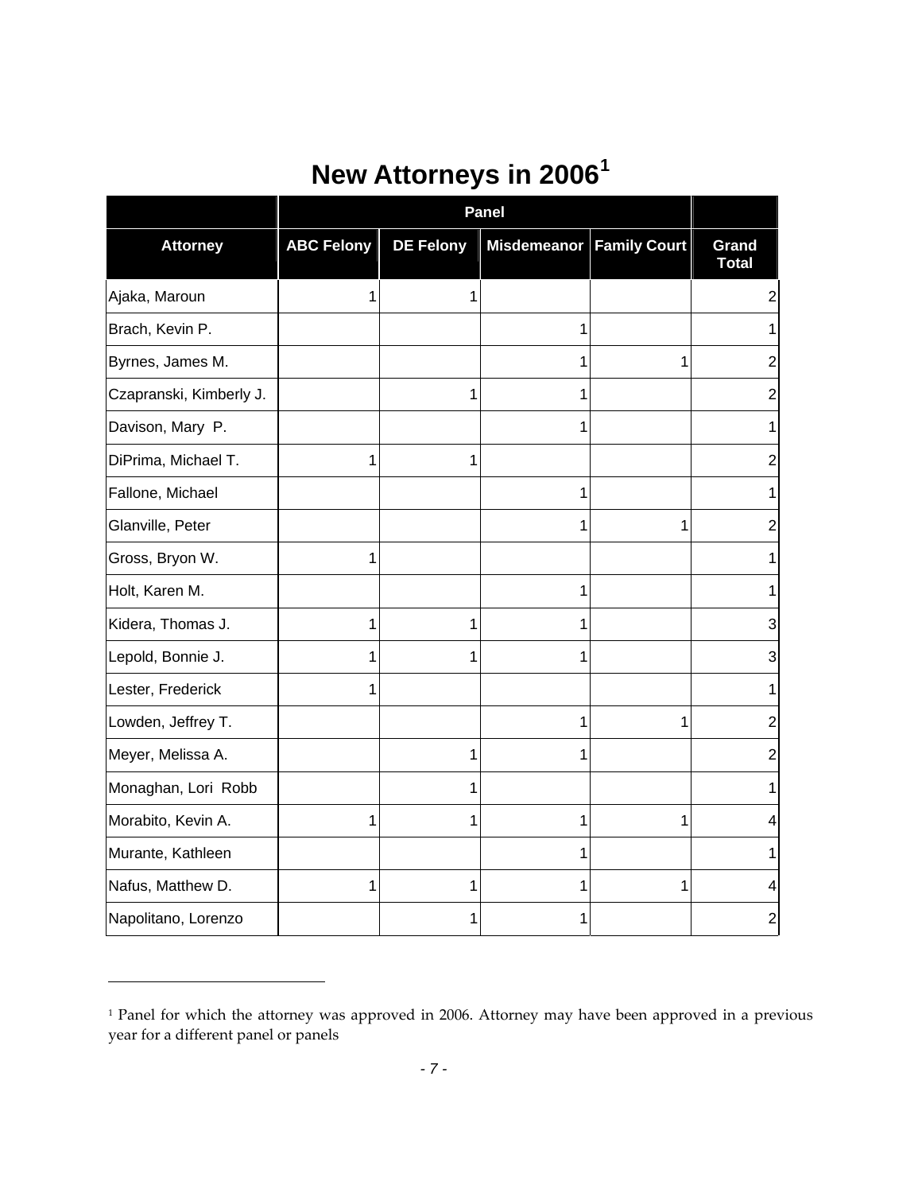# New Attorneys in 2006[1]

| | Panel | | | | |
|---|---|---|---|---|---|
| **Attorney** | **ABC Felony** | **DE Felony** | **Misdemeanor** | **Family Court** | **Grand Total** |
| Ajaka, Maroun | 1 | 1 | | | 2 |
| Brach, Kevin P. | | | 1 | | 1 |
| Byrnes, James M. | | | 1 | 1 | 2 |
| Czapranski, Kimberly J. | | 1 | 1 | | 2 |
| Davison, Mary P. | | | 1 | | 1 |
| DiPrima, Michael T. | 1 | 1 | | | 2 |
| Fallone, Michael | | | 1 | | 1 |
| Glanville, Peter | | | 1 | 1 | 2 |
| Gross, Bryon W. | 1 | | | | 1 |
| Holt, Karen M. | | | 1 | | 1 |
| Kidera, Thomas J. | 1 | 1 | 1 | | 3 |
| Lepold, Bonnie J. | 1 | 1 | 1 | | 3 |
| Lester, Frederick | 1 | | | | 1 |
| Lowden, Jeffrey T. | | | 1 | 1 | 2 |
| Meyer, Melissa A. | | 1 | 1 | | 2 |
| Monaghan, Lori Robb | | 1 | | | 1 |
| Morabito, Kevin A. | 1 | 1 | 1 | 1 | 4 |
| Murante, Kathleen | | | 1 | | 1 |
| Nafus, Matthew D. | 1 | 1 | 1 | 1 | 4 |
| Napolitano, Lorenzo | | 1 | 1 | | 2 |

[1] Panel for which the attorney was approved in 2006. Attorney may have been approved in a previous year for a different panel or panels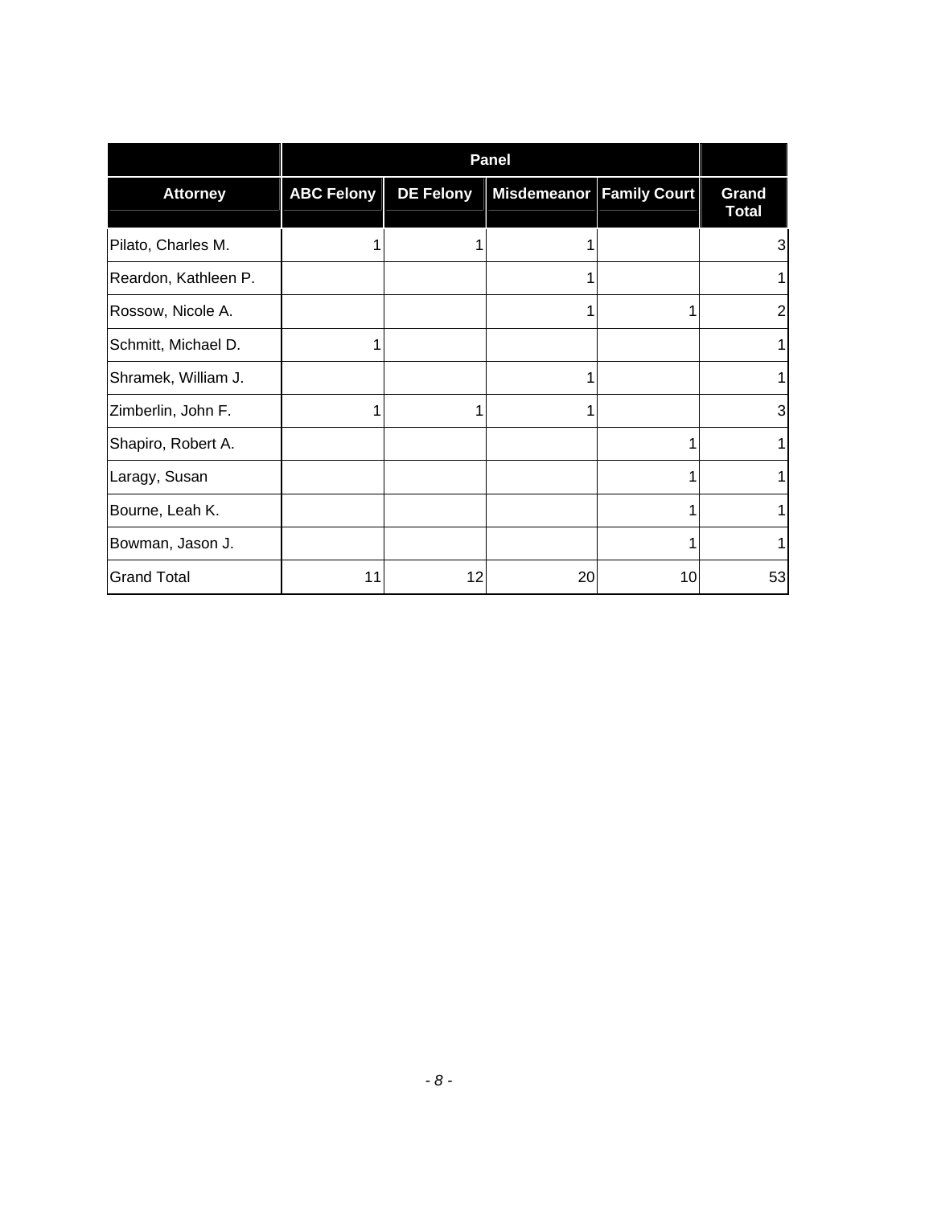| | Panel | | | | |
|---|---|---|---|---|---|
| **Attorney** | **ABC Felony** | **DE Felony** | **Misdemeanor** | **Family Court** | **Grand Total** |
| Pilato, Charles M. | 1 | 1 | 1 | | 3 |
| Reardon, Kathleen P. | | | 1 | | 1 |
| Rossow, Nicole A. | | | 1 | 1 | 2 |
| Schmitt, Michael D. | 1 | | | | 1 |
| Shramek, William J. | | | 1 | | 1 |
| Zimberlin, John F. | 1 | 1 | 1 | | 3 |
| Shapiro, Robert A. | | | | 1 | 1 |
| Laragy, Susan | | | | 1 | 1 |
| Bourne, Leah K. | | | | 1 | 1 |
| Bowman, Jason J. | | | | 1 | 1 |
| Grand Total | 11 | 12 | 20 | 10 | 53 |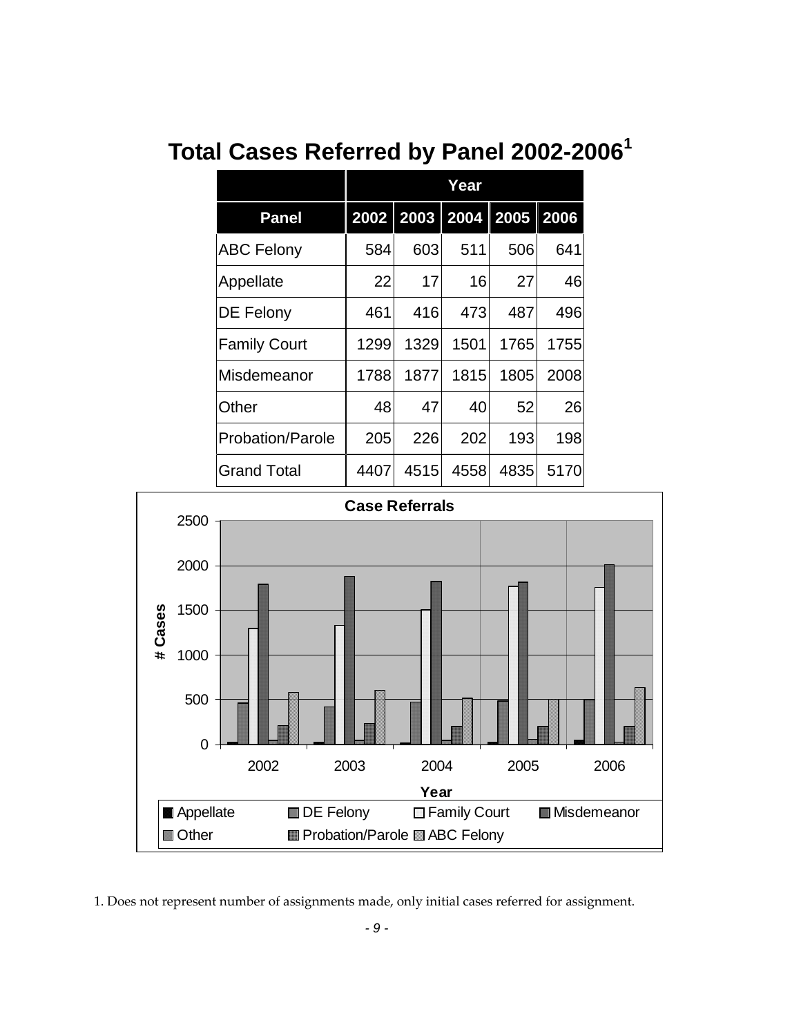# Total Cases Referred by Panel 2002-2006[1]

| | Year | | | | |
|---|---|---|---|---|---|
| **Panel** | **2002** | **2003** | **2004** | **2005** | **2006** |
| ABC Felony | 584 | 603 | 511 | 506 | 641 |
| Appellate | 22 | 17 | 16 | 27 | 46 |
| DE Felony | 461 | 416 | 473 | 487 | 496 |
| Family Court | 1299 | 1329 | 1501 | 1765 | 1755 |
| Misdemeanor | 1788 | 1877 | 1815 | 1805 | 2008 |
| Other | 48 | 47 | 40 | 52 | 26 |
| Probation/Parole | 205 | 226 | 202 | 193 | 198 |
| Grand Total | 4407 | 4515 | 4558 | 4835 | 5170 |

**Case Referrals**

(Bar chart: # Cases by Year, 2002–2006; legend: Appellate, DE Felony, Family Court, Misdemeanor, Other, Probation/Parole, ABC Felony)

1. Does not represent number of assignments made, only initial cases referred for assignment.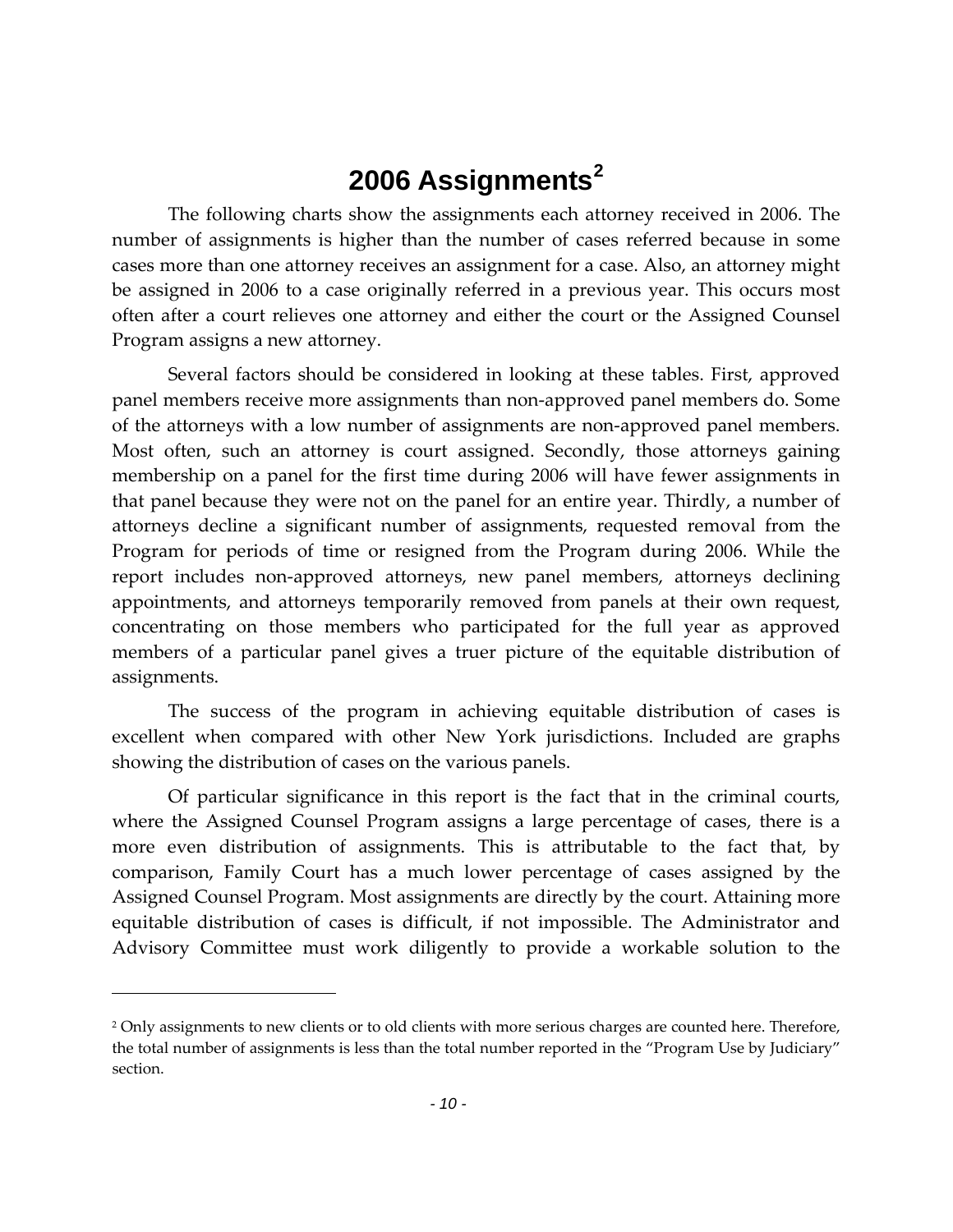# 2006 Assignments[2]

The following charts show the assignments each attorney received in 2006. The number of assignments is higher than the number of cases referred because in some cases more than one attorney receives an assignment for a case. Also, an attorney might be assigned in 2006 to a case originally referred in a previous year. This occurs most often after a court relieves one attorney and either the court or the Assigned Counsel Program assigns a new attorney.

Several factors should be considered in looking at these tables. First, approved panel members receive more assignments than non-approved panel members do. Some of the attorneys with a low number of assignments are non-approved panel members. Most often, such an attorney is court assigned. Secondly, those attorneys gaining membership on a panel for the first time during 2006 will have fewer assignments in that panel because they were not on the panel for an entire year. Thirdly, a number of attorneys decline a significant number of assignments, requested removal from the Program for periods of time or resigned from the Program during 2006. While the report includes non-approved attorneys, new panel members, attorneys declining appointments, and attorneys temporarily removed from panels at their own request, concentrating on those members who participated for the full year as approved members of a particular panel gives a truer picture of the equitable distribution of assignments.

The success of the program in achieving equitable distribution of cases is excellent when compared with other New York jurisdictions. Included are graphs showing the distribution of cases on the various panels.

Of particular significance in this report is the fact that in the criminal courts, where the Assigned Counsel Program assigns a large percentage of cases, there is a more even distribution of assignments. This is attributable to the fact that, by comparison, Family Court has a much lower percentage of cases assigned by the Assigned Counsel Program. Most assignments are directly by the court. Attaining more equitable distribution of cases is difficult, if not impossible. The Administrator and Advisory Committee must work diligently to provide a workable solution to the

---

[2] Only assignments to new clients or to old clients with more serious charges are counted here. Therefore, the total number of assignments is less than the total number reported in the "Program Use by Judiciary" section.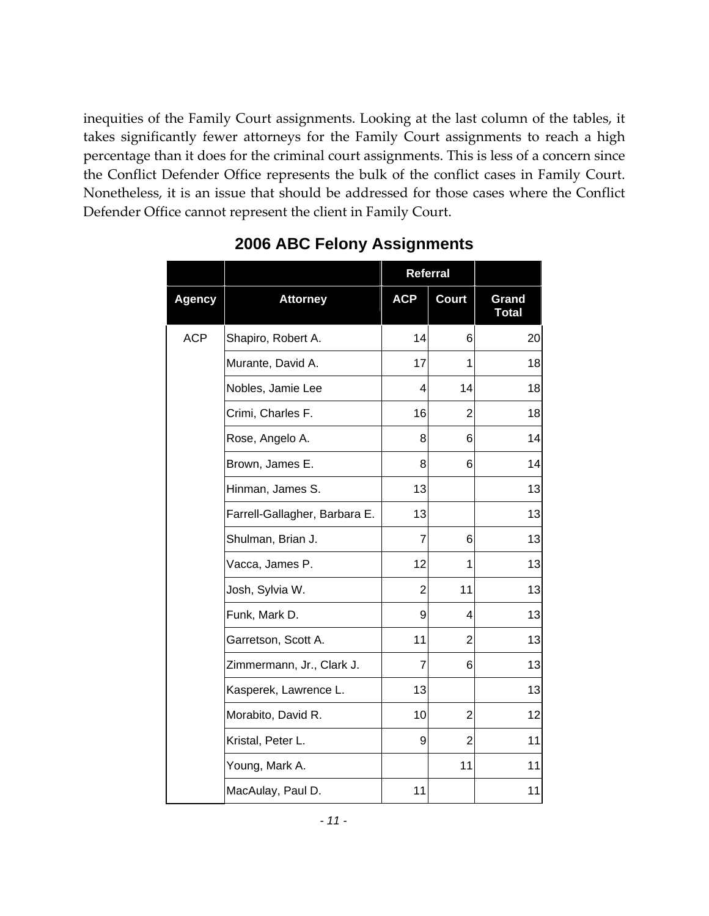inequities of the Family Court assignments. Looking at the last column of the tables, it takes significantly fewer attorneys for the Family Court assignments to reach a high percentage than it does for the criminal court assignments. This is less of a concern since the Conflict Defender Office represents the bulk of the conflict cases in Family Court. Nonetheless, it is an issue that should be addressed for those cases where the Conflict Defender Office cannot represent the client in Family Court.

## 2006 ABC Felony Assignments

| | | Referral | | |
|---|---|---|---|---|
| **Agency** | **Attorney** | **ACP** | **Court** | **Grand Total** |
| ACP | Shapiro, Robert A. | 14 | 6 | 20 |
| | Murante, David A. | 17 | 1 | 18 |
| | Nobles, Jamie Lee | 4 | 14 | 18 |
| | Crimi, Charles F. | 16 | 2 | 18 |
| | Rose, Angelo A. | 8 | 6 | 14 |
| | Brown, James E. | 8 | 6 | 14 |
| | Hinman, James S. | 13 | | 13 |
| | Farrell-Gallagher, Barbara E. | 13 | | 13 |
| | Shulman, Brian J. | 7 | 6 | 13 |
| | Vacca, James P. | 12 | 1 | 13 |
| | Josh, Sylvia W. | 2 | 11 | 13 |
| | Funk, Mark D. | 9 | 4 | 13 |
| | Garretson, Scott A. | 11 | 2 | 13 |
| | Zimmermann, Jr., Clark J. | 7 | 6 | 13 |
| | Kasperek, Lawrence L. | 13 | | 13 |
| | Morabito, David R. | 10 | 2 | 12 |
| | Kristal, Peter L. | 9 | 2 | 11 |
| | Young, Mark A. | | 11 | 11 |
| | MacAulay, Paul D. | 11 | | 11 |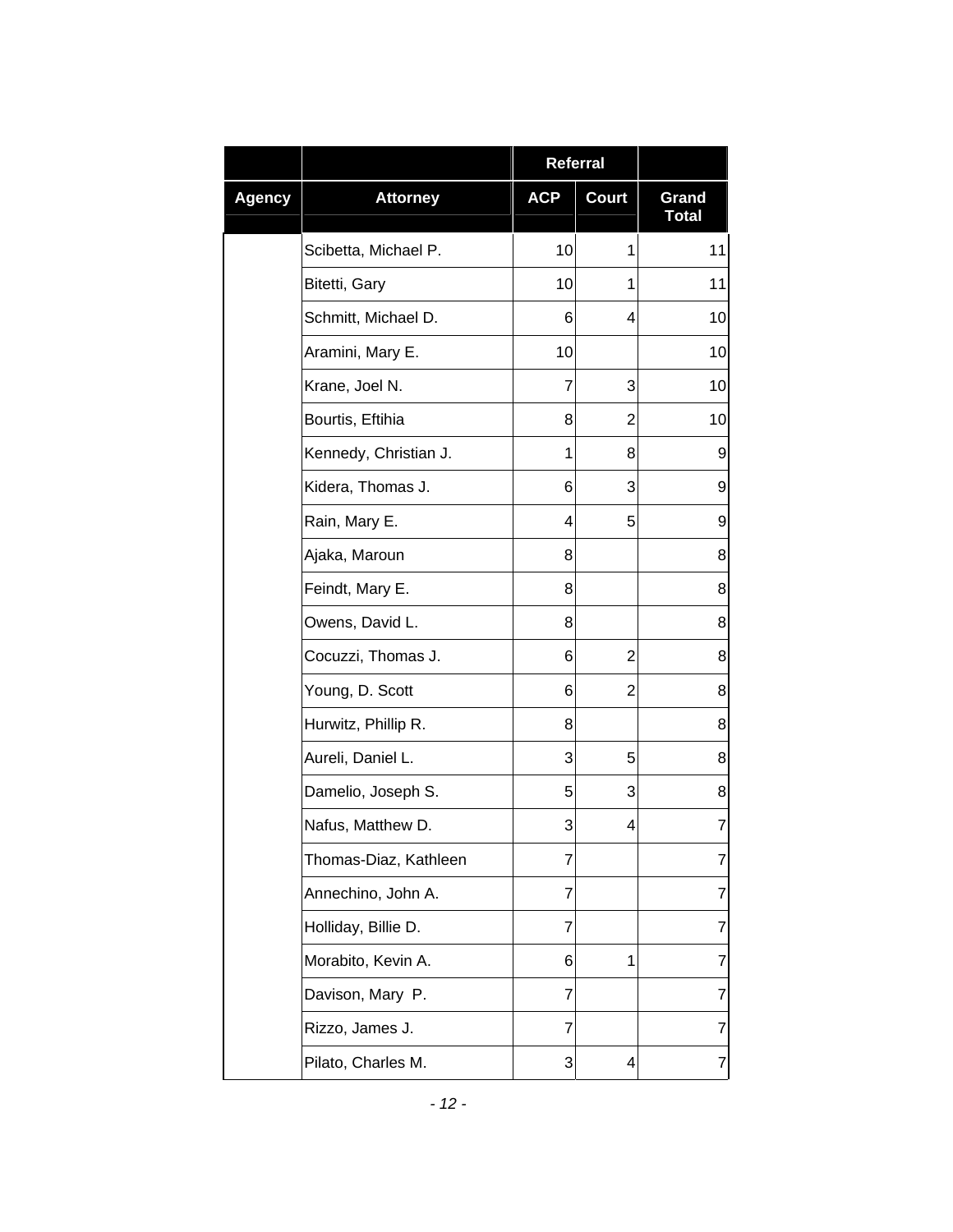| | | Referral | | |
|---|---|---|---|---|
| Agency | Attorney | ACP | Court | Grand Total |
| | Scibetta, Michael P. | 10 | 1 | 11 |
| | Bitetti, Gary | 10 | 1 | 11 |
| | Schmitt, Michael D. | 6 | 4 | 10 |
| | Aramini, Mary E. | 10 | | 10 |
| | Krane, Joel N. | 7 | 3 | 10 |
| | Bourtis, Eftihia | 8 | 2 | 10 |
| | Kennedy, Christian J. | 1 | 8 | 9 |
| | Kidera, Thomas J. | 6 | 3 | 9 |
| | Rain, Mary E. | 4 | 5 | 9 |
| | Ajaka, Maroun | 8 | | 8 |
| | Feindt, Mary E. | 8 | | 8 |
| | Owens, David L. | 8 | | 8 |
| | Cocuzzi, Thomas J. | 6 | 2 | 8 |
| | Young, D. Scott | 6 | 2 | 8 |
| | Hurwitz, Phillip R. | 8 | | 8 |
| | Aureli, Daniel L. | 3 | 5 | 8 |
| | Damelio, Joseph S. | 5 | 3 | 8 |
| | Nafus, Matthew D. | 3 | 4 | 7 |
| | Thomas-Diaz, Kathleen | 7 | | 7 |
| | Annechino, John A. | 7 | | 7 |
| | Holliday, Billie D. | 7 | | 7 |
| | Morabito, Kevin A. | 6 | 1 | 7 |
| | Davison, Mary P. | 7 | | 7 |
| | Rizzo, James J. | 7 | | 7 |
| | Pilato, Charles M. | 3 | 4 | 7 |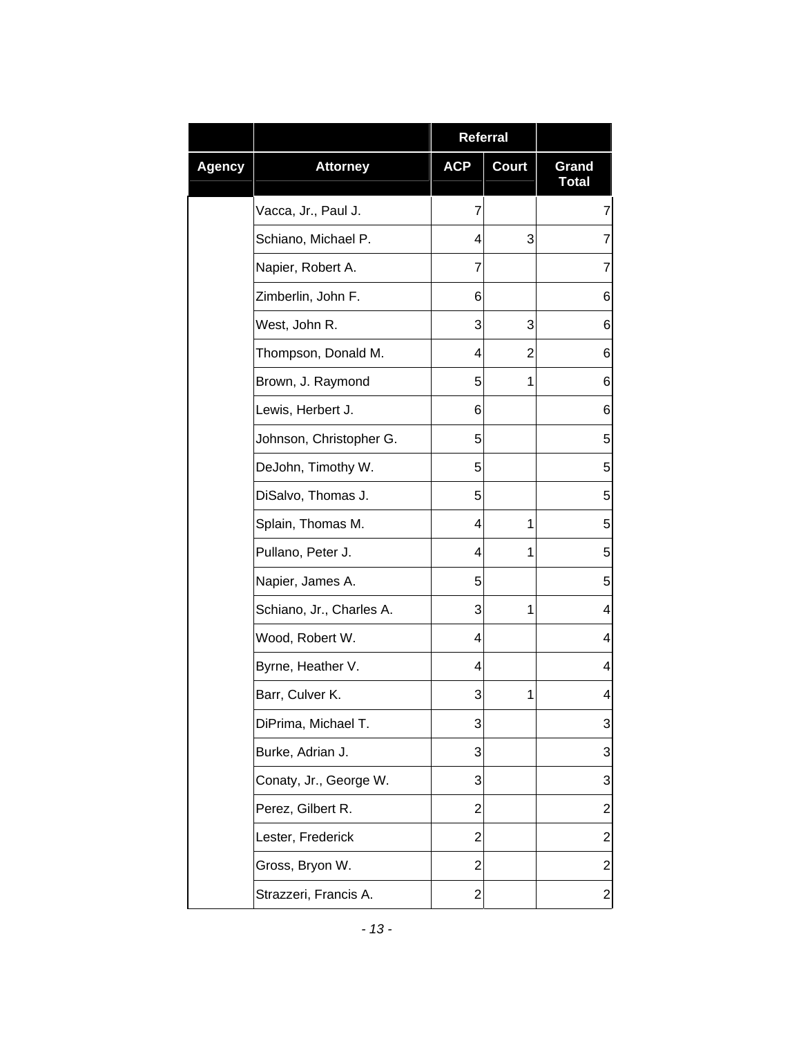| | | Referral | | |
|---|---|---|---|---|
| Agency | Attorney | ACP | Court | Grand Total |
| | Vacca, Jr., Paul J. | 7 | | 7 |
| | Schiano, Michael P. | 4 | 3 | 7 |
| | Napier, Robert A. | 7 | | 7 |
| | Zimberlin, John F. | 6 | | 6 |
| | West, John R. | 3 | 3 | 6 |
| | Thompson, Donald M. | 4 | 2 | 6 |
| | Brown, J. Raymond | 5 | 1 | 6 |
| | Lewis, Herbert J. | 6 | | 6 |
| | Johnson, Christopher G. | 5 | | 5 |
| | DeJohn, Timothy W. | 5 | | 5 |
| | DiSalvo, Thomas J. | 5 | | 5 |
| | Splain, Thomas M. | 4 | 1 | 5 |
| | Pullano, Peter J. | 4 | 1 | 5 |
| | Napier, James A. | 5 | | 5 |
| | Schiano, Jr., Charles A. | 3 | 1 | 4 |
| | Wood, Robert W. | 4 | | 4 |
| | Byrne, Heather V. | 4 | | 4 |
| | Barr, Culver K. | 3 | 1 | 4 |
| | DiPrima, Michael T. | 3 | | 3 |
| | Burke, Adrian J. | 3 | | 3 |
| | Conaty, Jr., George W. | 3 | | 3 |
| | Perez, Gilbert R. | 2 | | 2 |
| | Lester, Frederick | 2 | | 2 |
| | Gross, Bryon W. | 2 | | 2 |
| | Strazzeri, Francis A. | 2 | | 2 |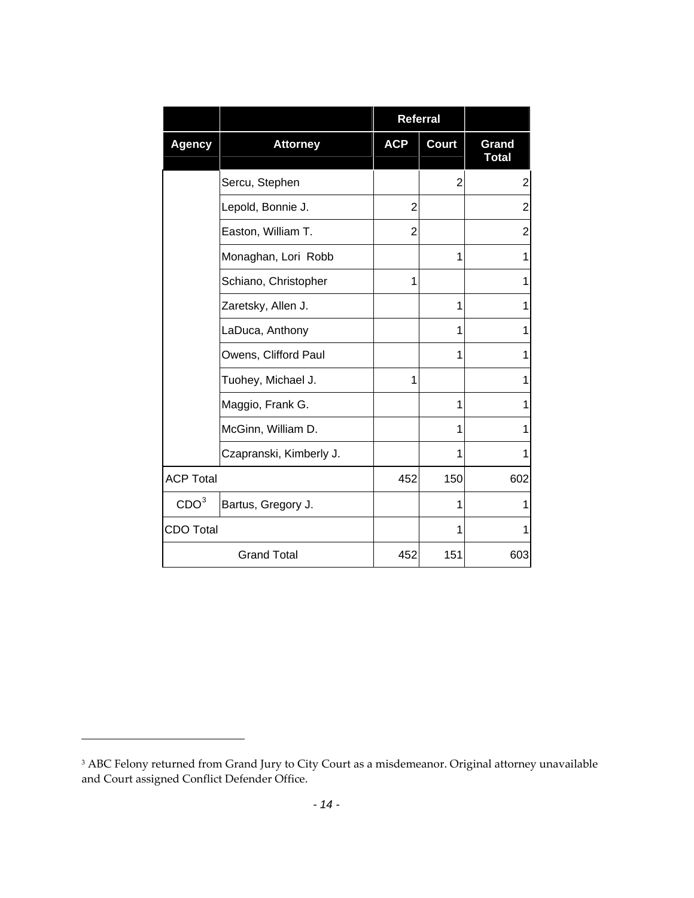| | | Referral | | |
|---|---|---|---|---|
| **Agency** | **Attorney** | **ACP** | **Court** | **Grand Total** |
| | Sercu, Stephen | | 2 | 2 |
| | Lepold, Bonnie J. | 2 | | 2 |
| | Easton, William T. | 2 | | 2 |
| | Monaghan, Lori Robb | | 1 | 1 |
| | Schiano, Christopher | 1 | | 1 |
| | Zaretsky, Allen J. | | 1 | 1 |
| | LaDuca, Anthony | | 1 | 1 |
| | Owens, Clifford Paul | | 1 | 1 |
| | Tuohey, Michael J. | 1 | | 1 |
| | Maggio, Frank G. | | 1 | 1 |
| | McGinn, William D. | | 1 | 1 |
| | Czapranski, Kimberly J. | | 1 | 1 |
| ACP Total | | 452 | 150 | 602 |
| CDO[3] | Bartus, Gregory J. | | 1 | 1 |
| CDO Total | | | 1 | 1 |
| Grand Total | | 452 | 151 | 603 |

[3] ABC Felony returned from Grand Jury to City Court as a misdemeanor. Original attorney unavailable and Court assigned Conflict Defender Office.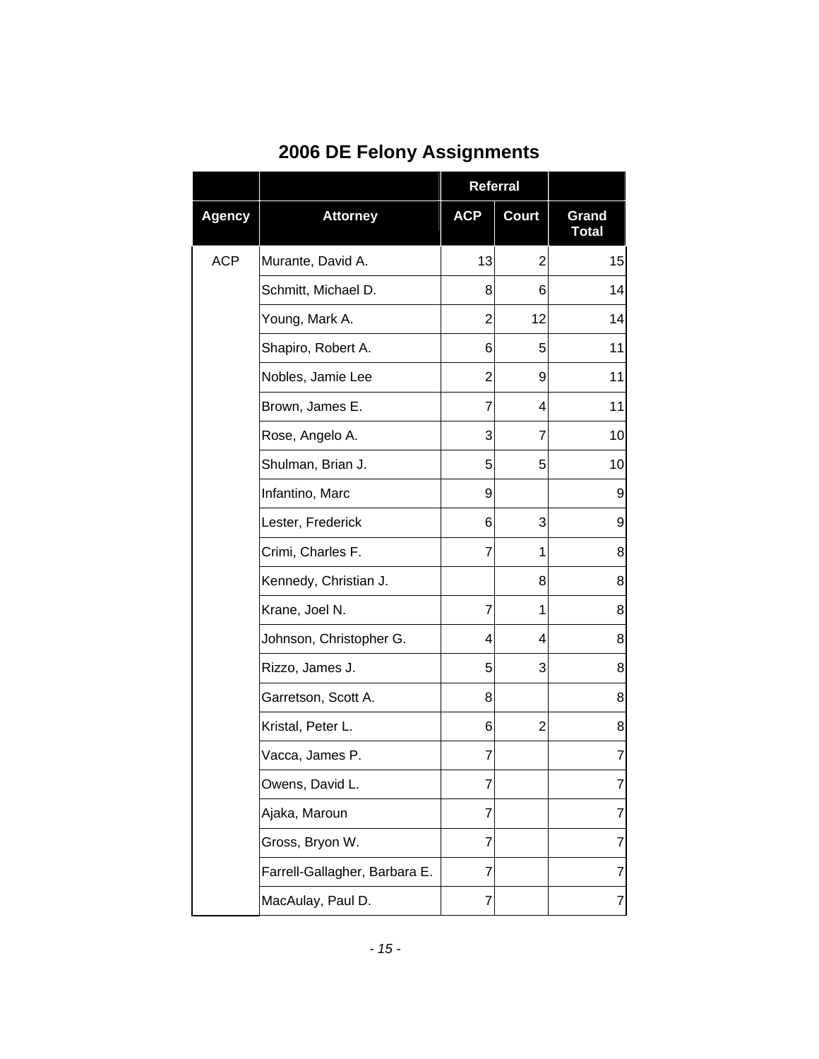# 2006 DE Felony Assignments

| | | Referral | | |
|---|---|---|---|---|
| **Agency** | **Attorney** | **ACP** | **Court** | **Grand Total** |
| ACP | Murante, David A. | 13 | 2 | 15 |
| | Schmitt, Michael D. | 8 | 6 | 14 |
| | Young, Mark A. | 2 | 12 | 14 |
| | Shapiro, Robert A. | 6 | 5 | 11 |
| | Nobles, Jamie Lee | 2 | 9 | 11 |
| | Brown, James E. | 7 | 4 | 11 |
| | Rose, Angelo A. | 3 | 7 | 10 |
| | Shulman, Brian J. | 5 | 5 | 10 |
| | Infantino, Marc | 9 | | 9 |
| | Lester, Frederick | 6 | 3 | 9 |
| | Crimi, Charles F. | 7 | 1 | 8 |
| | Kennedy, Christian J. | | 8 | 8 |
| | Krane, Joel N. | 7 | 1 | 8 |
| | Johnson, Christopher G. | 4 | 4 | 8 |
| | Rizzo, James J. | 5 | 3 | 8 |
| | Garretson, Scott A. | 8 | | 8 |
| | Kristal, Peter L. | 6 | 2 | 8 |
| | Vacca, James P. | 7 | | 7 |
| | Owens, David L. | 7 | | 7 |
| | Ajaka, Maroun | 7 | | 7 |
| | Gross, Bryon W. | 7 | | 7 |
| | Farrell-Gallagher, Barbara E. | 7 | | 7 |
| | MacAulay, Paul D. | 7 | | 7 |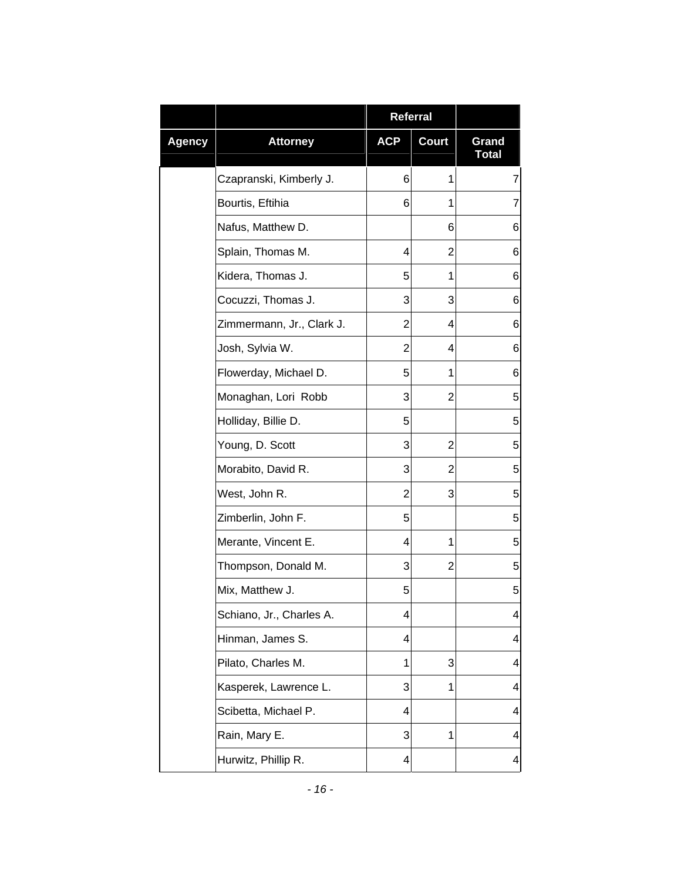| | | Referral | | |
|---|---|---|---|---|
| Agency | Attorney | ACP | Court | Grand Total |
| | Czapranski, Kimberly J. | 6 | 1 | 7 |
| | Bourtis, Eftihia | 6 | 1 | 7 |
| | Nafus, Matthew D. | | 6 | 6 |
| | Splain, Thomas M. | 4 | 2 | 6 |
| | Kidera, Thomas J. | 5 | 1 | 6 |
| | Cocuzzi, Thomas J. | 3 | 3 | 6 |
| | Zimmermann, Jr., Clark J. | 2 | 4 | 6 |
| | Josh, Sylvia W. | 2 | 4 | 6 |
| | Flowerday, Michael D. | 5 | 1 | 6 |
| | Monaghan, Lori Robb | 3 | 2 | 5 |
| | Holliday, Billie D. | 5 | | 5 |
| | Young, D. Scott | 3 | 2 | 5 |
| | Morabito, David R. | 3 | 2 | 5 |
| | West, John R. | 2 | 3 | 5 |
| | Zimberlin, John F. | 5 | | 5 |
| | Merante, Vincent E. | 4 | 1 | 5 |
| | Thompson, Donald M. | 3 | 2 | 5 |
| | Mix, Matthew J. | 5 | | 5 |
| | Schiano, Jr., Charles A. | 4 | | 4 |
| | Hinman, James S. | 4 | | 4 |
| | Pilato, Charles M. | 1 | 3 | 4 |
| | Kasperek, Lawrence L. | 3 | 1 | 4 |
| | Scibetta, Michael P. | 4 | | 4 |
| | Rain, Mary E. | 3 | 1 | 4 |
| | Hurwitz, Phillip R. | 4 | | 4 |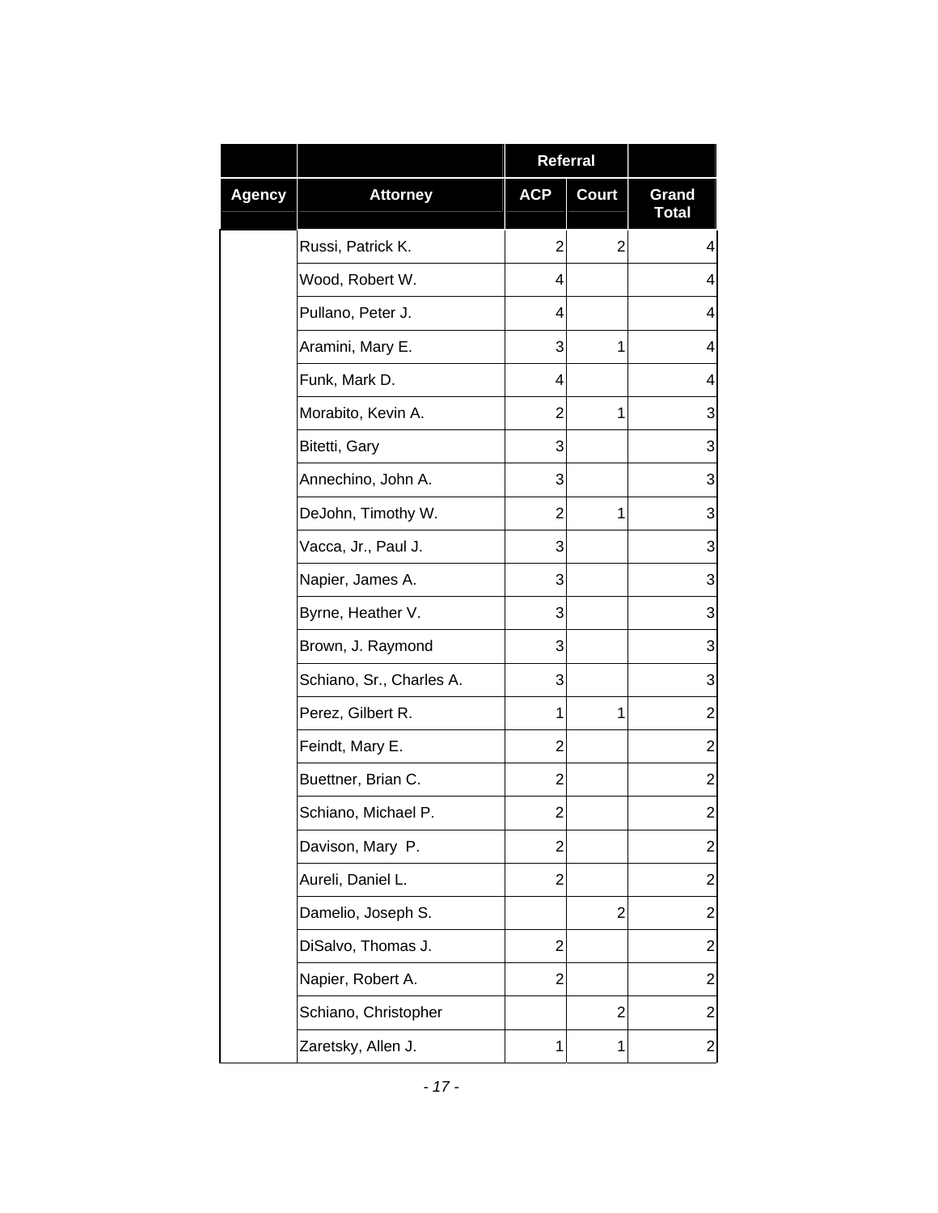| | | Referral | | |
|---|---|---|---|---|
| Agency | Attorney | ACP | Court | Grand Total |
| | Russi, Patrick K. | 2 | 2 | 4 |
| | Wood, Robert W. | 4 | | 4 |
| | Pullano, Peter J. | 4 | | 4 |
| | Aramini, Mary E. | 3 | 1 | 4 |
| | Funk, Mark D. | 4 | | 4 |
| | Morabito, Kevin A. | 2 | 1 | 3 |
| | Bitetti, Gary | 3 | | 3 |
| | Annechino, John A. | 3 | | 3 |
| | DeJohn, Timothy W. | 2 | 1 | 3 |
| | Vacca, Jr., Paul J. | 3 | | 3 |
| | Napier, James A. | 3 | | 3 |
| | Byrne, Heather V. | 3 | | 3 |
| | Brown, J. Raymond | 3 | | 3 |
| | Schiano, Sr., Charles A. | 3 | | 3 |
| | Perez, Gilbert R. | 1 | 1 | 2 |
| | Feindt, Mary E. | 2 | | 2 |
| | Buettner, Brian C. | 2 | | 2 |
| | Schiano, Michael P. | 2 | | 2 |
| | Davison, Mary P. | 2 | | 2 |
| | Aureli, Daniel L. | 2 | | 2 |
| | Damelio, Joseph S. | | 2 | 2 |
| | DiSalvo, Thomas J. | 2 | | 2 |
| | Napier, Robert A. | 2 | | 2 |
| | Schiano, Christopher | | 2 | 2 |
| | Zaretsky, Allen J. | 1 | 1 | 2 |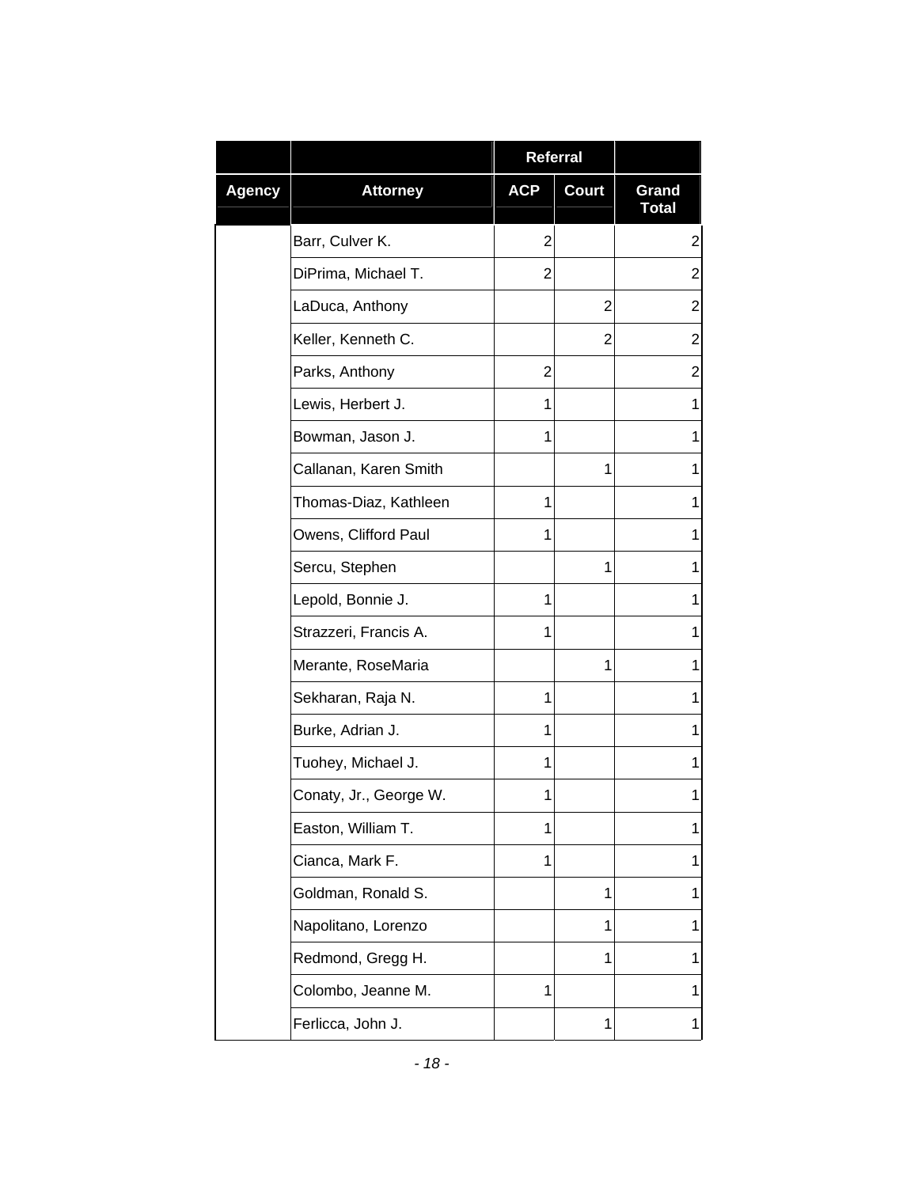| | | Referral | | |
|---|---|---|---|---|
| Agency | Attorney | ACP | Court | Grand Total |
| | Barr, Culver K. | 2 | | 2 |
| | DiPrima, Michael T. | 2 | | 2 |
| | LaDuca, Anthony | | 2 | 2 |
| | Keller, Kenneth C. | | 2 | 2 |
| | Parks, Anthony | 2 | | 2 |
| | Lewis, Herbert J. | 1 | | 1 |
| | Bowman, Jason J. | 1 | | 1 |
| | Callanan, Karen Smith | | 1 | 1 |
| | Thomas-Diaz, Kathleen | 1 | | 1 |
| | Owens, Clifford Paul | 1 | | 1 |
| | Sercu, Stephen | | 1 | 1 |
| | Lepold, Bonnie J. | 1 | | 1 |
| | Strazzeri, Francis A. | 1 | | 1 |
| | Merante, RoseMaria | | 1 | 1 |
| | Sekharan, Raja N. | 1 | | 1 |
| | Burke, Adrian J. | 1 | | 1 |
| | Tuohey, Michael J. | 1 | | 1 |
| | Conaty, Jr., George W. | 1 | | 1 |
| | Easton, William T. | 1 | | 1 |
| | Cianca, Mark F. | 1 | | 1 |
| | Goldman, Ronald S. | | 1 | 1 |
| | Napolitano, Lorenzo | | 1 | 1 |
| | Redmond, Gregg H. | | 1 | 1 |
| | Colombo, Jeanne M. | 1 | | 1 |
| | Ferlicca, John J. | | 1 | 1 |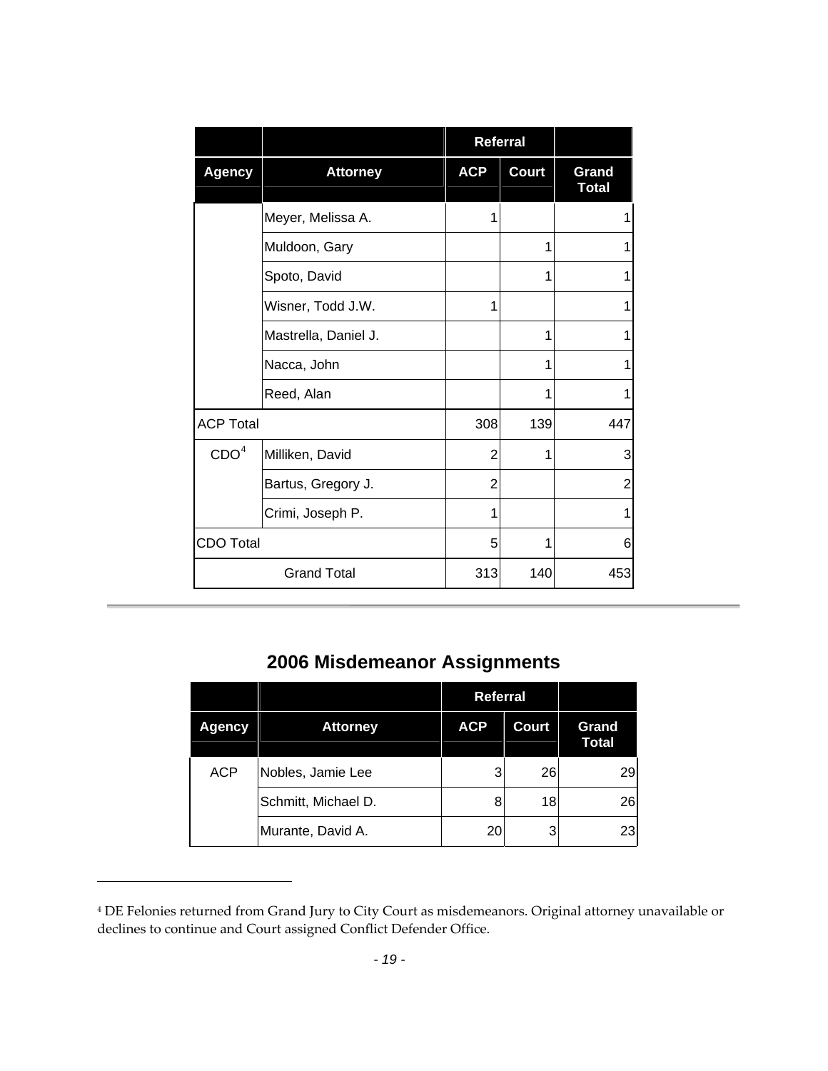| | | Referral | | |
|---|---|---|---|---|
| **Agency** | **Attorney** | **ACP** | **Court** | **Grand Total** |
| | Meyer, Melissa A. | 1 | | 1 |
| | Muldoon, Gary | | 1 | 1 |
| | Spoto, David | | 1 | 1 |
| | Wisner, Todd J.W. | 1 | | 1 |
| | Mastrella, Daniel J. | | 1 | 1 |
| | Nacca, John | | 1 | 1 |
| | Reed, Alan | | 1 | 1 |
| ACP Total | | 308 | 139 | 447 |
| CDO[4] | Milliken, David | 2 | 1 | 3 |
| | Bartus, Gregory J. | 2 | | 2 |
| | Crimi, Joseph P. | 1 | | 1 |
| CDO Total | | 5 | 1 | 6 |
| Grand Total | | 313 | 140 | 453 |

## 2006 Misdemeanor Assignments

| | | Referral | | |
|---|---|---|---|---|
| **Agency** | **Attorney** | **ACP** | **Court** | **Grand Total** |
| ACP | Nobles, Jamie Lee | 3 | 26 | 29 |
| | Schmitt, Michael D. | 8 | 18 | 26 |
| | Murante, David A. | 20 | 3 | 23 |

[4] DE Felonies returned from Grand Jury to City Court as misdemeanors. Original attorney unavailable or declines to continue and Court assigned Conflict Defender Office.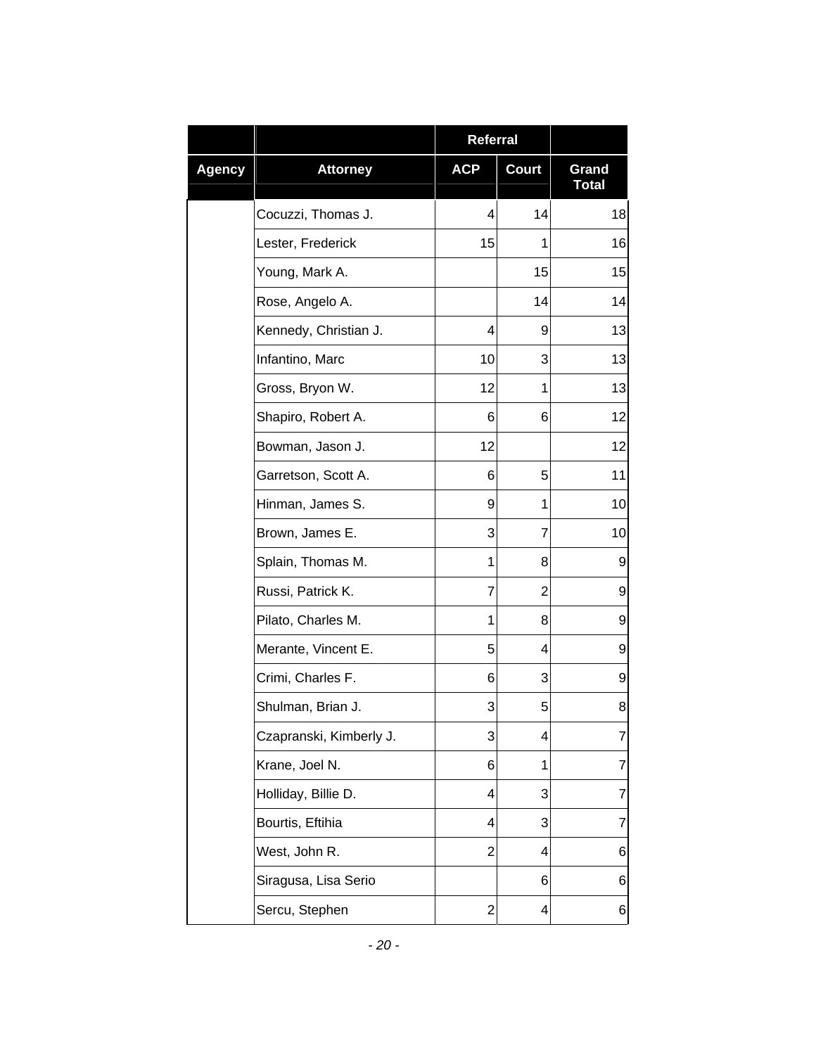| | | Referral | | |
|---|---|---|---|---|
| **Agency** | **Attorney** | **ACP** | **Court** | **Grand Total** |
| | Cocuzzi, Thomas J. | 4 | 14 | 18 |
| | Lester, Frederick | 15 | 1 | 16 |
| | Young, Mark A. | | 15 | 15 |
| | Rose, Angelo A. | | 14 | 14 |
| | Kennedy, Christian J. | 4 | 9 | 13 |
| | Infantino, Marc | 10 | 3 | 13 |
| | Gross, Bryon W. | 12 | 1 | 13 |
| | Shapiro, Robert A. | 6 | 6 | 12 |
| | Bowman, Jason J. | 12 | | 12 |
| | Garretson, Scott A. | 6 | 5 | 11 |
| | Hinman, James S. | 9 | 1 | 10 |
| | Brown, James E. | 3 | 7 | 10 |
| | Splain, Thomas M. | 1 | 8 | 9 |
| | Russi, Patrick K. | 7 | 2 | 9 |
| | Pilato, Charles M. | 1 | 8 | 9 |
| | Merante, Vincent E. | 5 | 4 | 9 |
| | Crimi, Charles F. | 6 | 3 | 9 |
| | Shulman, Brian J. | 3 | 5 | 8 |
| | Czapranski, Kimberly J. | 3 | 4 | 7 |
| | Krane, Joel N. | 6 | 1 | 7 |
| | Holliday, Billie D. | 4 | 3 | 7 |
| | Bourtis, Eftihia | 4 | 3 | 7 |
| | West, John R. | 2 | 4 | 6 |
| | Siragusa, Lisa Serio | | 6 | 6 |
| | Sercu, Stephen | 2 | 4 | 6 |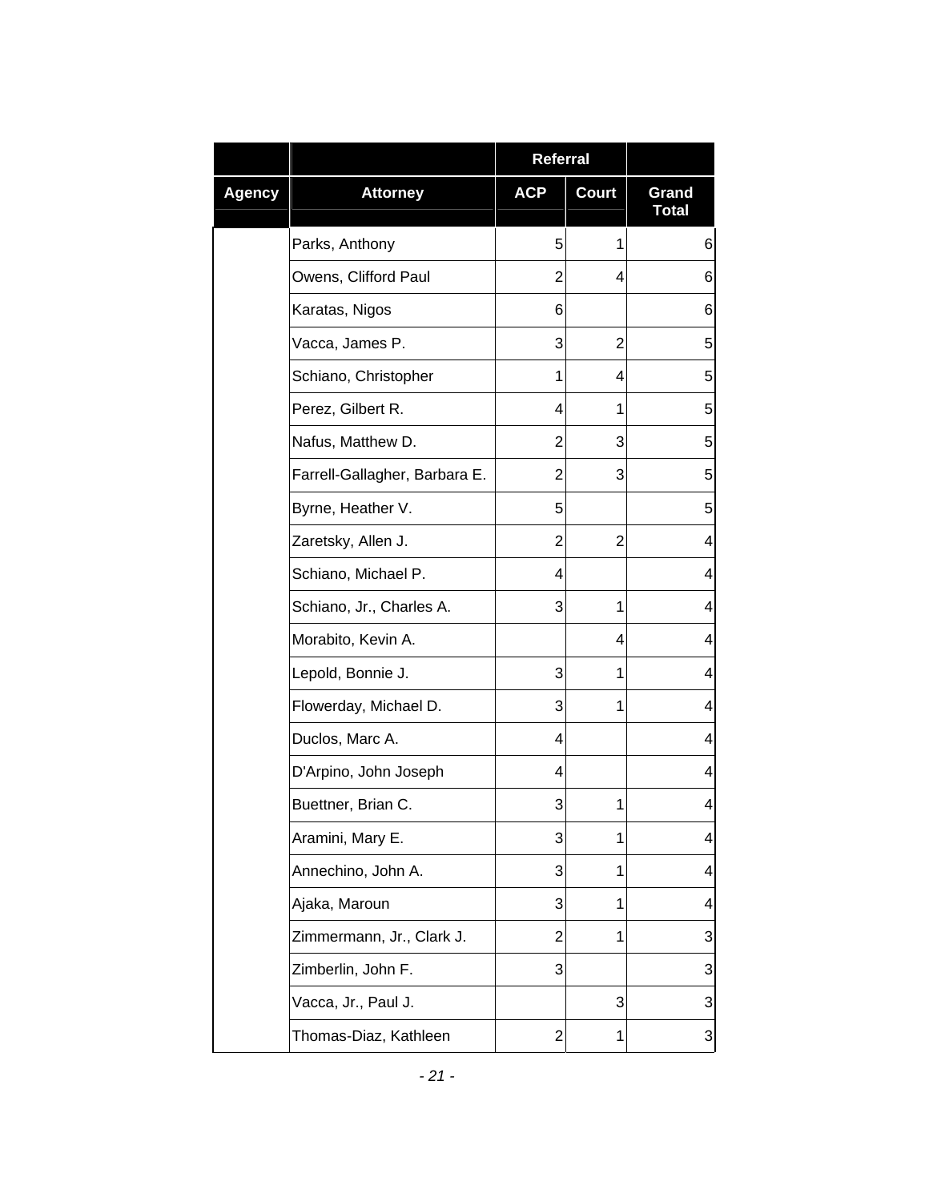| | | Referral | | |
|---|---|---|---|---|
| Agency | Attorney | ACP | Court | Grand Total |
| | Parks, Anthony | 5 | 1 | 6 |
| | Owens, Clifford Paul | 2 | 4 | 6 |
| | Karatas, Nigos | 6 | | 6 |
| | Vacca, James P. | 3 | 2 | 5 |
| | Schiano, Christopher | 1 | 4 | 5 |
| | Perez, Gilbert R. | 4 | 1 | 5 |
| | Nafus, Matthew D. | 2 | 3 | 5 |
| | Farrell-Gallagher, Barbara E. | 2 | 3 | 5 |
| | Byrne, Heather V. | 5 | | 5 |
| | Zaretsky, Allen J. | 2 | 2 | 4 |
| | Schiano, Michael P. | 4 | | 4 |
| | Schiano, Jr., Charles A. | 3 | 1 | 4 |
| | Morabito, Kevin A. | | 4 | 4 |
| | Lepold, Bonnie J. | 3 | 1 | 4 |
| | Flowerday, Michael D. | 3 | 1 | 4 |
| | Duclos, Marc A. | 4 | | 4 |
| | D'Arpino, John Joseph | 4 | | 4 |
| | Buettner, Brian C. | 3 | 1 | 4 |
| | Aramini, Mary E. | 3 | 1 | 4 |
| | Annechino, John A. | 3 | 1 | 4 |
| | Ajaka, Maroun | 3 | 1 | 4 |
| | Zimmermann, Jr., Clark J. | 2 | 1 | 3 |
| | Zimberlin, John F. | 3 | | 3 |
| | Vacca, Jr., Paul J. | | 3 | 3 |
| | Thomas-Diaz, Kathleen | 2 | 1 | 3 |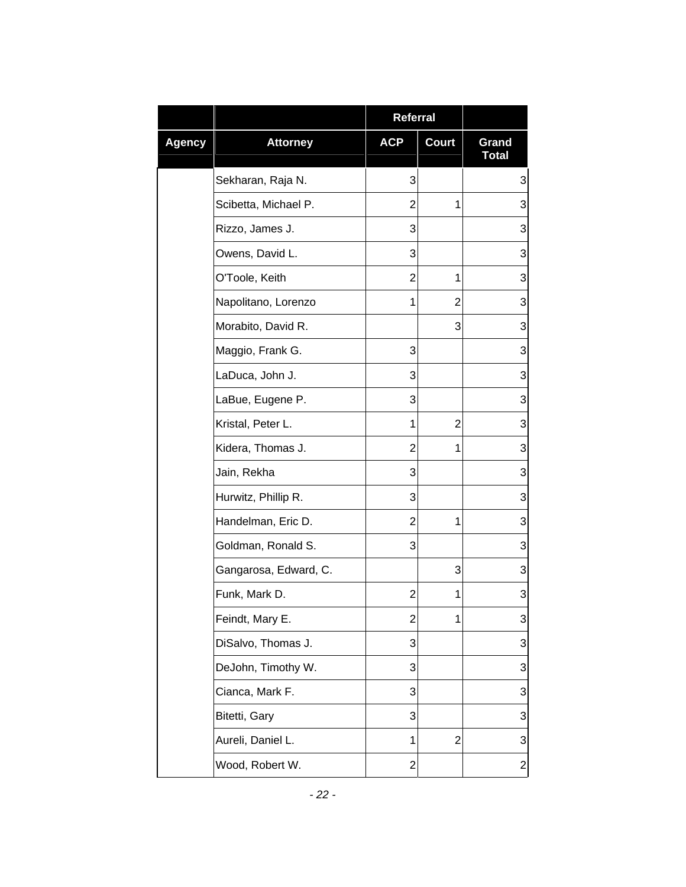| | | Referral | | |
|---|---|---|---|---|
| Agency | Attorney | ACP | Court | Grand Total |
| | Sekharan, Raja N. | 3 | | 3 |
| | Scibetta, Michael P. | 2 | 1 | 3 |
| | Rizzo, James J. | 3 | | 3 |
| | Owens, David L. | 3 | | 3 |
| | O'Toole, Keith | 2 | 1 | 3 |
| | Napolitano, Lorenzo | 1 | 2 | 3 |
| | Morabito, David R. | | 3 | 3 |
| | Maggio, Frank G. | 3 | | 3 |
| | LaDuca, John J. | 3 | | 3 |
| | LaBue, Eugene P. | 3 | | 3 |
| | Kristal, Peter L. | 1 | 2 | 3 |
| | Kidera, Thomas J. | 2 | 1 | 3 |
| | Jain, Rekha | 3 | | 3 |
| | Hurwitz, Phillip R. | 3 | | 3 |
| | Handelman, Eric D. | 2 | 1 | 3 |
| | Goldman, Ronald S. | 3 | | 3 |
| | Gangarosa, Edward, C. | | 3 | 3 |
| | Funk, Mark D. | 2 | 1 | 3 |
| | Feindt, Mary E. | 2 | 1 | 3 |
| | DiSalvo, Thomas J. | 3 | | 3 |
| | DeJohn, Timothy W. | 3 | | 3 |
| | Cianca, Mark F. | 3 | | 3 |
| | Bitetti, Gary | 3 | | 3 |
| | Aureli, Daniel L. | 1 | 2 | 3 |
| | Wood, Robert W. | 2 | | 2 |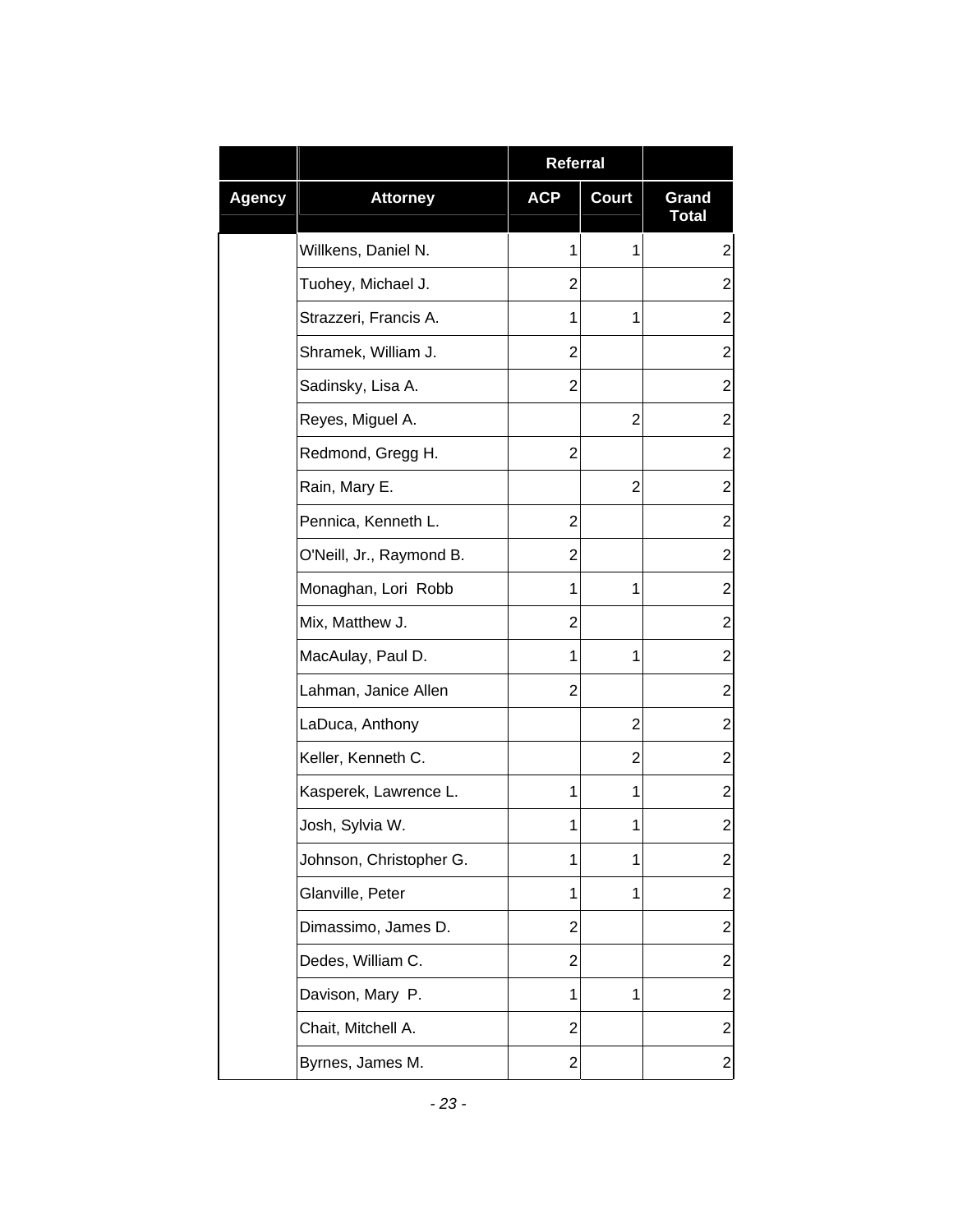| | | Referral | | |
|---|---|---|---|---|
| Agency | Attorney | ACP | Court | Grand Total |
| | Willkens, Daniel N. | 1 | 1 | 2 |
| | Tuohey, Michael J. | 2 | | 2 |
| | Strazzeri, Francis A. | 1 | 1 | 2 |
| | Shramek, William J. | 2 | | 2 |
| | Sadinsky, Lisa A. | 2 | | 2 |
| | Reyes, Miguel A. | | 2 | 2 |
| | Redmond, Gregg H. | 2 | | 2 |
| | Rain, Mary E. | | 2 | 2 |
| | Pennica, Kenneth L. | 2 | | 2 |
| | O'Neill, Jr., Raymond B. | 2 | | 2 |
| | Monaghan, Lori Robb | 1 | 1 | 2 |
| | Mix, Matthew J. | 2 | | 2 |
| | MacAulay, Paul D. | 1 | 1 | 2 |
| | Lahman, Janice Allen | 2 | | 2 |
| | LaDuca, Anthony | | 2 | 2 |
| | Keller, Kenneth C. | | 2 | 2 |
| | Kasperek, Lawrence L. | 1 | 1 | 2 |
| | Josh, Sylvia W. | 1 | 1 | 2 |
| | Johnson, Christopher G. | 1 | 1 | 2 |
| | Glanville, Peter | 1 | 1 | 2 |
| | Dimassimo, James D. | 2 | | 2 |
| | Dedes, William C. | 2 | | 2 |
| | Davison, Mary P. | 1 | 1 | 2 |
| | Chait, Mitchell A. | 2 | | 2 |
| | Byrnes, James M. | 2 | | 2 |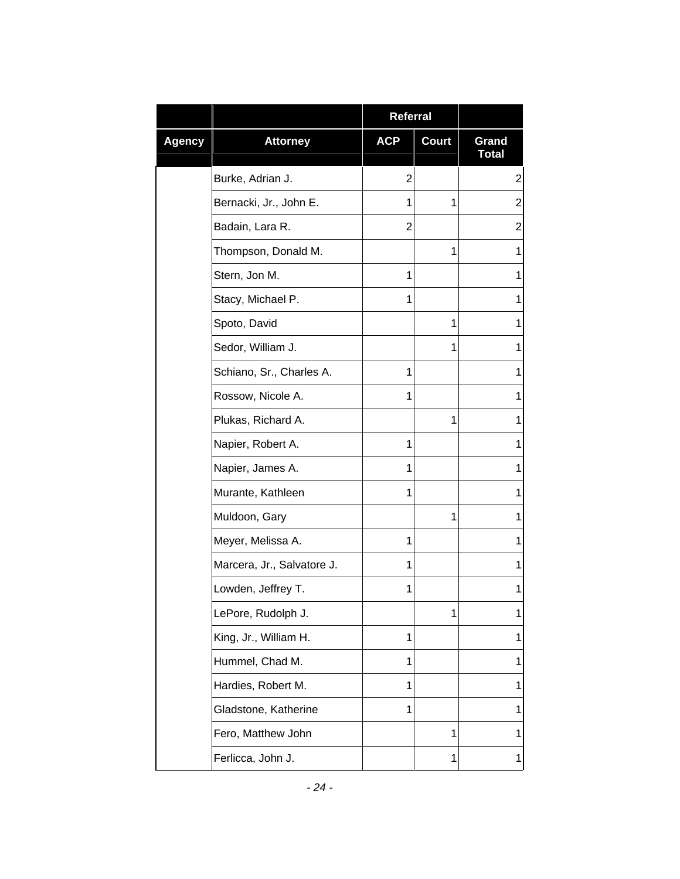| | | Referral | | |
|---|---|---|---|---|
| Agency | Attorney | ACP | Court | Grand Total |
| | Burke, Adrian J. | 2 | | 2 |
| | Bernacki, Jr., John E. | 1 | 1 | 2 |
| | Badain, Lara R. | 2 | | 2 |
| | Thompson, Donald M. | | 1 | 1 |
| | Stern, Jon M. | 1 | | 1 |
| | Stacy, Michael P. | 1 | | 1 |
| | Spoto, David | | 1 | 1 |
| | Sedor, William J. | | 1 | 1 |
| | Schiano, Sr., Charles A. | 1 | | 1 |
| | Rossow, Nicole A. | 1 | | 1 |
| | Plukas, Richard A. | | 1 | 1 |
| | Napier, Robert A. | 1 | | 1 |
| | Napier, James A. | 1 | | 1 |
| | Murante, Kathleen | 1 | | 1 |
| | Muldoon, Gary | | 1 | 1 |
| | Meyer, Melissa A. | 1 | | 1 |
| | Marcera, Jr., Salvatore J. | 1 | | 1 |
| | Lowden, Jeffrey T. | 1 | | 1 |
| | LePore, Rudolph J. | | 1 | 1 |
| | King, Jr., William H. | 1 | | 1 |
| | Hummel, Chad M. | 1 | | 1 |
| | Hardies, Robert M. | 1 | | 1 |
| | Gladstone, Katherine | 1 | | 1 |
| | Fero, Matthew John | | 1 | 1 |
| | Ferlicca, John J. | | 1 | 1 |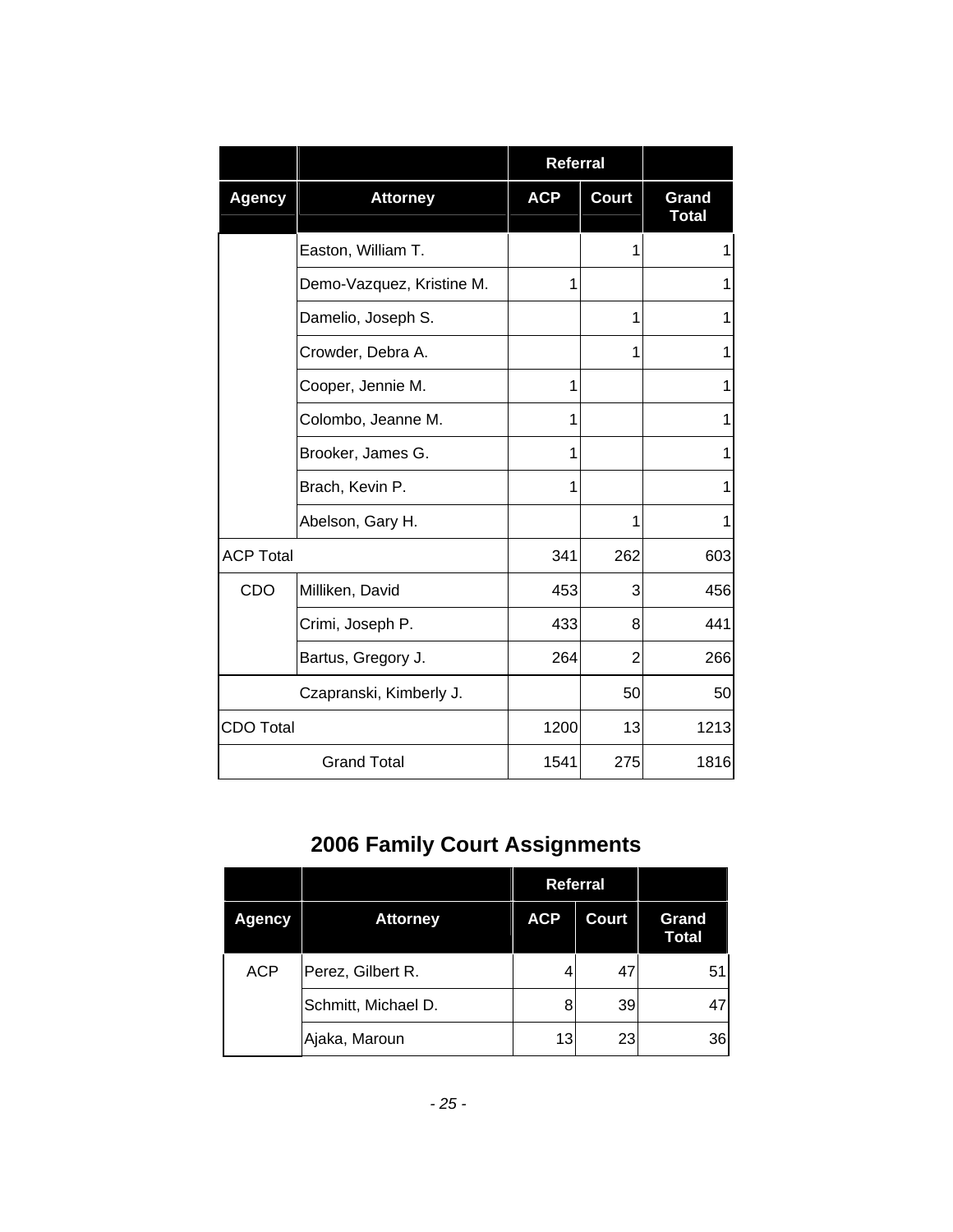| | | Referral | | |
|---|---|---|---|---|
| **Agency** | **Attorney** | **ACP** | **Court** | **Grand Total** |
| | Easton, William T. | | 1 | 1 |
| | Demo-Vazquez, Kristine M. | 1 | | 1 |
| | Damelio, Joseph S. | | 1 | 1 |
| | Crowder, Debra A. | | 1 | 1 |
| | Cooper, Jennie M. | 1 | | 1 |
| | Colombo, Jeanne M. | 1 | | 1 |
| | Brooker, James G. | 1 | | 1 |
| | Brach, Kevin P. | 1 | | 1 |
| | Abelson, Gary H. | | 1 | 1 |
| ACP Total | | 341 | 262 | 603 |
| CDO | Milliken, David | 453 | 3 | 456 |
| | Crimi, Joseph P. | 433 | 8 | 441 |
| | Bartus, Gregory J. | 264 | 2 | 266 |
| | Czapranski, Kimberly J. | | 50 | 50 |
| CDO Total | | 1200 | 13 | 1213 |
| Grand Total | | 1541 | 275 | 1816 |

## 2006 Family Court Assignments

| | | Referral | | |
|---|---|---|---|---|
| **Agency** | **Attorney** | **ACP** | **Court** | **Grand Total** |
| ACP | Perez, Gilbert R. | 4 | 47 | 51 |
| | Schmitt, Michael D. | 8 | 39 | 47 |
| | Ajaka, Maroun | 13 | 23 | 36 |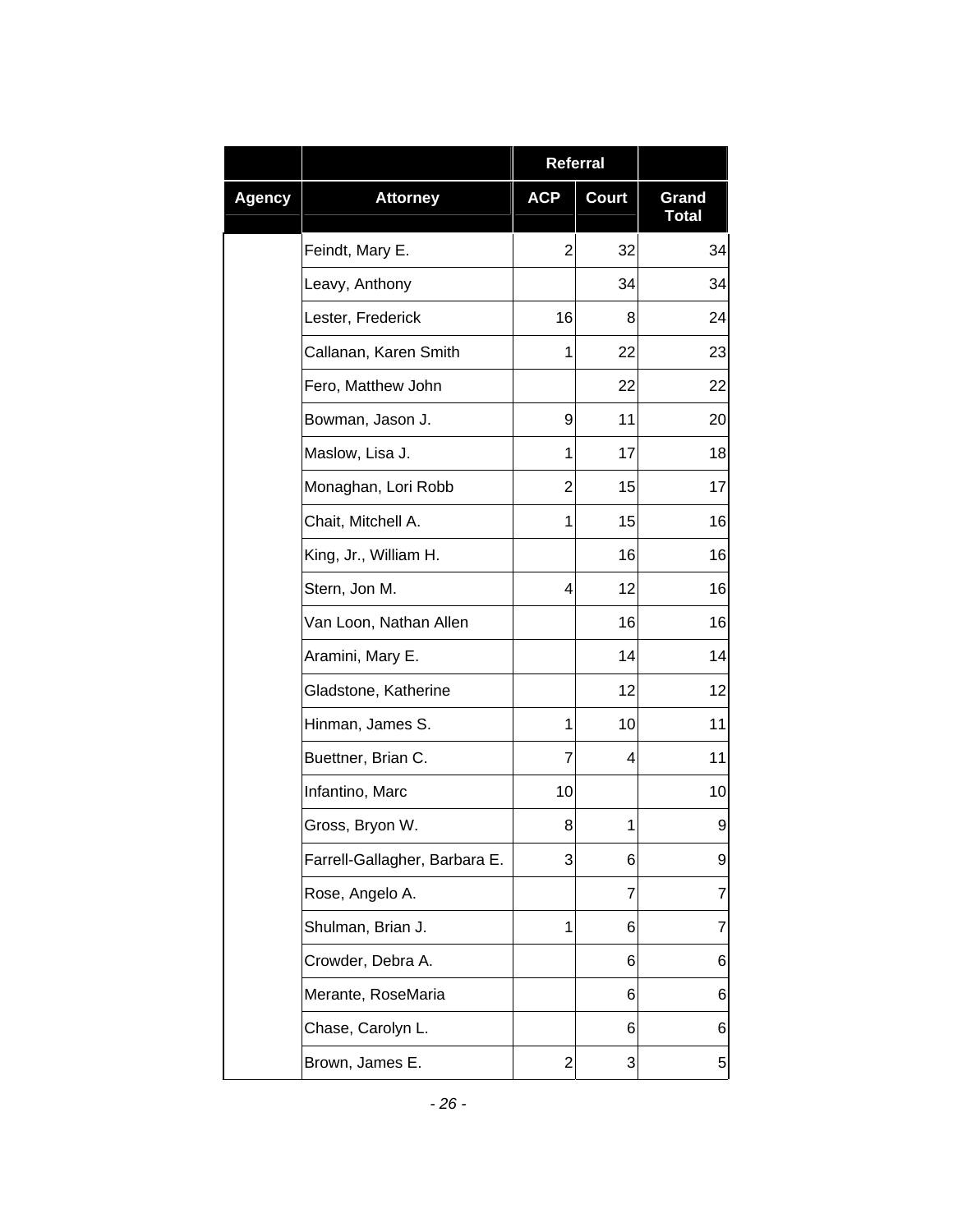| | | Referral | | |
|---|---|---|---|---|
| Agency | Attorney | ACP | Court | Grand Total |
| | Feindt, Mary E. | 2 | 32 | 34 |
| | Leavy, Anthony | | 34 | 34 |
| | Lester, Frederick | 16 | 8 | 24 |
| | Callanan, Karen Smith | 1 | 22 | 23 |
| | Fero, Matthew John | | 22 | 22 |
| | Bowman, Jason J. | 9 | 11 | 20 |
| | Maslow, Lisa J. | 1 | 17 | 18 |
| | Monaghan, Lori Robb | 2 | 15 | 17 |
| | Chait, Mitchell A. | 1 | 15 | 16 |
| | King, Jr., William H. | | 16 | 16 |
| | Stern, Jon M. | 4 | 12 | 16 |
| | Van Loon, Nathan Allen | | 16 | 16 |
| | Aramini, Mary E. | | 14 | 14 |
| | Gladstone, Katherine | | 12 | 12 |
| | Hinman, James S. | 1 | 10 | 11 |
| | Buettner, Brian C. | 7 | 4 | 11 |
| | Infantino, Marc | 10 | | 10 |
| | Gross, Bryon W. | 8 | 1 | 9 |
| | Farrell-Gallagher, Barbara E. | 3 | 6 | 9 |
| | Rose, Angelo A. | | 7 | 7 |
| | Shulman, Brian J. | 1 | 6 | 7 |
| | Crowder, Debra A. | | 6 | 6 |
| | Merante, RoseMaria | | 6 | 6 |
| | Chase, Carolyn L. | | 6 | 6 |
| | Brown, James E. | 2 | 3 | 5 |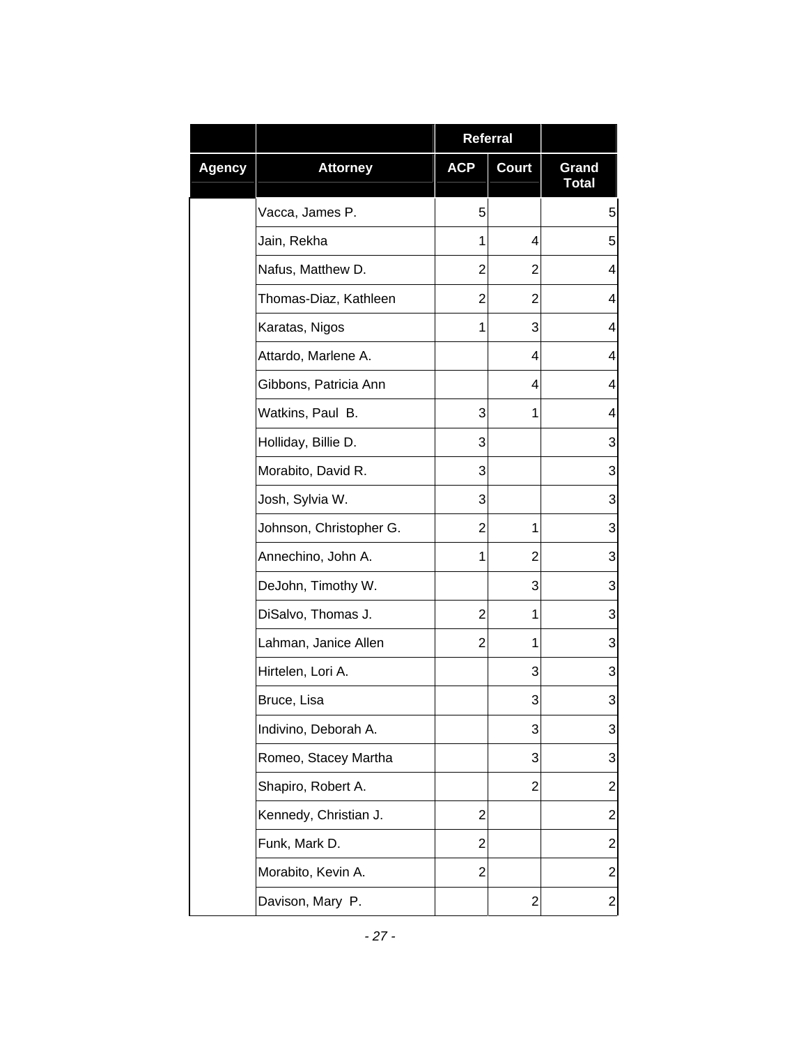| | | Referral | | |
|---|---|---|---|---|
| Agency | Attorney | ACP | Court | Grand Total |
| | Vacca, James P. | 5 | | 5 |
| | Jain, Rekha | 1 | 4 | 5 |
| | Nafus, Matthew D. | 2 | 2 | 4 |
| | Thomas-Diaz, Kathleen | 2 | 2 | 4 |
| | Karatas, Nigos | 1 | 3 | 4 |
| | Attardo, Marlene A. | | 4 | 4 |
| | Gibbons, Patricia Ann | | 4 | 4 |
| | Watkins, Paul B. | 3 | 1 | 4 |
| | Holliday, Billie D. | 3 | | 3 |
| | Morabito, David R. | 3 | | 3 |
| | Josh, Sylvia W. | 3 | | 3 |
| | Johnson, Christopher G. | 2 | 1 | 3 |
| | Annechino, John A. | 1 | 2 | 3 |
| | DeJohn, Timothy W. | | 3 | 3 |
| | DiSalvo, Thomas J. | 2 | 1 | 3 |
| | Lahman, Janice Allen | 2 | 1 | 3 |
| | Hirtelen, Lori A. | | 3 | 3 |
| | Bruce, Lisa | | 3 | 3 |
| | Indivino, Deborah A. | | 3 | 3 |
| | Romeo, Stacey Martha | | 3 | 3 |
| | Shapiro, Robert A. | | 2 | 2 |
| | Kennedy, Christian J. | 2 | | 2 |
| | Funk, Mark D. | 2 | | 2 |
| | Morabito, Kevin A. | 2 | | 2 |
| | Davison, Mary P. | | 2 | 2 |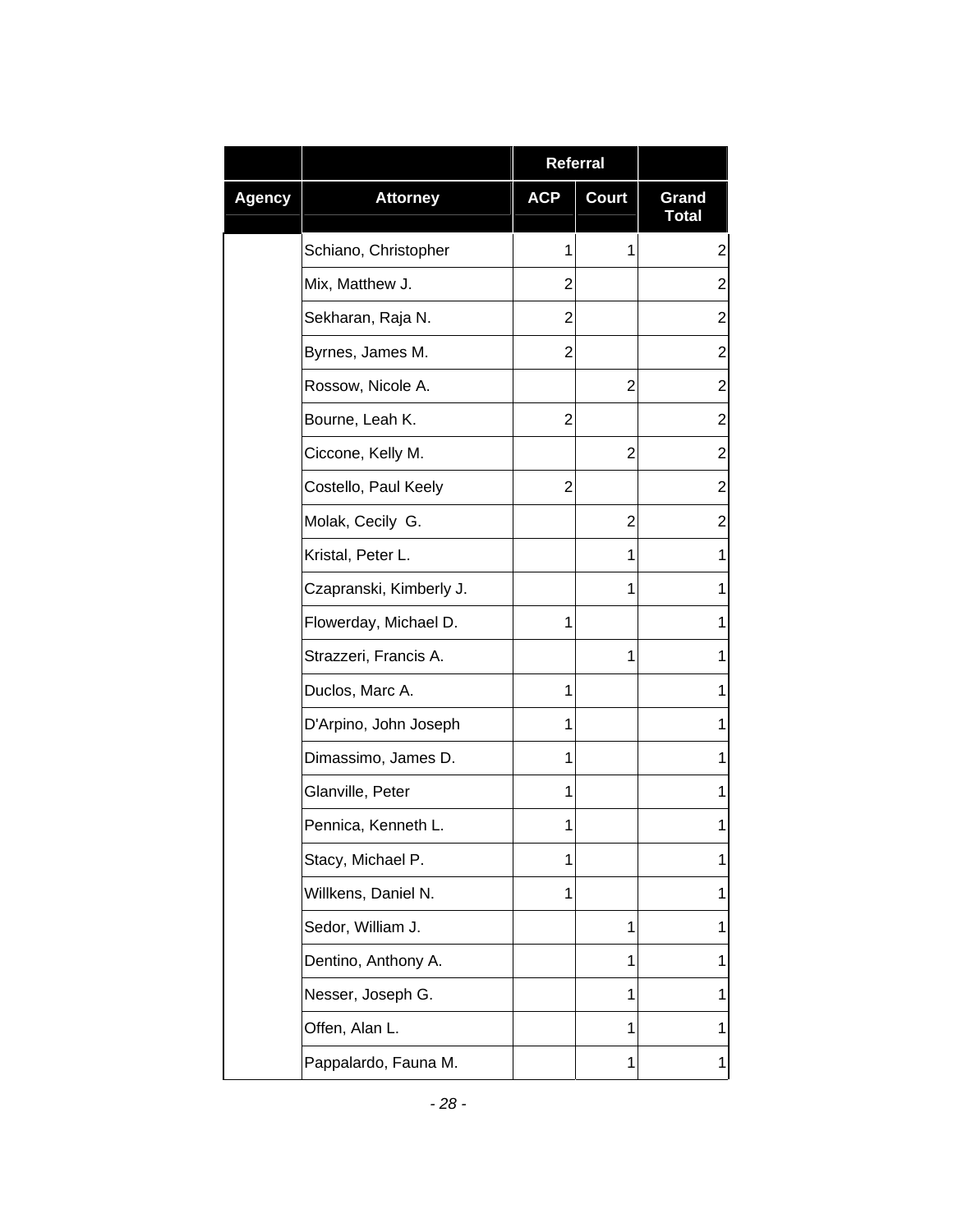| | | Referral | | |
|---|---|---|---|---|
| Agency | Attorney | ACP | Court | Grand Total |
| | Schiano, Christopher | 1 | 1 | 2 |
| | Mix, Matthew J. | 2 | | 2 |
| | Sekharan, Raja N. | 2 | | 2 |
| | Byrnes, James M. | 2 | | 2 |
| | Rossow, Nicole A. | | 2 | 2 |
| | Bourne, Leah K. | 2 | | 2 |
| | Ciccone, Kelly M. | | 2 | 2 |
| | Costello, Paul Keely | 2 | | 2 |
| | Molak, Cecily G. | | 2 | 2 |
| | Kristal, Peter L. | | 1 | 1 |
| | Czapranski, Kimberly J. | | 1 | 1 |
| | Flowerday, Michael D. | 1 | | 1 |
| | Strazzeri, Francis A. | | 1 | 1 |
| | Duclos, Marc A. | 1 | | 1 |
| | D'Arpino, John Joseph | 1 | | 1 |
| | Dimassimo, James D. | 1 | | 1 |
| | Glanville, Peter | 1 | | 1 |
| | Pennica, Kenneth L. | 1 | | 1 |
| | Stacy, Michael P. | 1 | | 1 |
| | Willkens, Daniel N. | 1 | | 1 |
| | Sedor, William J. | | 1 | 1 |
| | Dentino, Anthony A. | | 1 | 1 |
| | Nesser, Joseph G. | | 1 | 1 |
| | Offen, Alan L. | | 1 | 1 |
| | Pappalardo, Fauna M. | | 1 | 1 |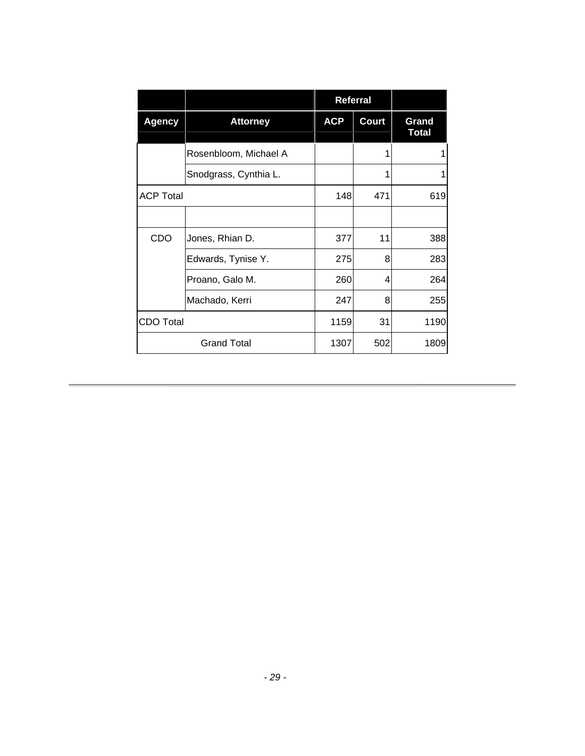| | | Referral | | |
|---|---|---|---|---|
| **Agency** | **Attorney** | **ACP** | **Court** | **Grand Total** |
| | Rosenbloom, Michael A | | 1 | 1 |
| | Snodgrass, Cynthia L. | | 1 | 1 |
| ACP Total | | 148 | 471 | 619 |
| | | | | |
| CDO | Jones, Rhian D. | 377 | 11 | 388 |
| | Edwards, Tynise Y. | 275 | 8 | 283 |
| | Proano, Galo M. | 260 | 4 | 264 |
| | Machado, Kerri | 247 | 8 | 255 |
| CDO Total | | 1159 | 31 | 1190 |
| Grand Total | | 1307 | 502 | 1809 |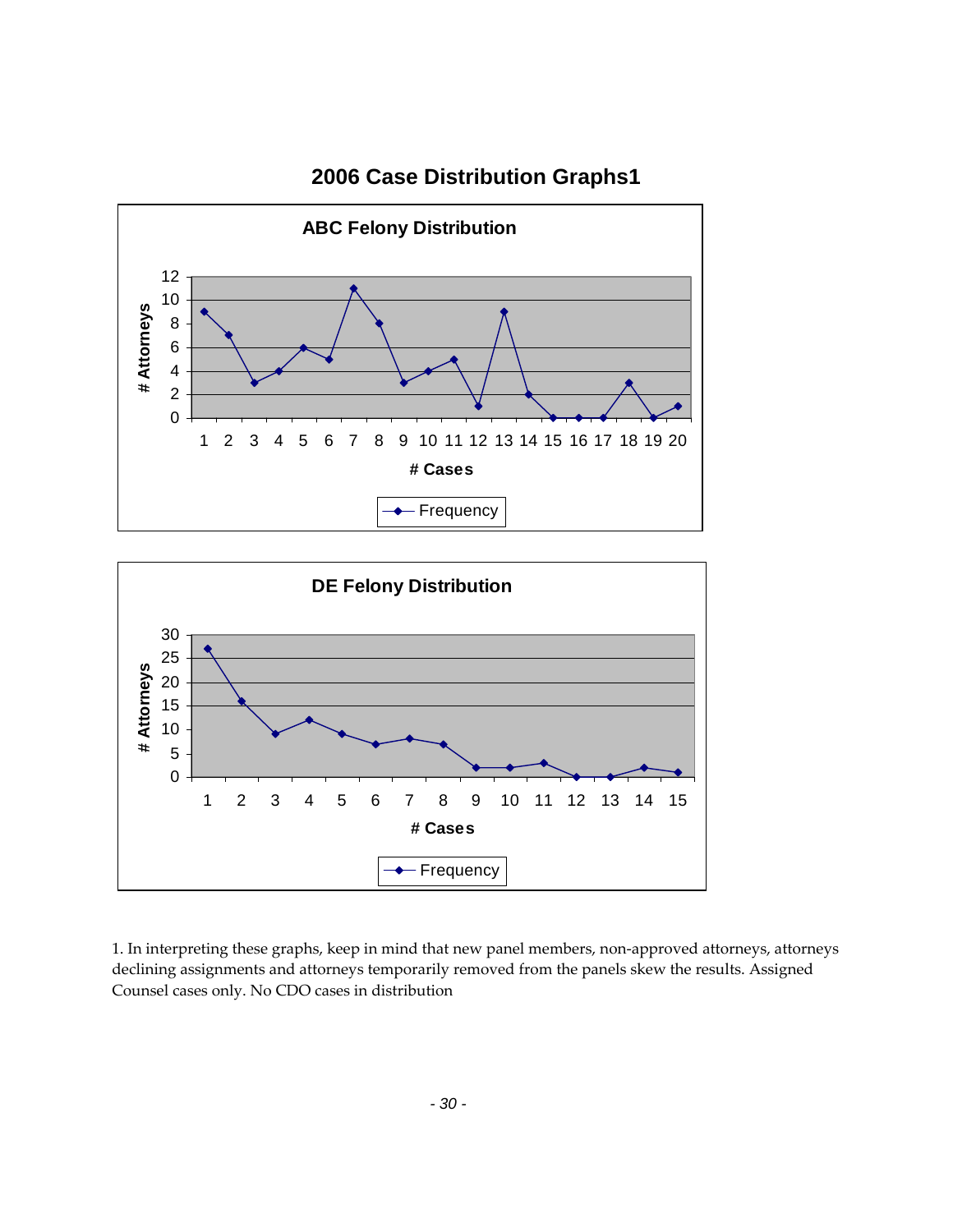# 2006 Case Distribution Graphs[1]

**ABC Felony Distribution**

| # Cases | # Attorneys (Frequency) |
|---|---|
| 1 | 9 |
| 2 | 7 |
| 3 | 3 |
| 4 | 4 |
| 5 | 6 |
| 6 | 5 |
| 7 | 11 |
| 8 | 8 |
| 9 | 3 |
| 10 | 4 |
| 11 | 5 |
| 12 | 1 |
| 13 | 9 |
| 14 | 2 |
| 15 | 0 |
| 16 | 0 |
| 17 | 0 |
| 18 | 3 |
| 19 | 0 |
| 20 | 1 |

**DE Felony Distribution**

| # Cases | # Attorneys (Frequency) |
|---|---|
| 1 | 27 |
| 2 | 16 |
| 3 | 9 |
| 4 | 12 |
| 5 | 9 |
| 6 | 7 |
| 7 | 8 |
| 8 | 7 |
| 9 | 2 |
| 10 | 2 |
| 11 | 3 |
| 12 | 0 |
| 13 | 0 |
| 14 | 2 |
| 15 | 1 |

1. In interpreting these graphs, keep in mind that new panel members, non-approved attorneys, attorneys declining assignments and attorneys temporarily removed from the panels skew the results. Assigned Counsel cases only. No CDO cases in distribution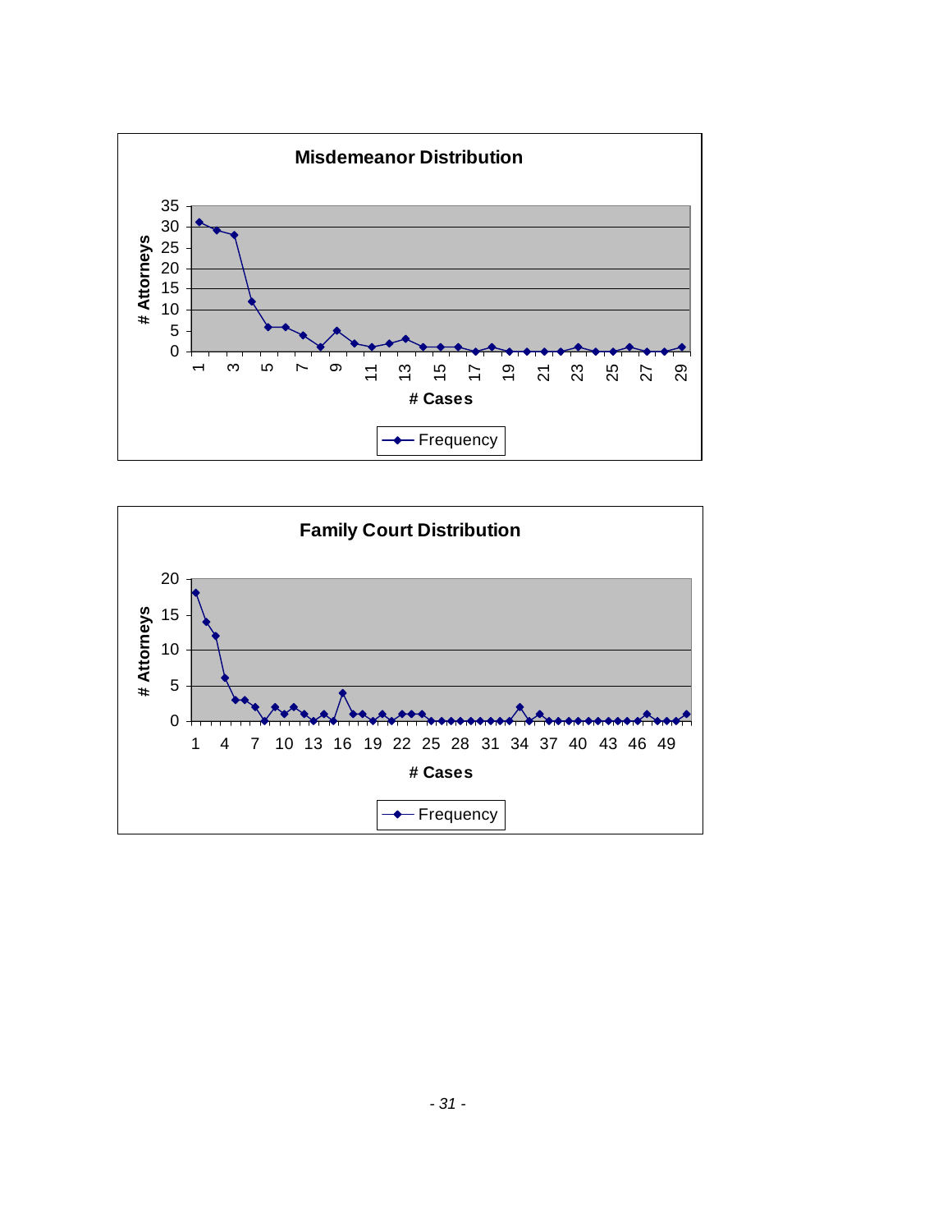**Misdemeanor Distribution**

**Family Court Distribution**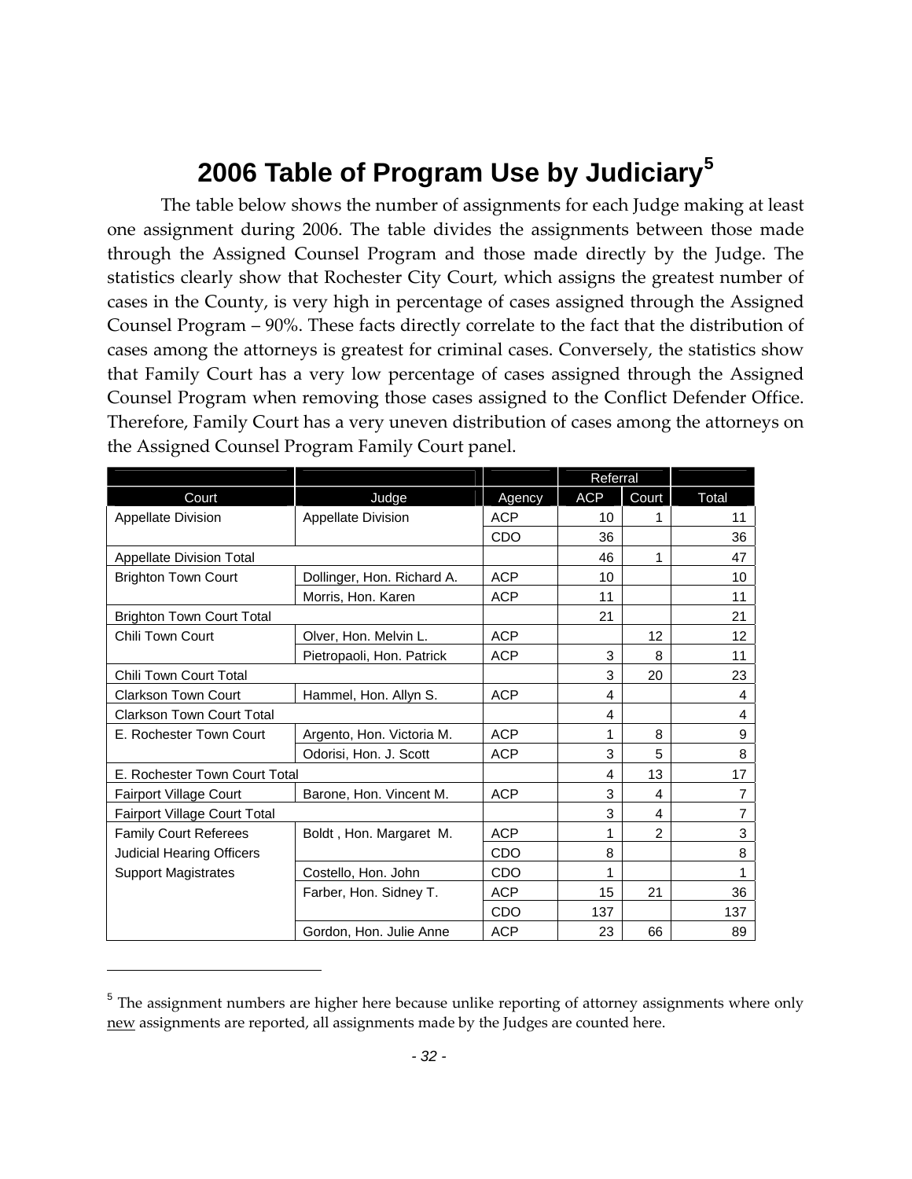# 2006 Table of Program Use by Judiciary[5]

The table below shows the number of assignments for each Judge making at least one assignment during 2006. The table divides the assignments between those made through the Assigned Counsel Program and those made directly by the Judge. The statistics clearly show that Rochester City Court, which assigns the greatest number of cases in the County, is very high in percentage of cases assigned through the Assigned Counsel Program – 90%. These facts directly correlate to the fact that the distribution of cases among the attorneys is greatest for criminal cases. Conversely, the statistics show that Family Court has a very low percentage of cases assigned through the Assigned Counsel Program when removing those cases assigned to the Conflict Defender Office. Therefore, Family Court has a very uneven distribution of cases among the attorneys on the Assigned Counsel Program Family Court panel.

| | | | Referral | | |
|---|---|---|---|---|---|
| Court | Judge | Agency | ACP | Court | Total |
| Appellate Division | Appellate Division | ACP | 10 | 1 | 11 |
| | | CDO | 36 | | 36 |
| Appellate Division Total | | | 46 | 1 | 47 |
| Brighton Town Court | Dollinger, Hon. Richard A. | ACP | 10 | | 10 |
| | Morris, Hon. Karen | ACP | 11 | | 11 |
| Brighton Town Court Total | | | 21 | | 21 |
| Chili Town Court | Olver, Hon. Melvin L. | ACP | | 12 | 12 |
| | Pietropaoli, Hon. Patrick | ACP | 3 | 8 | 11 |
| Chili Town Court Total | | | 3 | 20 | 23 |
| Clarkson Town Court | Hammel, Hon. Allyn S. | ACP | 4 | | 4 |
| Clarkson Town Court Total | | | 4 | | 4 |
| E. Rochester Town Court | Argento, Hon. Victoria M. | ACP | 1 | 8 | 9 |
| | Odorisi, Hon. J. Scott | ACP | 3 | 5 | 8 |
| E. Rochester Town Court Total | | | 4 | 13 | 17 |
| Fairport Village Court | Barone, Hon. Vincent M. | ACP | 3 | 4 | 7 |
| Fairport Village Court Total | | | 3 | 4 | 7 |
| Family Court Referees | Boldt , Hon. Margaret M. | ACP | 1 | 2 | 3 |
| Judicial Hearing Officers | | CDO | 8 | | 8 |
| Support Magistrates | Costello, Hon. John | CDO | 1 | | 1 |
| | Farber, Hon. Sidney T. | ACP | 15 | 21 | 36 |
| | | CDO | 137 | | 137 |
| | Gordon, Hon. Julie Anne | ACP | 23 | 66 | 89 |

[5] The assignment numbers are higher here because unlike reporting of attorney assignments where only new assignments are reported, all assignments made by the Judges are counted here.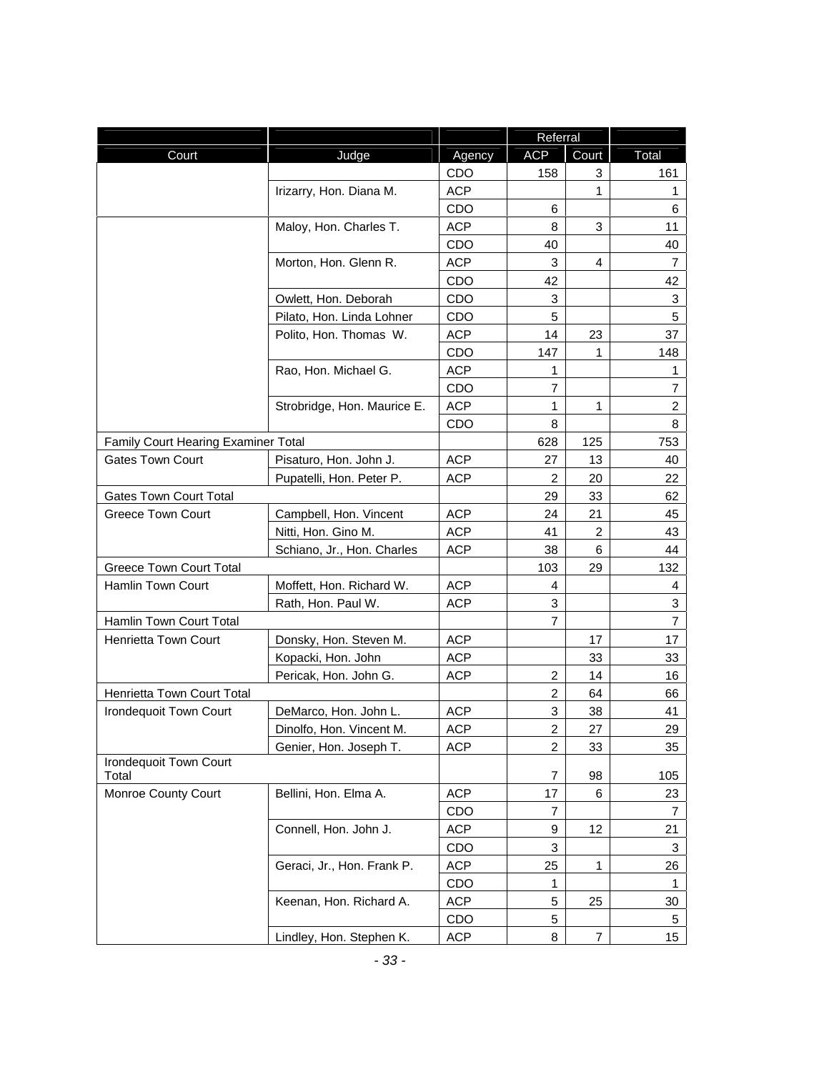| | | | Referral | | |
|---|---|---|---|---|---|
| Court | Judge | Agency | ACP | Court | Total |
| | | CDO | 158 | 3 | 161 |
| | Irizarry, Hon. Diana M. | ACP | | 1 | 1 |
| | | CDO | 6 | | 6 |
| | Maloy, Hon. Charles T. | ACP | 8 | 3 | 11 |
| | | CDO | 40 | | 40 |
| | Morton, Hon. Glenn R. | ACP | 3 | 4 | 7 |
| | | CDO | 42 | | 42 |
| | Owlett, Hon. Deborah | CDO | 3 | | 3 |
| | Pilato, Hon. Linda Lohner | CDO | 5 | | 5 |
| | Polito, Hon. Thomas W. | ACP | 14 | 23 | 37 |
| | | CDO | 147 | 1 | 148 |
| | Rao, Hon. Michael G. | ACP | 1 | | 1 |
| | | CDO | 7 | | 7 |
| | Strobridge, Hon. Maurice E. | ACP | 1 | 1 | 2 |
| | | CDO | 8 | | 8 |
| Family Court Hearing Examiner Total | | | 628 | 125 | 753 |
| Gates Town Court | Pisaturo, Hon. John J. | ACP | 27 | 13 | 40 |
| | Pupatelli, Hon. Peter P. | ACP | 2 | 20 | 22 |
| Gates Town Court Total | | | 29 | 33 | 62 |
| Greece Town Court | Campbell, Hon. Vincent | ACP | 24 | 21 | 45 |
| | Nitti, Hon. Gino M. | ACP | 41 | 2 | 43 |
| | Schiano, Jr., Hon. Charles | ACP | 38 | 6 | 44 |
| Greece Town Court Total | | | 103 | 29 | 132 |
| Hamlin Town Court | Moffett, Hon. Richard W. | ACP | 4 | | 4 |
| | Rath, Hon. Paul W. | ACP | 3 | | 3 |
| Hamlin Town Court Total | | | 7 | | 7 |
| Henrietta Town Court | Donsky, Hon. Steven M. | ACP | | 17 | 17 |
| | Kopacki, Hon. John | ACP | | 33 | 33 |
| | Pericak, Hon. John G. | ACP | 2 | 14 | 16 |
| Henrietta Town Court Total | | | 2 | 64 | 66 |
| Irondequoit Town Court | DeMarco, Hon. John L. | ACP | 3 | 38 | 41 |
| | Dinolfo, Hon. Vincent M. | ACP | 2 | 27 | 29 |
| | Genier, Hon. Joseph T. | ACP | 2 | 33 | 35 |
| Irondequoit Town Court Total | | | 7 | 98 | 105 |
| Monroe County Court | Bellini, Hon. Elma A. | ACP | 17 | 6 | 23 |
| | | CDO | 7 | | 7 |
| | Connell, Hon. John J. | ACP | 9 | 12 | 21 |
| | | CDO | 3 | | 3 |
| | Geraci, Jr., Hon. Frank P. | ACP | 25 | 1 | 26 |
| | | CDO | 1 | | 1 |
| | Keenan, Hon. Richard A. | ACP | 5 | 25 | 30 |
| | | CDO | 5 | | 5 |
| | Lindley, Hon. Stephen K. | ACP | 8 | 7 | 15 |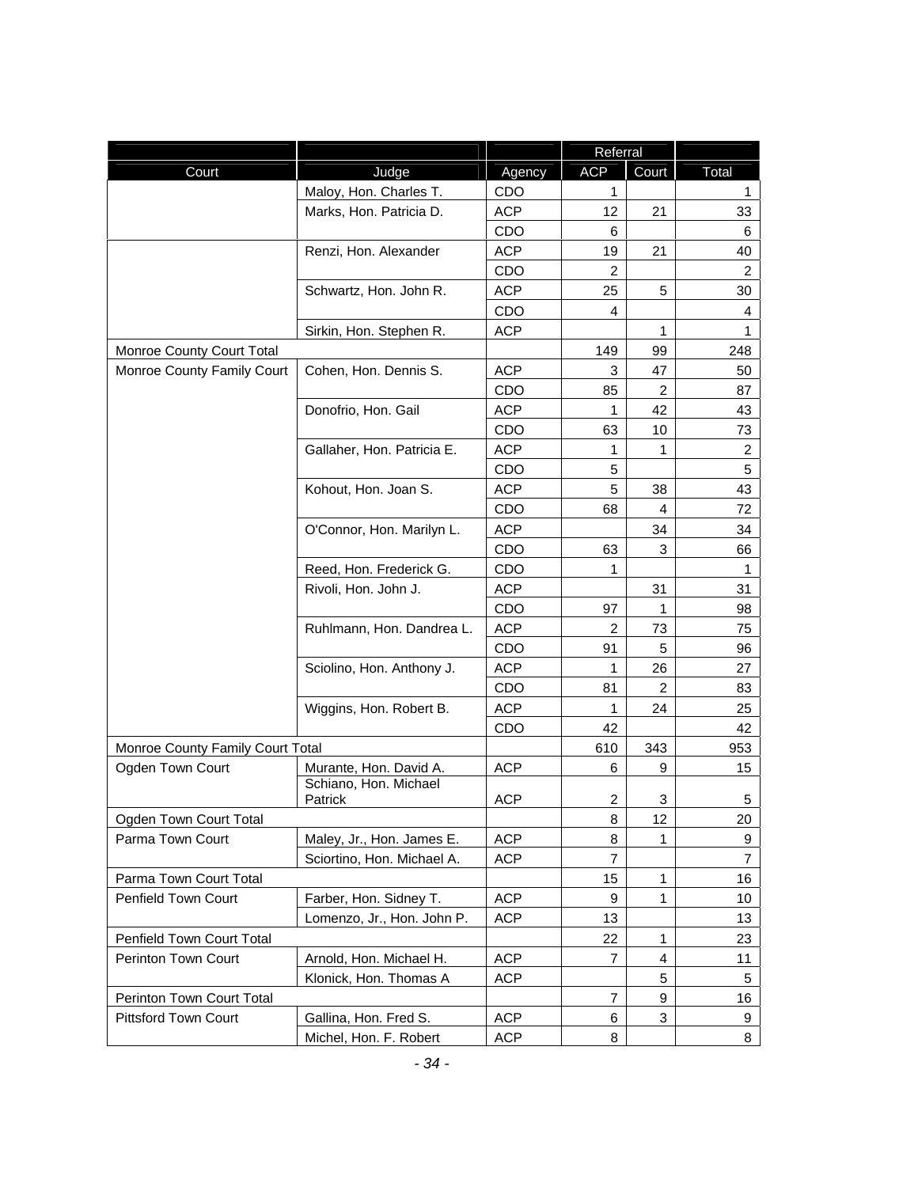| Court | Judge | Agency | Referral | | Total |
|---|---|---|---|---|---|
| | | | ACP | Court | |
| | Maloy, Hon. Charles T. | CDO | 1 | | 1 |
| | Marks, Hon. Patricia D. | ACP | 12 | 21 | 33 |
| | | CDO | 6 | | 6 |
| | Renzi, Hon. Alexander | ACP | 19 | 21 | 40 |
| | | CDO | 2 | | 2 |
| | Schwartz, Hon. John R. | ACP | 25 | 5 | 30 |
| | | CDO | 4 | | 4 |
| | Sirkin, Hon. Stephen R. | ACP | | 1 | 1 |
| Monroe County Court Total | | | 149 | 99 | 248 |
| Monroe County Family Court | Cohen, Hon. Dennis S. | ACP | 3 | 47 | 50 |
| | | CDO | 85 | 2 | 87 |
| | Donofrio, Hon. Gail | ACP | 1 | 42 | 43 |
| | | CDO | 63 | 10 | 73 |
| | Gallaher, Hon. Patricia E. | ACP | 1 | 1 | 2 |
| | | CDO | 5 | | 5 |
| | Kohout, Hon. Joan S. | ACP | 5 | 38 | 43 |
| | | CDO | 68 | 4 | 72 |
| | O'Connor, Hon. Marilyn L. | ACP | | 34 | 34 |
| | | CDO | 63 | 3 | 66 |
| | Reed, Hon. Frederick G. | CDO | 1 | | 1 |
| | Rivoli, Hon. John J. | ACP | | 31 | 31 |
| | | CDO | 97 | 1 | 98 |
| | Ruhlmann, Hon. Dandrea L. | ACP | 2 | 73 | 75 |
| | | CDO | 91 | 5 | 96 |
| | Sciolino, Hon. Anthony J. | ACP | 1 | 26 | 27 |
| | | CDO | 81 | 2 | 83 |
| | Wiggins, Hon. Robert B. | ACP | 1 | 24 | 25 |
| | | CDO | 42 | | 42 |
| Monroe County Family Court Total | | | 610 | 343 | 953 |
| Ogden Town Court | Murante, Hon. David A. | ACP | 6 | 9 | 15 |
| | Schiano, Hon. Michael Patrick | ACP | 2 | 3 | 5 |
| Ogden Town Court Total | | | 8 | 12 | 20 |
| Parma Town Court | Maley, Jr., Hon. James E. | ACP | 8 | 1 | 9 |
| | Sciortino, Hon. Michael A. | ACP | 7 | | 7 |
| Parma Town Court Total | | | 15 | 1 | 16 |
| Penfield Town Court | Farber, Hon. Sidney T. | ACP | 9 | 1 | 10 |
| | Lomenzo, Jr., Hon. John P. | ACP | 13 | | 13 |
| Penfield Town Court Total | | | 22 | 1 | 23 |
| Perinton Town Court | Arnold, Hon. Michael H. | ACP | 7 | 4 | 11 |
| | Klonick, Hon. Thomas A | ACP | | 5 | 5 |
| Perinton Town Court Total | | | 7 | 9 | 16 |
| Pittsford Town Court | Gallina, Hon. Fred S. | ACP | 6 | 3 | 9 |
| | Michel, Hon. F. Robert | ACP | 8 | | 8 |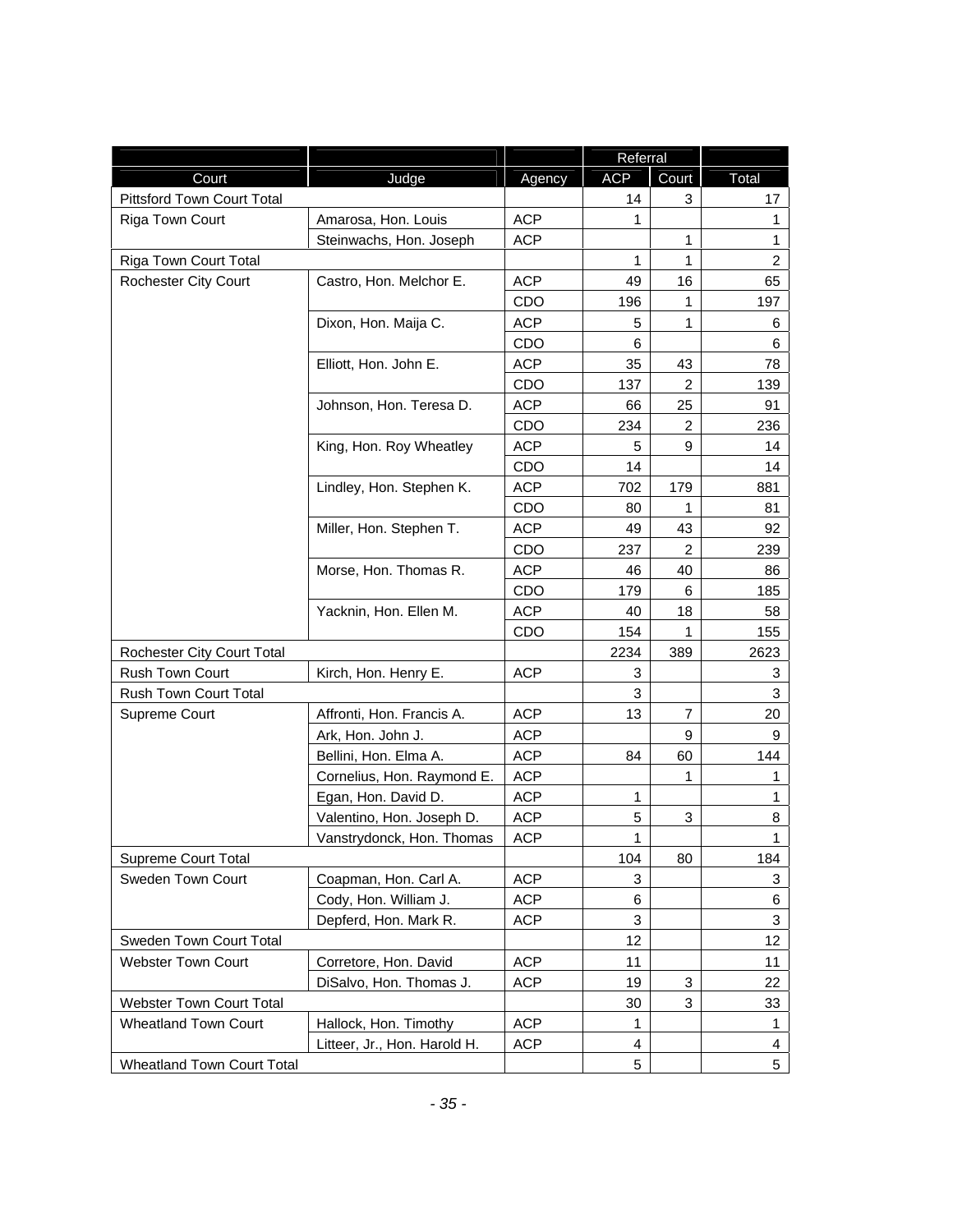| Court | Judge | Agency | Referral ACP | Referral Court | Total |
|---|---|---|---|---|---|
| Pittsford Town Court Total | | | 14 | 3 | 17 |
| Riga Town Court | Amarosa, Hon. Louis | ACP | 1 | | 1 |
| | Steinwachs, Hon. Joseph | ACP | | 1 | 1 |
| Riga Town Court Total | | | 1 | 1 | 2 |
| Rochester City Court | Castro, Hon. Melchor E. | ACP | 49 | 16 | 65 |
| | | CDO | 196 | 1 | 197 |
| | Dixon, Hon. Maija C. | ACP | 5 | 1 | 6 |
| | | CDO | 6 | | 6 |
| | Elliott, Hon. John E. | ACP | 35 | 43 | 78 |
| | | CDO | 137 | 2 | 139 |
| | Johnson, Hon. Teresa D. | ACP | 66 | 25 | 91 |
| | | CDO | 234 | 2 | 236 |
| | King, Hon. Roy Wheatley | ACP | 5 | 9 | 14 |
| | | CDO | 14 | | 14 |
| | Lindley, Hon. Stephen K. | ACP | 702 | 179 | 881 |
| | | CDO | 80 | 1 | 81 |
| | Miller, Hon. Stephen T. | ACP | 49 | 43 | 92 |
| | | CDO | 237 | 2 | 239 |
| | Morse, Hon. Thomas R. | ACP | 46 | 40 | 86 |
| | | CDO | 179 | 6 | 185 |
| | Yacknin, Hon. Ellen M. | ACP | 40 | 18 | 58 |
| | | CDO | 154 | 1 | 155 |
| Rochester City Court Total | | | 2234 | 389 | 2623 |
| Rush Town Court | Kirch, Hon. Henry E. | ACP | 3 | | 3 |
| Rush Town Court Total | | | 3 | | 3 |
| Supreme Court | Affronti, Hon. Francis A. | ACP | 13 | 7 | 20 |
| | Ark, Hon. John J. | ACP | | 9 | 9 |
| | Bellini, Hon. Elma A. | ACP | 84 | 60 | 144 |
| | Cornelius, Hon. Raymond E. | ACP | | 1 | 1 |
| | Egan, Hon. David D. | ACP | 1 | | 1 |
| | Valentino, Hon. Joseph D. | ACP | 5 | 3 | 8 |
| | Vanstrydonck, Hon. Thomas | ACP | 1 | | 1 |
| Supreme Court Total | | | 104 | 80 | 184 |
| Sweden Town Court | Coapman, Hon. Carl A. | ACP | 3 | | 3 |
| | Cody, Hon. William J. | ACP | 6 | | 6 |
| | Depferd, Hon. Mark R. | ACP | 3 | | 3 |
| Sweden Town Court Total | | | 12 | | 12 |
| Webster Town Court | Corretore, Hon. David | ACP | 11 | | 11 |
| | DiSalvo, Hon. Thomas J. | ACP | 19 | 3 | 22 |
| Webster Town Court Total | | | 30 | 3 | 33 |
| Wheatland Town Court | Hallock, Hon. Timothy | ACP | 1 | | 1 |
| | Litteer, Jr., Hon. Harold H. | ACP | 4 | | 4 |
| Wheatland Town Court Total | | | 5 | | 5 |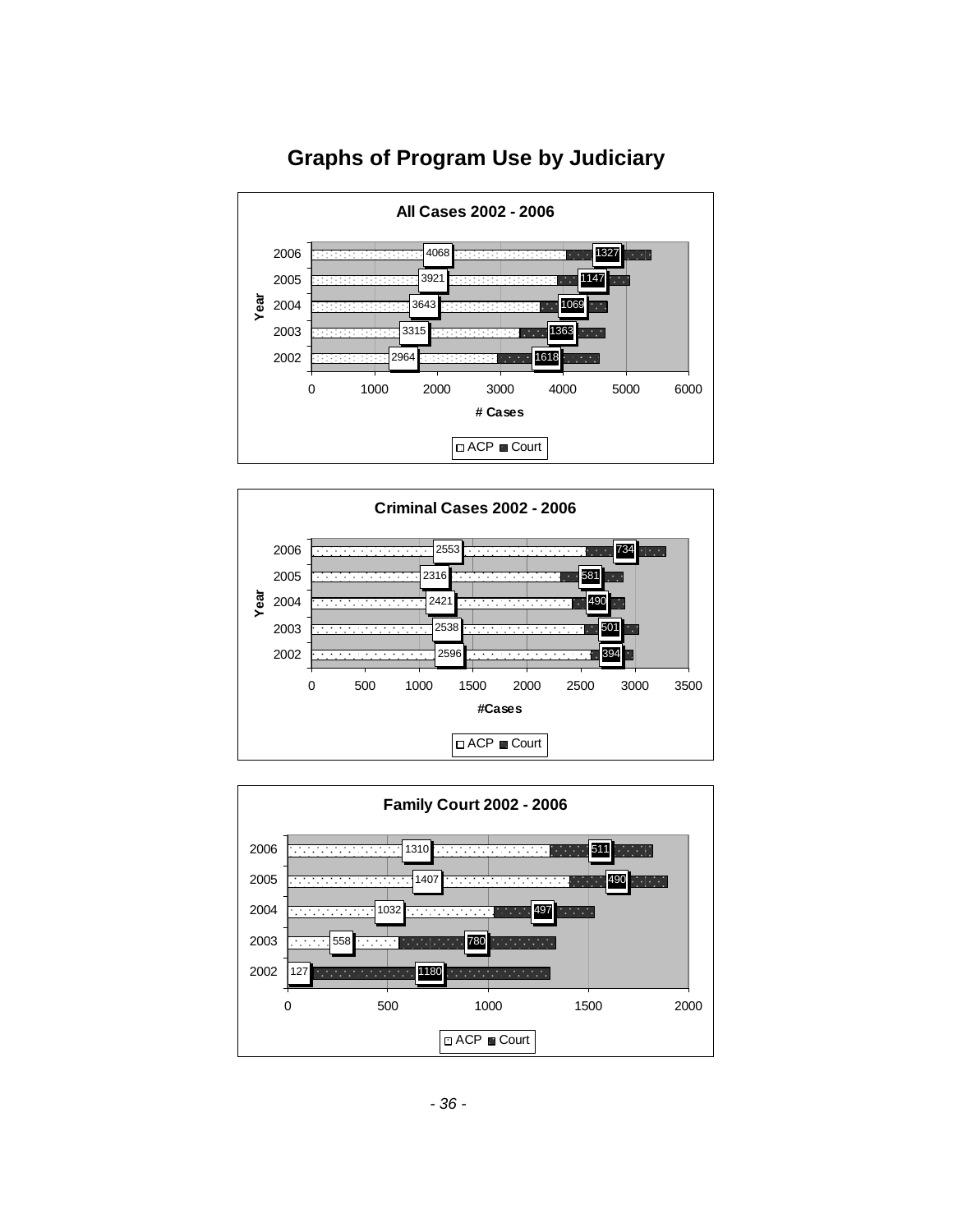# Graphs of Program Use by Judiciary

**All Cases 2002 - 2006**

| Year | ACP | Court |
|---|---|---|
| 2006 | 4068 | 1327 |
| 2005 | 3921 | 1147 |
| 2004 | 3643 | 1069 |
| 2003 | 3315 | 1363 |
| 2002 | 2964 | 1618 |

**Criminal Cases 2002 - 2006**

| Year | ACP | Court |
|---|---|---|
| 2006 | 2553 | 734 |
| 2005 | 2316 | 581 |
| 2004 | 2421 | 490 |
| 2003 | 2538 | 501 |
| 2002 | 2596 | 394 |

**Family Court 2002 - 2006**

| Year | ACP | Court |
|---|---|---|
| 2006 | 1310 | 511 |
| 2005 | 1407 | 490 |
| 2004 | 1032 | 497 |
| 2003 | 558 | 780 |
| 2002 | 127 | 1180 |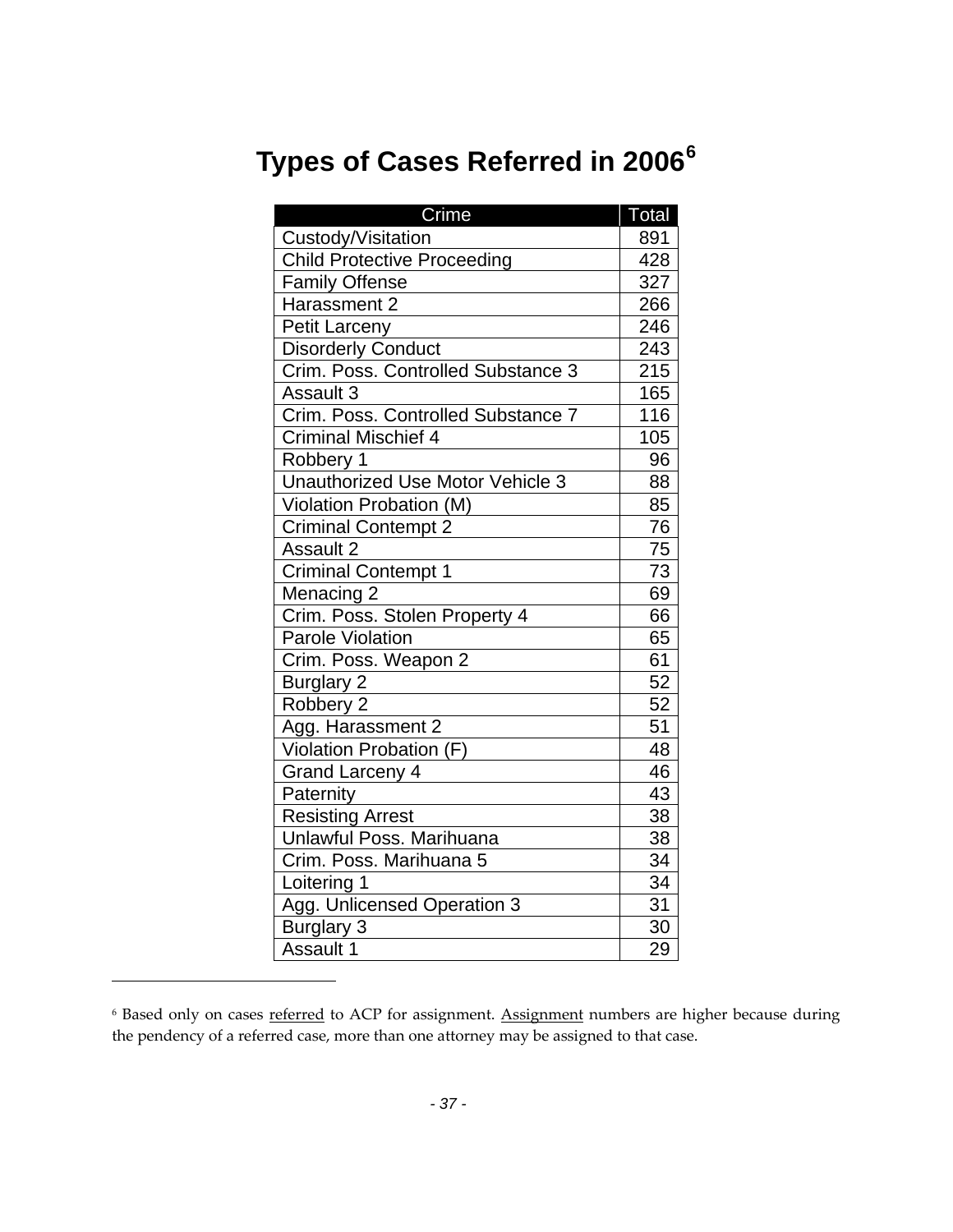# Types of Cases Referred in 2006[6]

| Crime | Total |
|---|---|
| Custody/Visitation | 891 |
| Child Protective Proceeding | 428 |
| Family Offense | 327 |
| Harassment 2 | 266 |
| Petit Larceny | 246 |
| Disorderly Conduct | 243 |
| Crim. Poss. Controlled Substance 3 | 215 |
| Assault 3 | 165 |
| Crim. Poss. Controlled Substance 7 | 116 |
| Criminal Mischief 4 | 105 |
| Robbery 1 | 96 |
| Unauthorized Use Motor Vehicle 3 | 88 |
| Violation Probation (M) | 85 |
| Criminal Contempt 2 | 76 |
| Assault 2 | 75 |
| Criminal Contempt 1 | 73 |
| Menacing 2 | 69 |
| Crim. Poss. Stolen Property 4 | 66 |
| Parole Violation | 65 |
| Crim. Poss. Weapon 2 | 61 |
| Burglary 2 | 52 |
| Robbery 2 | 52 |
| Agg. Harassment 2 | 51 |
| Violation Probation (F) | 48 |
| Grand Larceny 4 | 46 |
| Paternity | 43 |
| Resisting Arrest | 38 |
| Unlawful Poss. Marihuana | 38 |
| Crim. Poss. Marihuana 5 | 34 |
| Loitering 1 | 34 |
| Agg. Unlicensed Operation 3 | 31 |
| Burglary 3 | 30 |
| Assault 1 | 29 |

[6] Based only on cases referred to ACP for assignment. Assignment numbers are higher because during the pendency of a referred case, more than one attorney may be assigned to that case.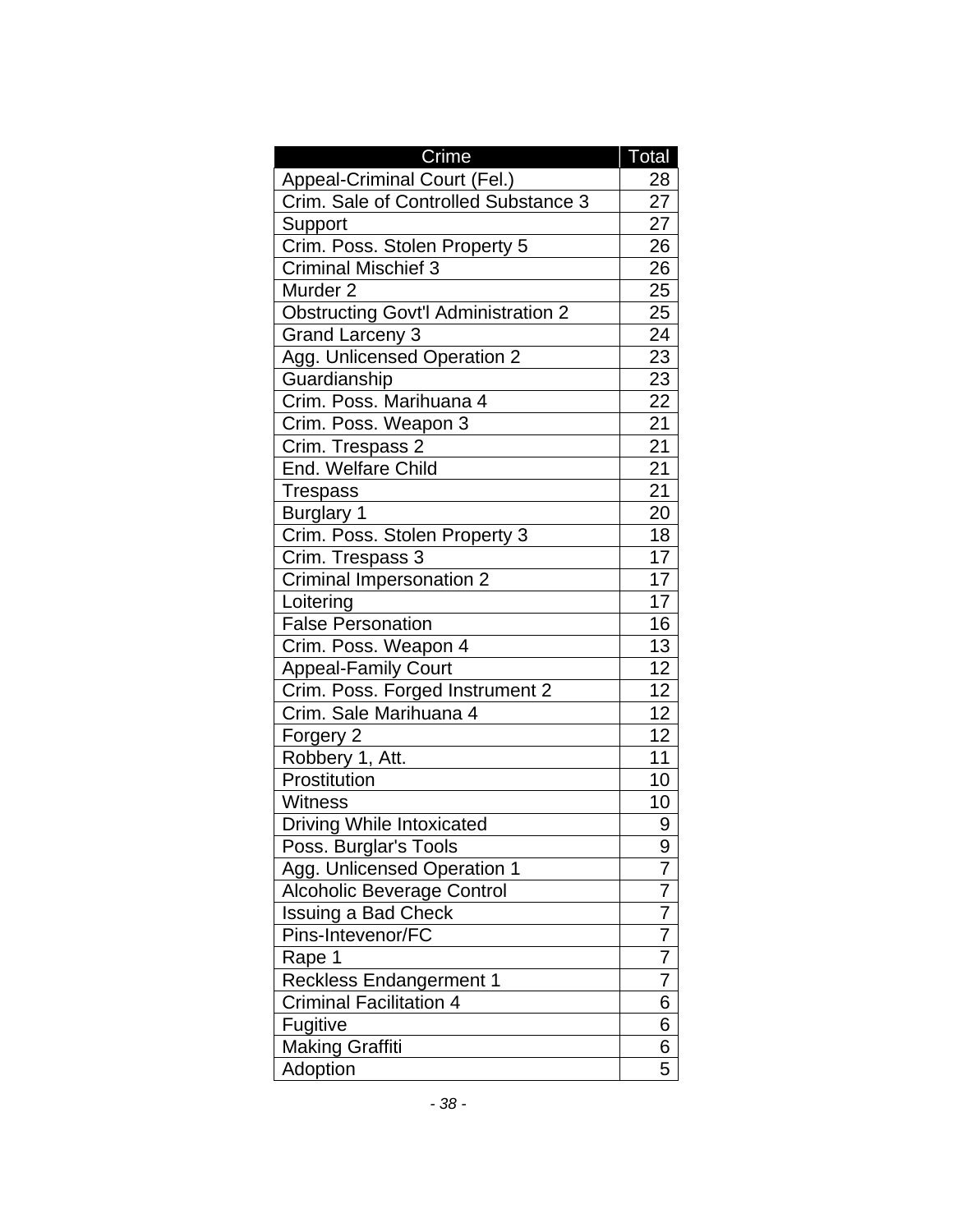| Crime | Total |
| --- | --- |
| Appeal-Criminal Court (Fel.) | 28 |
| Crim. Sale of Controlled Substance 3 | 27 |
| Support | 27 |
| Crim. Poss. Stolen Property 5 | 26 |
| Criminal Mischief 3 | 26 |
| Murder 2 | 25 |
| Obstructing Govt'l Administration 2 | 25 |
| Grand Larceny 3 | 24 |
| Agg. Unlicensed Operation 2 | 23 |
| Guardianship | 23 |
| Crim. Poss. Marihuana 4 | 22 |
| Crim. Poss. Weapon 3 | 21 |
| Crim. Trespass 2 | 21 |
| End. Welfare Child | 21 |
| Trespass | 21 |
| Burglary 1 | 20 |
| Crim. Poss. Stolen Property 3 | 18 |
| Crim. Trespass 3 | 17 |
| Criminal Impersonation 2 | 17 |
| Loitering | 17 |
| False Personation | 16 |
| Crim. Poss. Weapon 4 | 13 |
| Appeal-Family Court | 12 |
| Crim. Poss. Forged Instrument 2 | 12 |
| Crim. Sale Marihuana 4 | 12 |
| Forgery 2 | 12 |
| Robbery 1, Att. | 11 |
| Prostitution | 10 |
| Witness | 10 |
| Driving While Intoxicated | 9 |
| Poss. Burglar's Tools | 9 |
| Agg. Unlicensed Operation 1 | 7 |
| Alcoholic Beverage Control | 7 |
| Issuing a Bad Check | 7 |
| Pins-Intevenor/FC | 7 |
| Rape 1 | 7 |
| Reckless Endangerment 1 | 7 |
| Criminal Facilitation 4 | 6 |
| Fugitive | 6 |
| Making Graffiti | 6 |
| Adoption | 5 |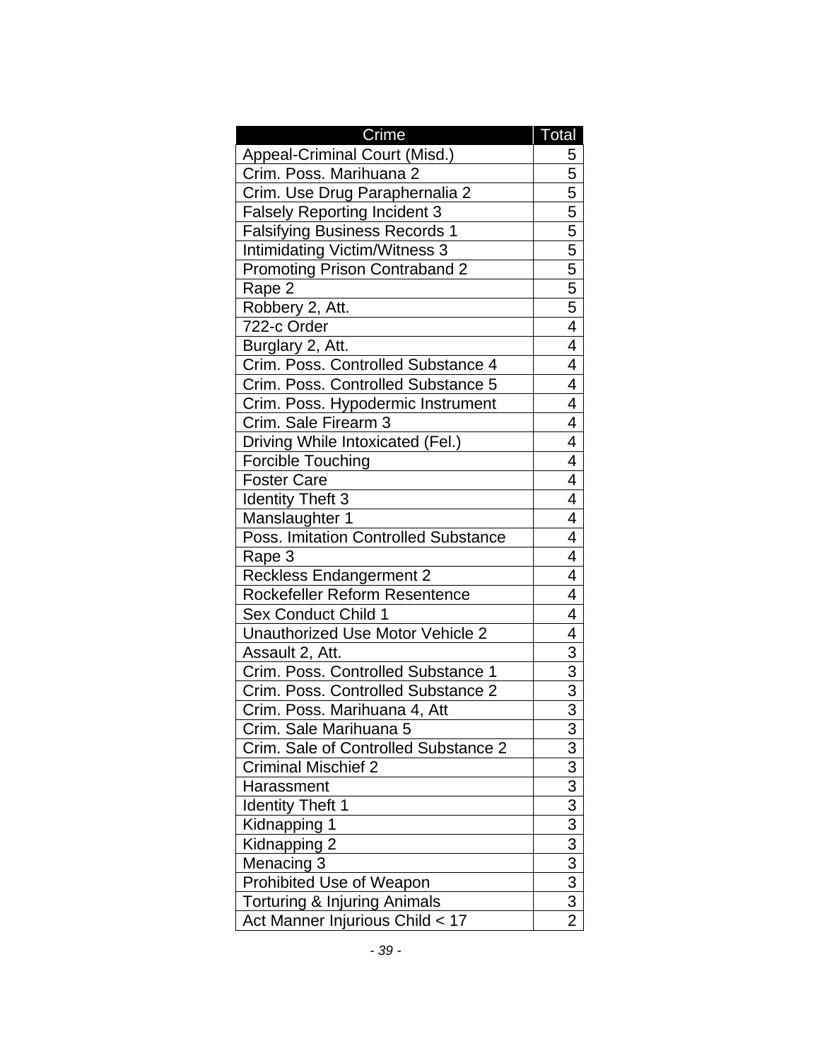| Crime | Total |
|---|---|
| Appeal-Criminal Court (Misd.) | 5 |
| Crim. Poss. Marihuana 2 | 5 |
| Crim. Use Drug Paraphernalia 2 | 5 |
| Falsely Reporting Incident 3 | 5 |
| Falsifying Business Records 1 | 5 |
| Intimidating Victim/Witness 3 | 5 |
| Promoting Prison Contraband 2 | 5 |
| Rape 2 | 5 |
| Robbery 2, Att. | 5 |
| 722-c Order | 4 |
| Burglary 2, Att. | 4 |
| Crim. Poss. Controlled Substance 4 | 4 |
| Crim. Poss. Controlled Substance 5 | 4 |
| Crim. Poss. Hypodermic Instrument | 4 |
| Crim. Sale Firearm 3 | 4 |
| Driving While Intoxicated (Fel.) | 4 |
| Forcible Touching | 4 |
| Foster Care | 4 |
| Identity Theft 3 | 4 |
| Manslaughter 1 | 4 |
| Poss. Imitation Controlled Substance | 4 |
| Rape 3 | 4 |
| Reckless Endangerment 2 | 4 |
| Rockefeller Reform Resentence | 4 |
| Sex Conduct Child 1 | 4 |
| Unauthorized Use Motor Vehicle 2 | 4 |
| Assault 2, Att. | 3 |
| Crim. Poss. Controlled Substance 1 | 3 |
| Crim. Poss. Controlled Substance 2 | 3 |
| Crim. Poss. Marihuana 4, Att | 3 |
| Crim. Sale Marihuana 5 | 3 |
| Crim. Sale of Controlled Substance 2 | 3 |
| Criminal Mischief 2 | 3 |
| Harassment | 3 |
| Identity Theft 1 | 3 |
| Kidnapping 1 | 3 |
| Kidnapping 2 | 3 |
| Menacing 3 | 3 |
| Prohibited Use of Weapon | 3 |
| Torturing & Injuring Animals | 3 |
| Act Manner Injurious Child < 17 | 2 |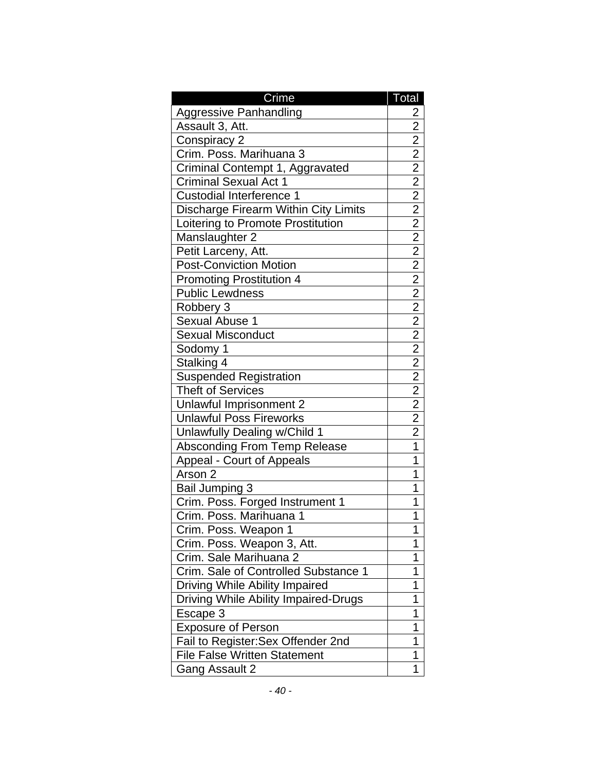| Crime | Total |
|---|---|
| Aggressive Panhandling | 2 |
| Assault 3, Att. | 2 |
| Conspiracy 2 | 2 |
| Crim. Poss. Marihuana 3 | 2 |
| Criminal Contempt 1, Aggravated | 2 |
| Criminal Sexual Act 1 | 2 |
| Custodial Interference 1 | 2 |
| Discharge Firearm Within City Limits | 2 |
| Loitering to Promote Prostitution | 2 |
| Manslaughter 2 | 2 |
| Petit Larceny, Att. | 2 |
| Post-Conviction Motion | 2 |
| Promoting Prostitution 4 | 2 |
| Public Lewdness | 2 |
| Robbery 3 | 2 |
| Sexual Abuse 1 | 2 |
| Sexual Misconduct | 2 |
| Sodomy 1 | 2 |
| Stalking 4 | 2 |
| Suspended Registration | 2 |
| Theft of Services | 2 |
| Unlawful Imprisonment 2 | 2 |
| Unlawful Poss Fireworks | 2 |
| Unlawfully Dealing w/Child 1 | 2 |
| Absconding From Temp Release | 1 |
| Appeal - Court of Appeals | 1 |
| Arson 2 | 1 |
| Bail Jumping 3 | 1 |
| Crim. Poss. Forged Instrument 1 | 1 |
| Crim. Poss. Marihuana 1 | 1 |
| Crim. Poss. Weapon 1 | 1 |
| Crim. Poss. Weapon 3, Att. | 1 |
| Crim. Sale Marihuana 2 | 1 |
| Crim. Sale of Controlled Substance 1 | 1 |
| Driving While Ability Impaired | 1 |
| Driving While Ability Impaired-Drugs | 1 |
| Escape 3 | 1 |
| Exposure of Person | 1 |
| Fail to Register:Sex Offender 2nd | 1 |
| File False Written Statement | 1 |
| Gang Assault 2 | 1 |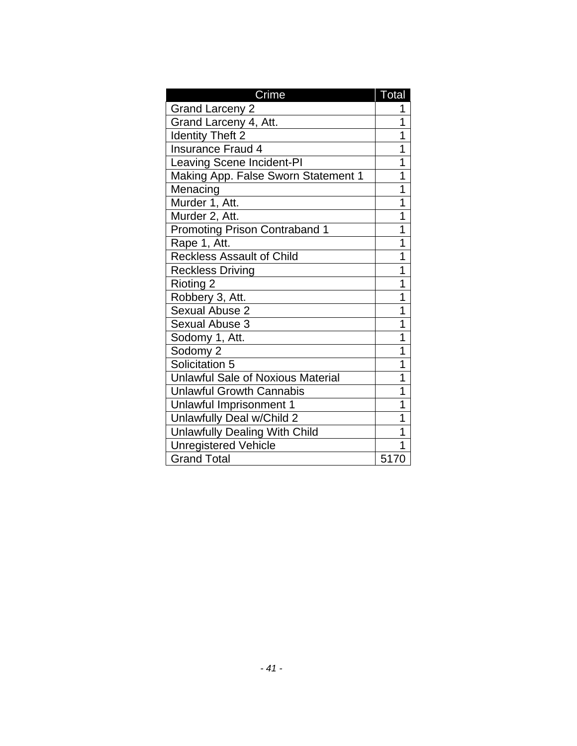| Crime | Total |
| --- | --- |
| Grand Larceny 2 | 1 |
| Grand Larceny 4, Att. | 1 |
| Identity Theft 2 | 1 |
| Insurance Fraud 4 | 1 |
| Leaving Scene Incident-PI | 1 |
| Making App. False Sworn Statement 1 | 1 |
| Menacing | 1 |
| Murder 1, Att. | 1 |
| Murder 2, Att. | 1 |
| Promoting Prison Contraband 1 | 1 |
| Rape 1, Att. | 1 |
| Reckless Assault of Child | 1 |
| Reckless Driving | 1 |
| Rioting 2 | 1 |
| Robbery 3, Att. | 1 |
| Sexual Abuse 2 | 1 |
| Sexual Abuse 3 | 1 |
| Sodomy 1, Att. | 1 |
| Sodomy 2 | 1 |
| Solicitation 5 | 1 |
| Unlawful Sale of Noxious Material | 1 |
| Unlawful Growth Cannabis | 1 |
| Unlawful Imprisonment 1 | 1 |
| Unlawfully Deal w/Child 2 | 1 |
| Unlawfully Dealing With Child | 1 |
| Unregistered Vehicle | 1 |
| Grand Total | 5170 |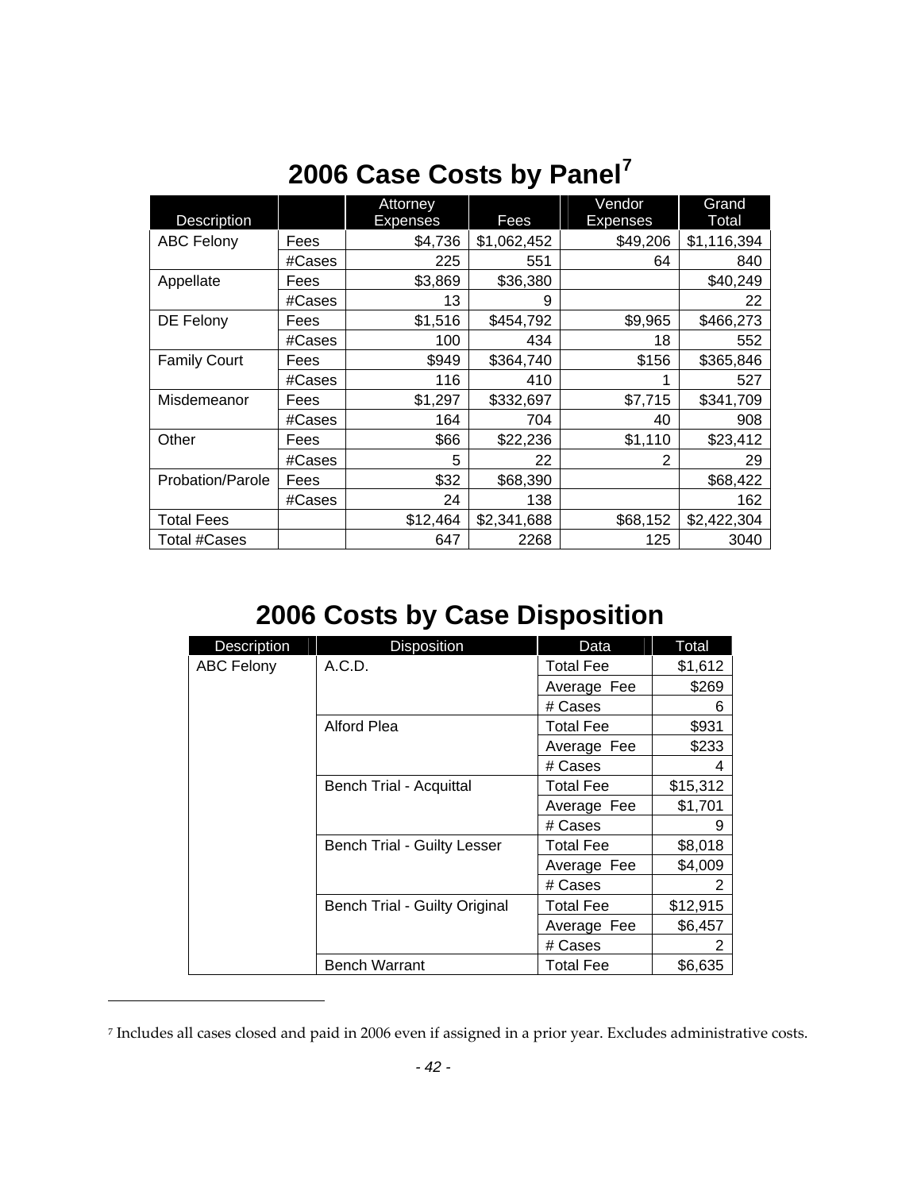## 2006 Case Costs by Panel[7]

| Description | | Attorney Expenses | Fees | Vendor Expenses | Grand Total |
|---|---|---|---|---|---|
| ABC Felony | Fees | $4,736 | $1,062,452 | $49,206 | $1,116,394 |
| | #Cases | 225 | 551 | 64 | 840 |
| Appellate | Fees | $3,869 | $36,380 | | $40,249 |
| | #Cases | 13 | 9 | | 22 |
| DE Felony | Fees | $1,516 | $454,792 | $9,965 | $466,273 |
| | #Cases | 100 | 434 | 18 | 552 |
| Family Court | Fees | $949 | $364,740 | $156 | $365,846 |
| | #Cases | 116 | 410 | 1 | 527 |
| Misdemeanor | Fees | $1,297 | $332,697 | $7,715 | $341,709 |
| | #Cases | 164 | 704 | 40 | 908 |
| Other | Fees | $66 | $22,236 | $1,110 | $23,412 |
| | #Cases | 5 | 22 | 2 | 29 |
| Probation/Parole | Fees | $32 | $68,390 | | $68,422 |
| | #Cases | 24 | 138 | | 162 |
| Total Fees | | $12,464 | $2,341,688 | $68,152 | $2,422,304 |
| Total #Cases | | 647 | 2268 | 125 | 3040 |

## 2006 Costs by Case Disposition

| Description | Disposition | Data | Total |
|---|---|---|---|
| ABC Felony | A.C.D. | Total Fee | $1,612 |
| | | Average Fee | $269 |
| | | # Cases | 6 |
| | Alford Plea | Total Fee | $931 |
| | | Average Fee | $233 |
| | | # Cases | 4 |
| | Bench Trial - Acquittal | Total Fee | $15,312 |
| | | Average Fee | $1,701 |
| | | # Cases | 9 |
| | Bench Trial - Guilty Lesser | Total Fee | $8,018 |
| | | Average Fee | $4,009 |
| | | # Cases | 2 |
| | Bench Trial - Guilty Original | Total Fee | $12,915 |
| | | Average Fee | $6,457 |
| | | # Cases | 2 |
| | Bench Warrant | Total Fee | $6,635 |

[7] Includes all cases closed and paid in 2006 even if assigned in a prior year. Excludes administrative costs.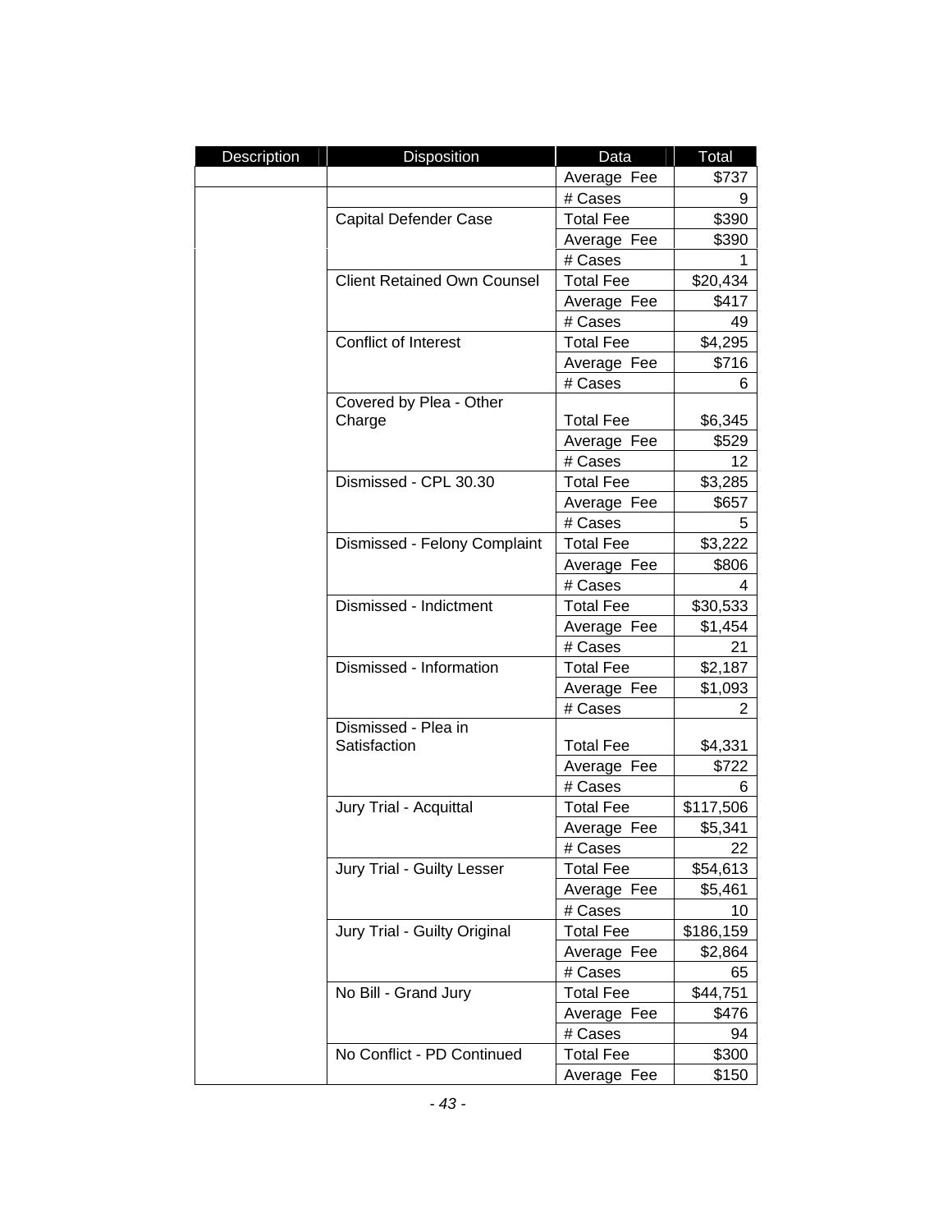| Description | Disposition | Data | Total |
|---|---|---|---|
| | | Average Fee | $737 |
| | | # Cases | 9 |
| | Capital Defender Case | Total Fee | $390 |
| | | Average Fee | $390 |
| | | # Cases | 1 |
| | Client Retained Own Counsel | Total Fee | $20,434 |
| | | Average Fee | $417 |
| | | # Cases | 49 |
| | Conflict of Interest | Total Fee | $4,295 |
| | | Average Fee | $716 |
| | | # Cases | 6 |
| | Covered by Plea - Other Charge | Total Fee | $6,345 |
| | | Average Fee | $529 |
| | | # Cases | 12 |
| | Dismissed - CPL 30.30 | Total Fee | $3,285 |
| | | Average Fee | $657 |
| | | # Cases | 5 |
| | Dismissed - Felony Complaint | Total Fee | $3,222 |
| | | Average Fee | $806 |
| | | # Cases | 4 |
| | Dismissed - Indictment | Total Fee | $30,533 |
| | | Average Fee | $1,454 |
| | | # Cases | 21 |
| | Dismissed - Information | Total Fee | $2,187 |
| | | Average Fee | $1,093 |
| | | # Cases | 2 |
| | Dismissed - Plea in Satisfaction | Total Fee | $4,331 |
| | | Average Fee | $722 |
| | | # Cases | 6 |
| | Jury Trial - Acquittal | Total Fee | $117,506 |
| | | Average Fee | $5,341 |
| | | # Cases | 22 |
| | Jury Trial - Guilty Lesser | Total Fee | $54,613 |
| | | Average Fee | $5,461 |
| | | # Cases | 10 |
| | Jury Trial - Guilty Original | Total Fee | $186,159 |
| | | Average Fee | $2,864 |
| | | # Cases | 65 |
| | No Bill - Grand Jury | Total Fee | $44,751 |
| | | Average Fee | $476 |
| | | # Cases | 94 |
| | No Conflict - PD Continued | Total Fee | $300 |
| | | Average Fee | $150 |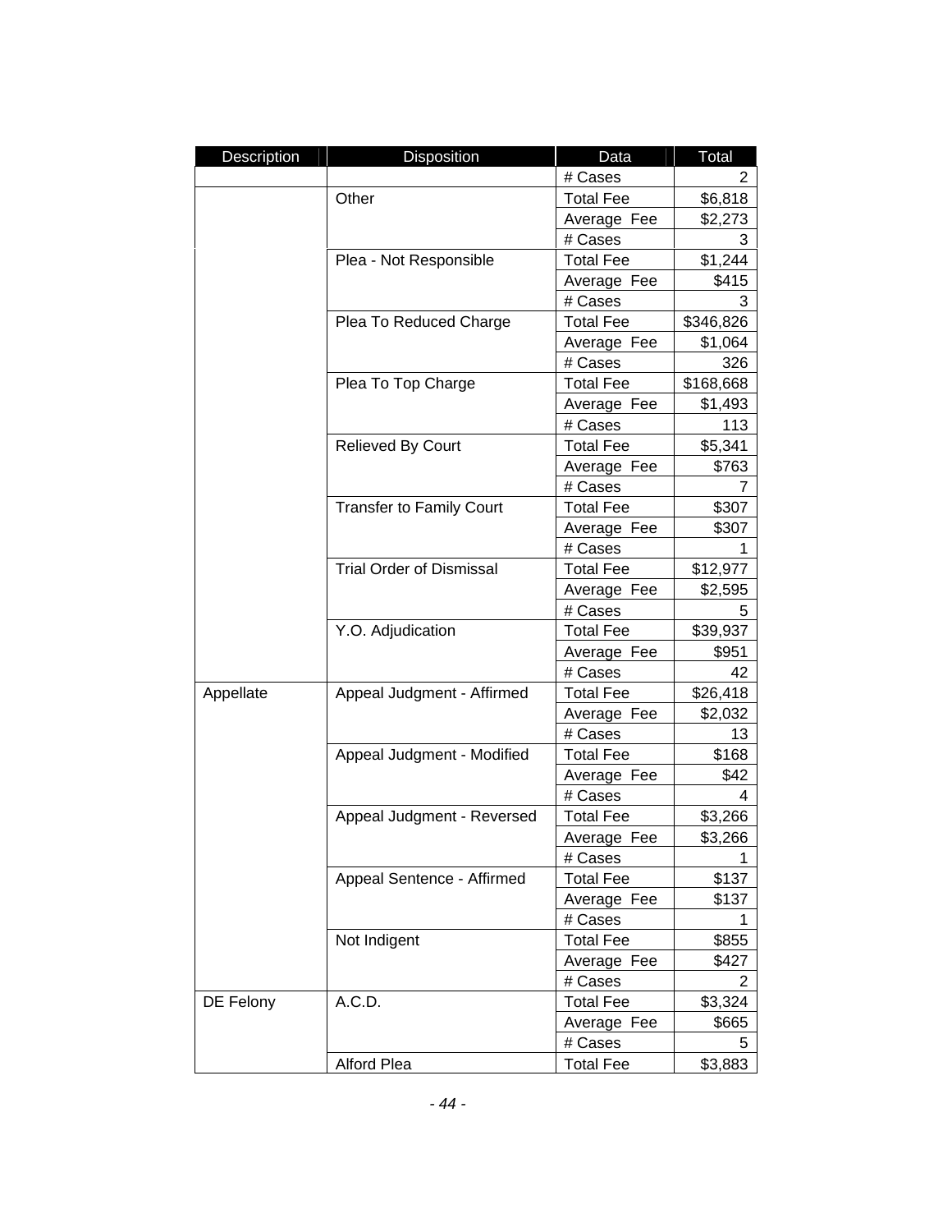| Description | Disposition | Data | Total |
|---|---|---|---|
| | | # Cases | 2 |
| | Other | Total Fee | $6,818 |
| | | Average Fee | $2,273 |
| | | # Cases | 3 |
| | Plea - Not Responsible | Total Fee | $1,244 |
| | | Average Fee | $415 |
| | | # Cases | 3 |
| | Plea To Reduced Charge | Total Fee | $346,826 |
| | | Average Fee | $1,064 |
| | | # Cases | 326 |
| | Plea To Top Charge | Total Fee | $168,668 |
| | | Average Fee | $1,493 |
| | | # Cases | 113 |
| | Relieved By Court | Total Fee | $5,341 |
| | | Average Fee | $763 |
| | | # Cases | 7 |
| | Transfer to Family Court | Total Fee | $307 |
| | | Average Fee | $307 |
| | | # Cases | 1 |
| | Trial Order of Dismissal | Total Fee | $12,977 |
| | | Average Fee | $2,595 |
| | | # Cases | 5 |
| | Y.O. Adjudication | Total Fee | $39,937 |
| | | Average Fee | $951 |
| | | # Cases | 42 |
| Appellate | Appeal Judgment - Affirmed | Total Fee | $26,418 |
| | | Average Fee | $2,032 |
| | | # Cases | 13 |
| | Appeal Judgment - Modified | Total Fee | $168 |
| | | Average Fee | $42 |
| | | # Cases | 4 |
| | Appeal Judgment - Reversed | Total Fee | $3,266 |
| | | Average Fee | $3,266 |
| | | # Cases | 1 |
| | Appeal Sentence - Affirmed | Total Fee | $137 |
| | | Average Fee | $137 |
| | | # Cases | 1 |
| | Not Indigent | Total Fee | $855 |
| | | Average Fee | $427 |
| | | # Cases | 2 |
| DE Felony | A.C.D. | Total Fee | $3,324 |
| | | Average Fee | $665 |
| | | # Cases | 5 |
| | Alford Plea | Total Fee | $3,883 |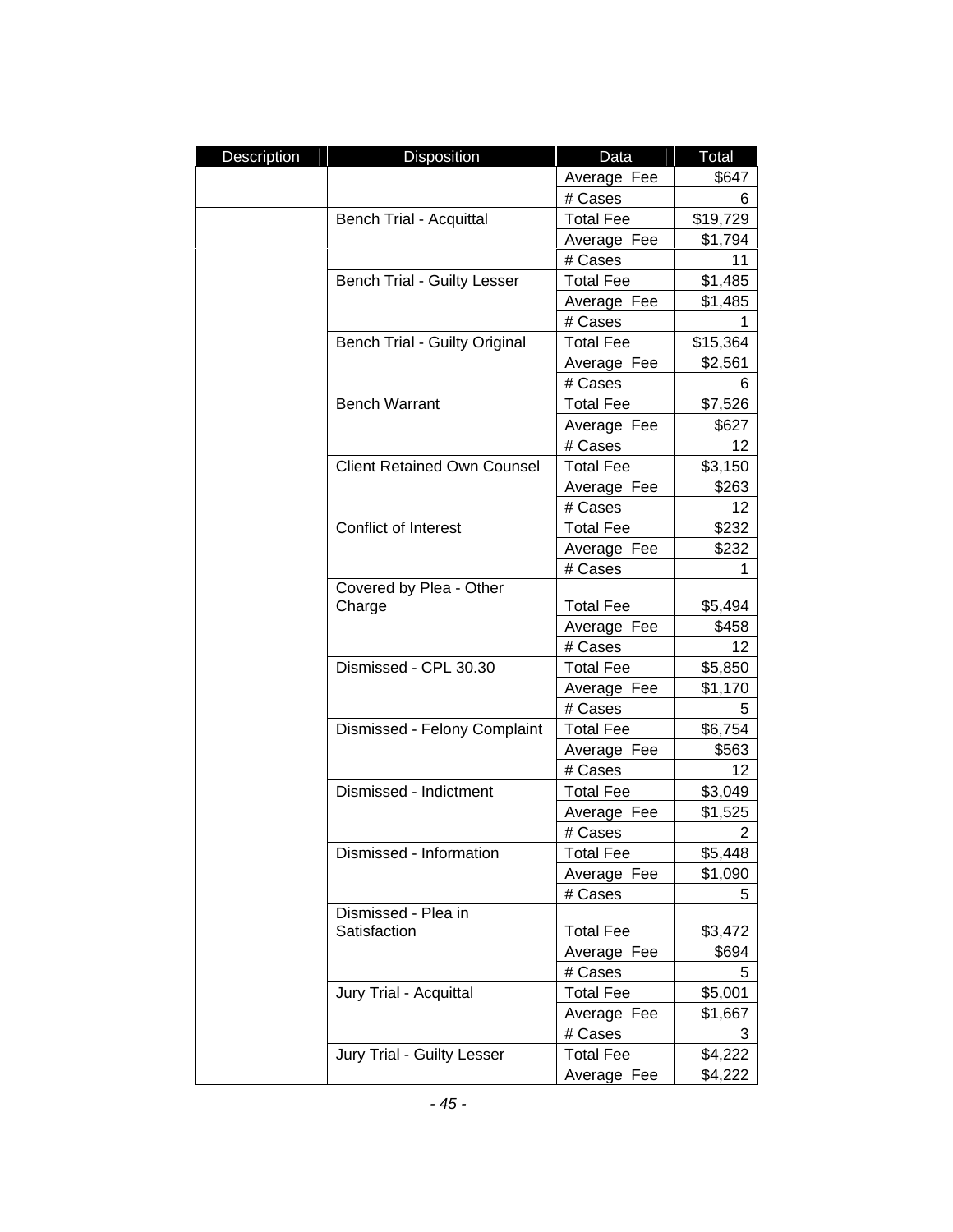| Description | Disposition | Data | Total |
|---|---|---|---|
| | | Average Fee | $647 |
| | | # Cases | 6 |
| | Bench Trial - Acquittal | Total Fee | $19,729 |
| | | Average Fee | $1,794 |
| | | # Cases | 11 |
| | Bench Trial - Guilty Lesser | Total Fee | $1,485 |
| | | Average Fee | $1,485 |
| | | # Cases | 1 |
| | Bench Trial - Guilty Original | Total Fee | $15,364 |
| | | Average Fee | $2,561 |
| | | # Cases | 6 |
| | Bench Warrant | Total Fee | $7,526 |
| | | Average Fee | $627 |
| | | # Cases | 12 |
| | Client Retained Own Counsel | Total Fee | $3,150 |
| | | Average Fee | $263 |
| | | # Cases | 12 |
| | Conflict of Interest | Total Fee | $232 |
| | | Average Fee | $232 |
| | | # Cases | 1 |
| | Covered by Plea - Other Charge | Total Fee | $5,494 |
| | | Average Fee | $458 |
| | | # Cases | 12 |
| | Dismissed - CPL 30.30 | Total Fee | $5,850 |
| | | Average Fee | $1,170 |
| | | # Cases | 5 |
| | Dismissed - Felony Complaint | Total Fee | $6,754 |
| | | Average Fee | $563 |
| | | # Cases | 12 |
| | Dismissed - Indictment | Total Fee | $3,049 |
| | | Average Fee | $1,525 |
| | | # Cases | 2 |
| | Dismissed - Information | Total Fee | $5,448 |
| | | Average Fee | $1,090 |
| | | # Cases | 5 |
| | Dismissed - Plea in Satisfaction | Total Fee | $3,472 |
| | | Average Fee | $694 |
| | | # Cases | 5 |
| | Jury Trial - Acquittal | Total Fee | $5,001 |
| | | Average Fee | $1,667 |
| | | # Cases | 3 |
| | Jury Trial - Guilty Lesser | Total Fee | $4,222 |
| | | Average Fee | $4,222 |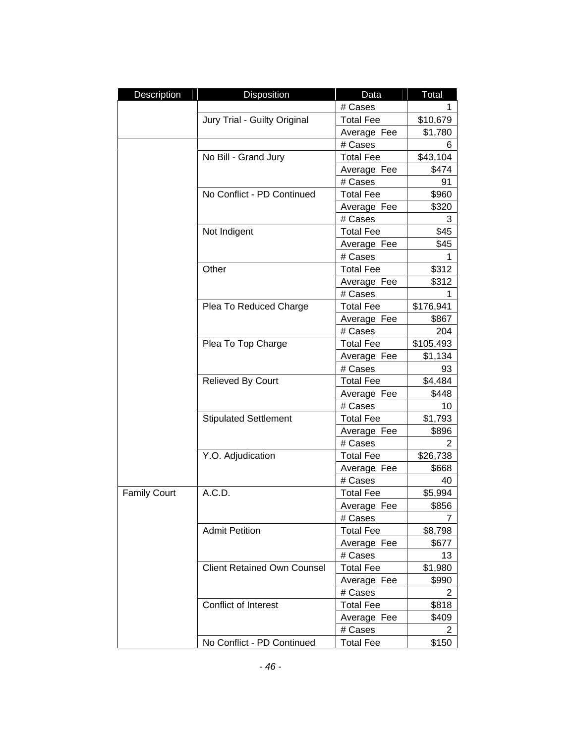| Description | Disposition | Data | Total |
|---|---|---|---|
| | | # Cases | 1 |
| | Jury Trial - Guilty Original | Total Fee | $10,679 |
| | | Average Fee | $1,780 |
| | | # Cases | 6 |
| | No Bill - Grand Jury | Total Fee | $43,104 |
| | | Average Fee | $474 |
| | | # Cases | 91 |
| | No Conflict - PD Continued | Total Fee | $960 |
| | | Average Fee | $320 |
| | | # Cases | 3 |
| | Not Indigent | Total Fee | $45 |
| | | Average Fee | $45 |
| | | # Cases | 1 |
| | Other | Total Fee | $312 |
| | | Average Fee | $312 |
| | | # Cases | 1 |
| | Plea To Reduced Charge | Total Fee | $176,941 |
| | | Average Fee | $867 |
| | | # Cases | 204 |
| | Plea To Top Charge | Total Fee | $105,493 |
| | | Average Fee | $1,134 |
| | | # Cases | 93 |
| | Relieved By Court | Total Fee | $4,484 |
| | | Average Fee | $448 |
| | | # Cases | 10 |
| | Stipulated Settlement | Total Fee | $1,793 |
| | | Average Fee | $896 |
| | | # Cases | 2 |
| | Y.O. Adjudication | Total Fee | $26,738 |
| | | Average Fee | $668 |
| | | # Cases | 40 |
| Family Court | A.C.D. | Total Fee | $5,994 |
| | | Average Fee | $856 |
| | | # Cases | 7 |
| | Admit Petition | Total Fee | $8,798 |
| | | Average Fee | $677 |
| | | # Cases | 13 |
| | Client Retained Own Counsel | Total Fee | $1,980 |
| | | Average Fee | $990 |
| | | # Cases | 2 |
| | Conflict of Interest | Total Fee | $818 |
| | | Average Fee | $409 |
| | | # Cases | 2 |
| | No Conflict - PD Continued | Total Fee | $150 |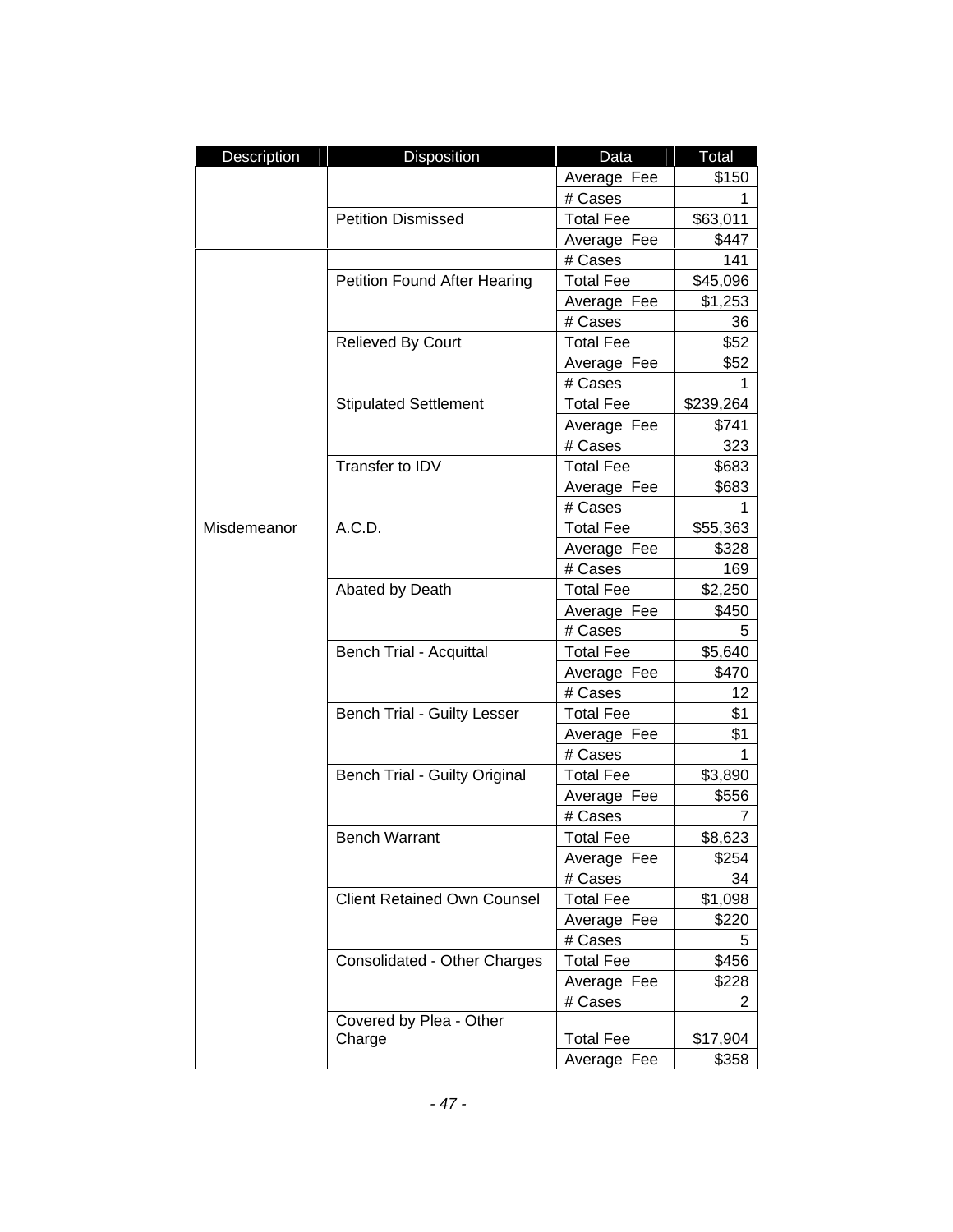| Description | Disposition | Data | Total |
|---|---|---|---|
| | | Average Fee | $150 |
| | | # Cases | 1 |
| | Petition Dismissed | Total Fee | $63,011 |
| | | Average Fee | $447 |
| | | # Cases | 141 |
| | Petition Found After Hearing | Total Fee | $45,096 |
| | | Average Fee | $1,253 |
| | | # Cases | 36 |
| | Relieved By Court | Total Fee | $52 |
| | | Average Fee | $52 |
| | | # Cases | 1 |
| | Stipulated Settlement | Total Fee | $239,264 |
| | | Average Fee | $741 |
| | | # Cases | 323 |
| | Transfer to IDV | Total Fee | $683 |
| | | Average Fee | $683 |
| | | # Cases | 1 |
| Misdemeanor | A.C.D. | Total Fee | $55,363 |
| | | Average Fee | $328 |
| | | # Cases | 169 |
| | Abated by Death | Total Fee | $2,250 |
| | | Average Fee | $450 |
| | | # Cases | 5 |
| | Bench Trial - Acquittal | Total Fee | $5,640 |
| | | Average Fee | $470 |
| | | # Cases | 12 |
| | Bench Trial - Guilty Lesser | Total Fee | $1 |
| | | Average Fee | $1 |
| | | # Cases | 1 |
| | Bench Trial - Guilty Original | Total Fee | $3,890 |
| | | Average Fee | $556 |
| | | # Cases | 7 |
| | Bench Warrant | Total Fee | $8,623 |
| | | Average Fee | $254 |
| | | # Cases | 34 |
| | Client Retained Own Counsel | Total Fee | $1,098 |
| | | Average Fee | $220 |
| | | # Cases | 5 |
| | Consolidated - Other Charges | Total Fee | $456 |
| | | Average Fee | $228 |
| | | # Cases | 2 |
| | Covered by Plea - Other Charge | Total Fee | $17,904 |
| | | Average Fee | $358 |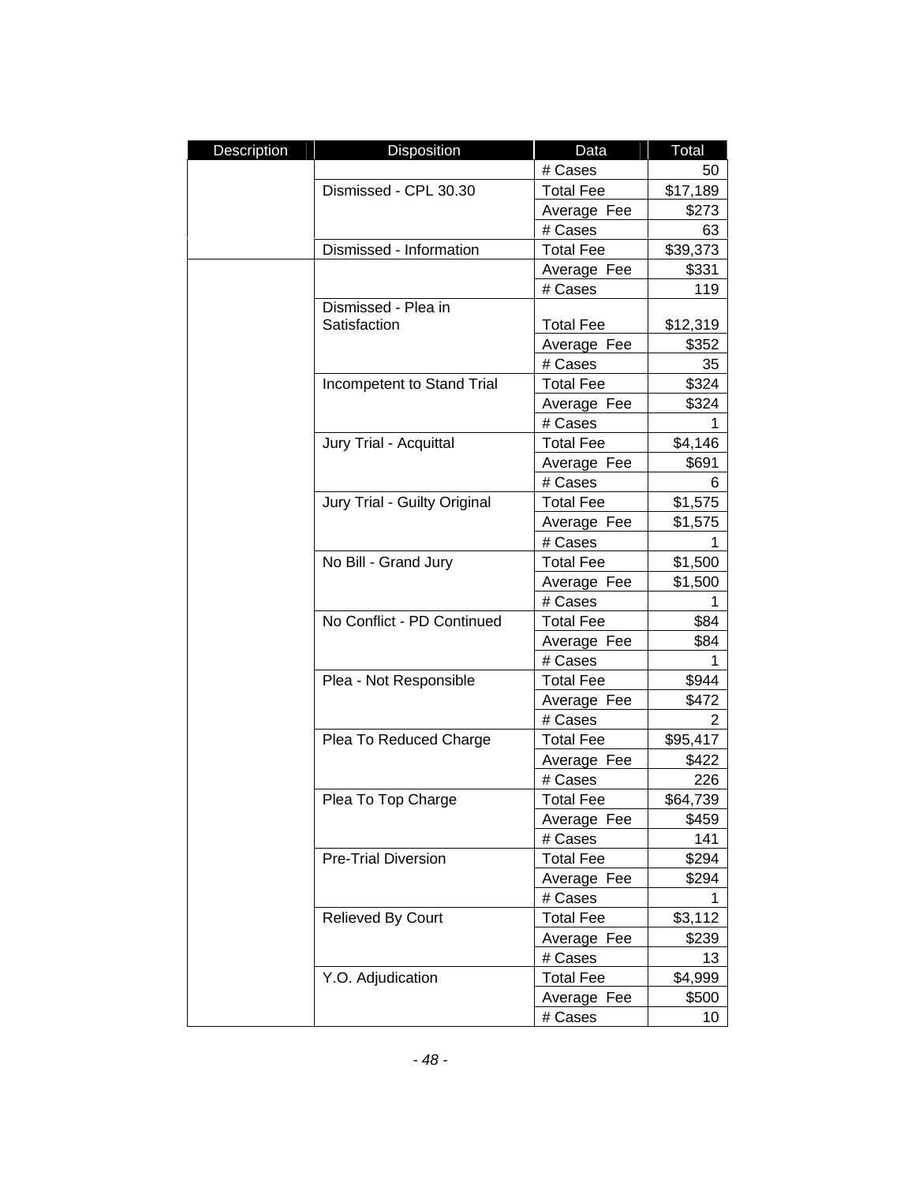| Description | Disposition | Data | Total |
|---|---|---|---|
| | | # Cases | 50 |
| | Dismissed - CPL 30.30 | Total Fee | $17,189 |
| | | Average Fee | $273 |
| | | # Cases | 63 |
| | Dismissed - Information | Total Fee | $39,373 |
| | | Average Fee | $331 |
| | | # Cases | 119 |
| | Dismissed - Plea in Satisfaction | Total Fee | $12,319 |
| | | Average Fee | $352 |
| | | # Cases | 35 |
| | Incompetent to Stand Trial | Total Fee | $324 |
| | | Average Fee | $324 |
| | | # Cases | 1 |
| | Jury Trial - Acquittal | Total Fee | $4,146 |
| | | Average Fee | $691 |
| | | # Cases | 6 |
| | Jury Trial - Guilty Original | Total Fee | $1,575 |
| | | Average Fee | $1,575 |
| | | # Cases | 1 |
| | No Bill - Grand Jury | Total Fee | $1,500 |
| | | Average Fee | $1,500 |
| | | # Cases | 1 |
| | No Conflict - PD Continued | Total Fee | $84 |
| | | Average Fee | $84 |
| | | # Cases | 1 |
| | Plea - Not Responsible | Total Fee | $944 |
| | | Average Fee | $472 |
| | | # Cases | 2 |
| | Plea To Reduced Charge | Total Fee | $95,417 |
| | | Average Fee | $422 |
| | | # Cases | 226 |
| | Plea To Top Charge | Total Fee | $64,739 |
| | | Average Fee | $459 |
| | | # Cases | 141 |
| | Pre-Trial Diversion | Total Fee | $294 |
| | | Average Fee | $294 |
| | | # Cases | 1 |
| | Relieved By Court | Total Fee | $3,112 |
| | | Average Fee | $239 |
| | | # Cases | 13 |
| | Y.O. Adjudication | Total Fee | $4,999 |
| | | Average Fee | $500 |
| | | # Cases | 10 |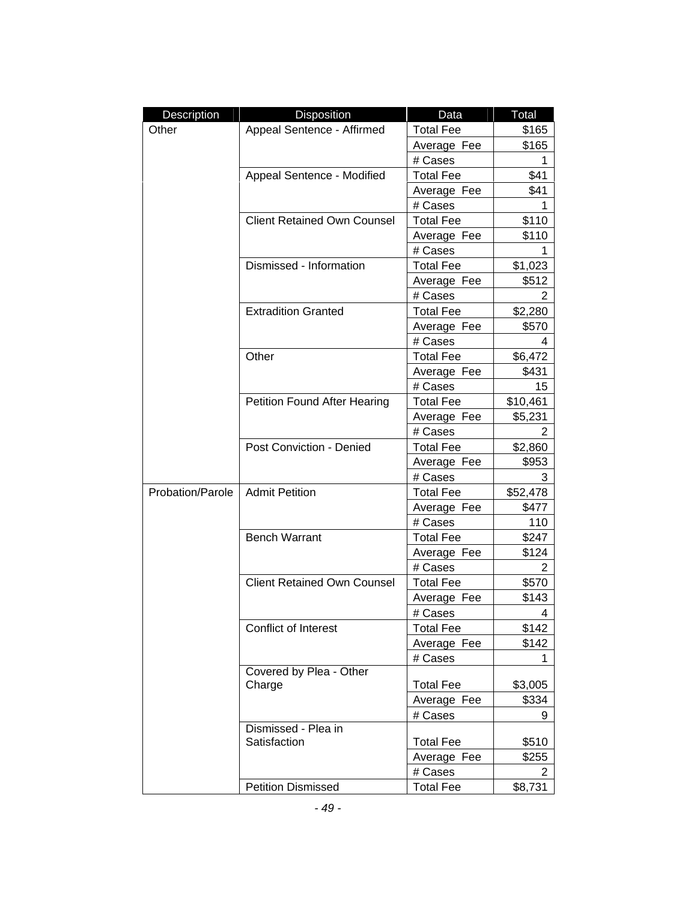| Description | Disposition | Data | Total |
|---|---|---|---|
| Other | Appeal Sentence - Affirmed | Total Fee | $165 |
| | | Average Fee | $165 |
| | | # Cases | 1 |
| | Appeal Sentence - Modified | Total Fee | $41 |
| | | Average Fee | $41 |
| | | # Cases | 1 |
| | Client Retained Own Counsel | Total Fee | $110 |
| | | Average Fee | $110 |
| | | # Cases | 1 |
| | Dismissed - Information | Total Fee | $1,023 |
| | | Average Fee | $512 |
| | | # Cases | 2 |
| | Extradition Granted | Total Fee | $2,280 |
| | | Average Fee | $570 |
| | | # Cases | 4 |
| | Other | Total Fee | $6,472 |
| | | Average Fee | $431 |
| | | # Cases | 15 |
| | Petition Found After Hearing | Total Fee | $10,461 |
| | | Average Fee | $5,231 |
| | | # Cases | 2 |
| | Post Conviction - Denied | Total Fee | $2,860 |
| | | Average Fee | $953 |
| | | # Cases | 3 |
| Probation/Parole | Admit Petition | Total Fee | $52,478 |
| | | Average Fee | $477 |
| | | # Cases | 110 |
| | Bench Warrant | Total Fee | $247 |
| | | Average Fee | $124 |
| | | # Cases | 2 |
| | Client Retained Own Counsel | Total Fee | $570 |
| | | Average Fee | $143 |
| | | # Cases | 4 |
| | Conflict of Interest | Total Fee | $142 |
| | | Average Fee | $142 |
| | | # Cases | 1 |
| | Covered by Plea - Other Charge | Total Fee | $3,005 |
| | | Average Fee | $334 |
| | | # Cases | 9 |
| | Dismissed - Plea in Satisfaction | Total Fee | $510 |
| | | Average Fee | $255 |
| | | # Cases | 2 |
| | Petition Dismissed | Total Fee | $8,731 |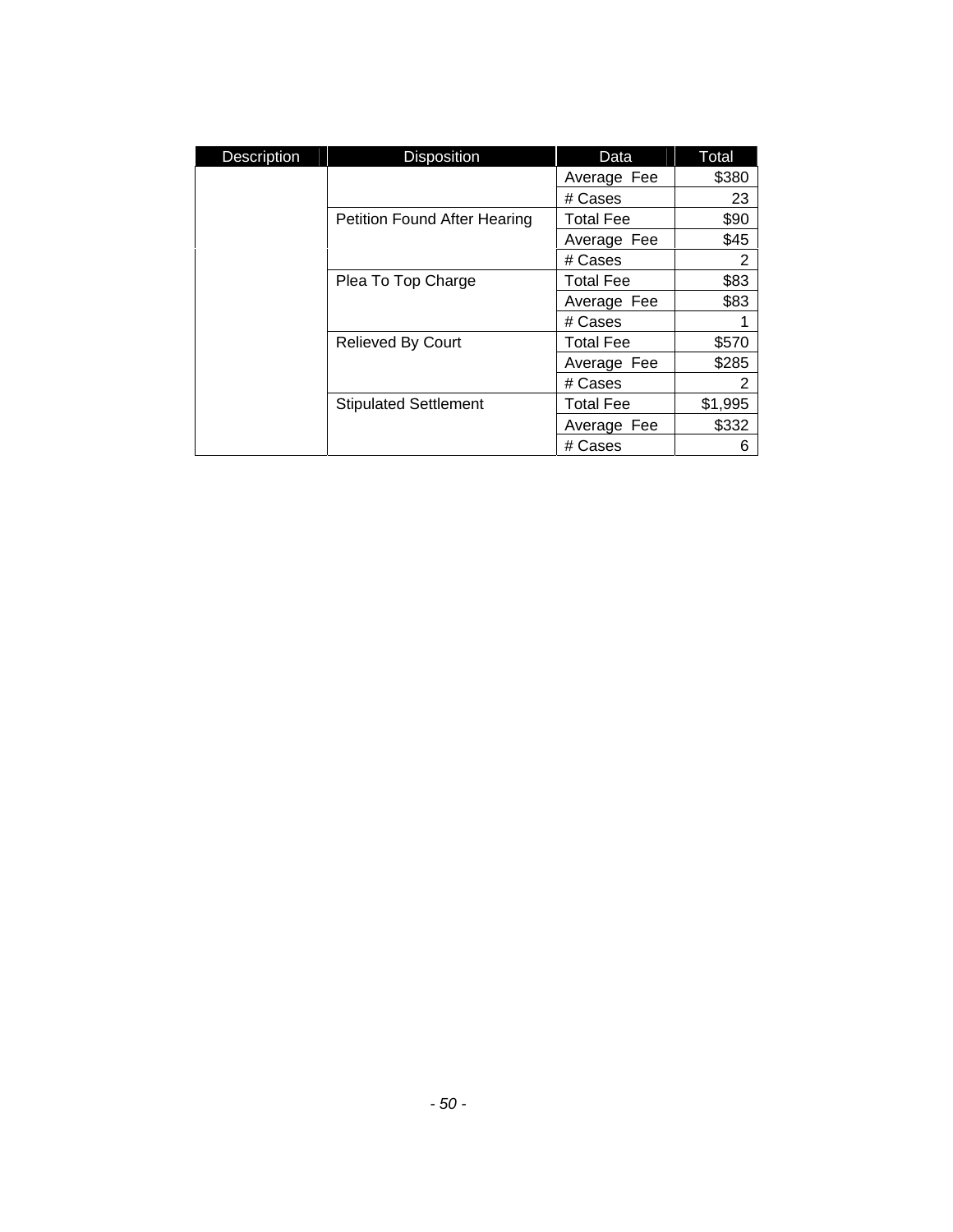| Description | Disposition | Data | Total |
|---|---|---|---|
| | | Average Fee | $380 |
| | | # Cases | 23 |
| | Petition Found After Hearing | Total Fee | $90 |
| | | Average Fee | $45 |
| | | # Cases | 2 |
| | Plea To Top Charge | Total Fee | $83 |
| | | Average Fee | $83 |
| | | # Cases | 1 |
| | Relieved By Court | Total Fee | $570 |
| | | Average Fee | $285 |
| | | # Cases | 2 |
| | Stipulated Settlement | Total Fee | $1,995 |
| | | Average Fee | $332 |
| | | # Cases | 6 |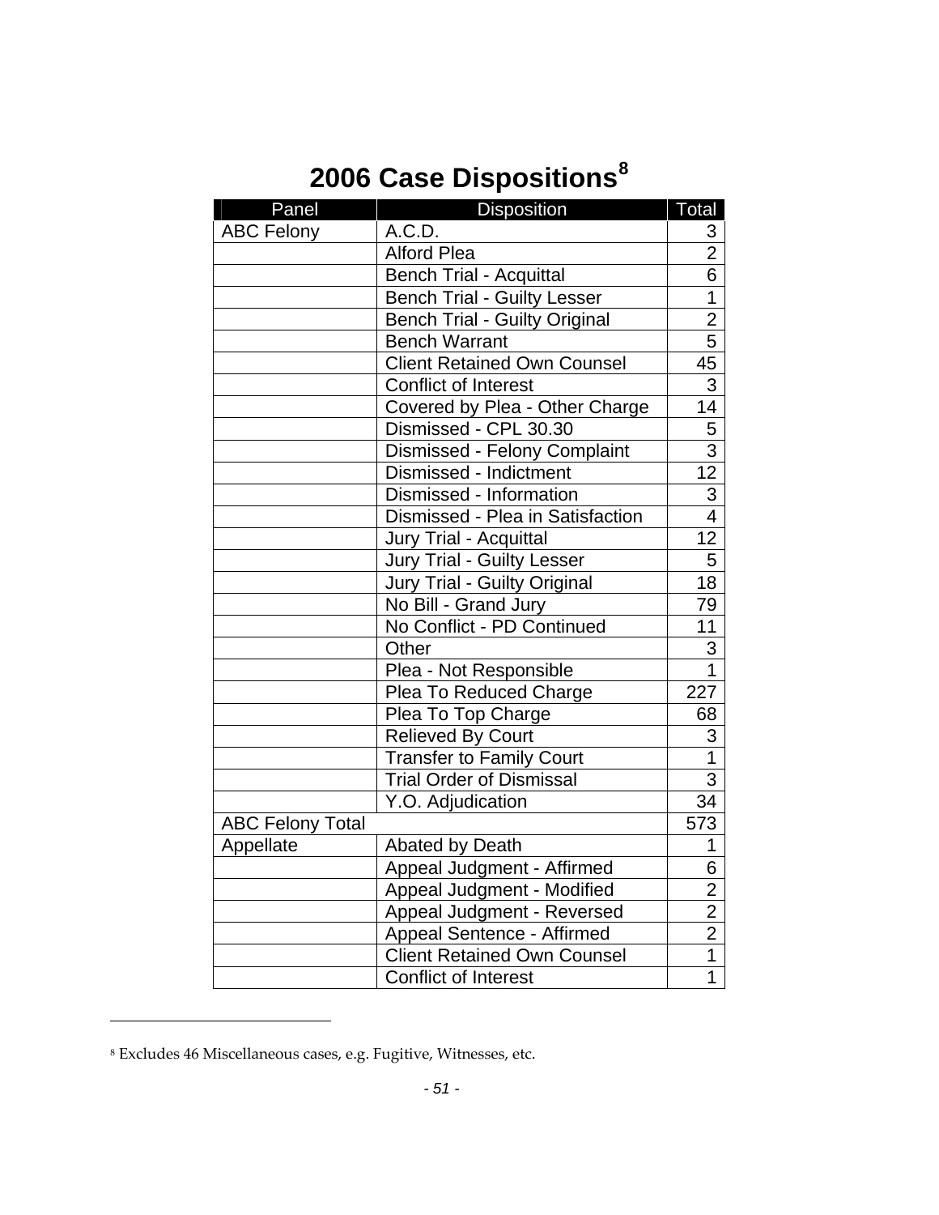# 2006 Case Dispositions[8]

| Panel | Disposition | Total |
|---|---|---|
| ABC Felony | A.C.D. | 3 |
| | Alford Plea | 2 |
| | Bench Trial - Acquittal | 6 |
| | Bench Trial - Guilty Lesser | 1 |
| | Bench Trial - Guilty Original | 2 |
| | Bench Warrant | 5 |
| | Client Retained Own Counsel | 45 |
| | Conflict of Interest | 3 |
| | Covered by Plea - Other Charge | 14 |
| | Dismissed - CPL 30.30 | 5 |
| | Dismissed - Felony Complaint | 3 |
| | Dismissed - Indictment | 12 |
| | Dismissed - Information | 3 |
| | Dismissed - Plea in Satisfaction | 4 |
| | Jury Trial - Acquittal | 12 |
| | Jury Trial - Guilty Lesser | 5 |
| | Jury Trial - Guilty Original | 18 |
| | No Bill - Grand Jury | 79 |
| | No Conflict - PD Continued | 11 |
| | Other | 3 |
| | Plea - Not Responsible | 1 |
| | Plea To Reduced Charge | 227 |
| | Plea To Top Charge | 68 |
| | Relieved By Court | 3 |
| | Transfer to Family Court | 1 |
| | Trial Order of Dismissal | 3 |
| | Y.O. Adjudication | 34 |
| ABC Felony Total | | 573 |
| Appellate | Abated by Death | 1 |
| | Appeal Judgment - Affirmed | 6 |
| | Appeal Judgment - Modified | 2 |
| | Appeal Judgment - Reversed | 2 |
| | Appeal Sentence - Affirmed | 2 |
| | Client Retained Own Counsel | 1 |
| | Conflict of Interest | 1 |

[8] Excludes 46 Miscellaneous cases, e.g. Fugitive, Witnesses, etc.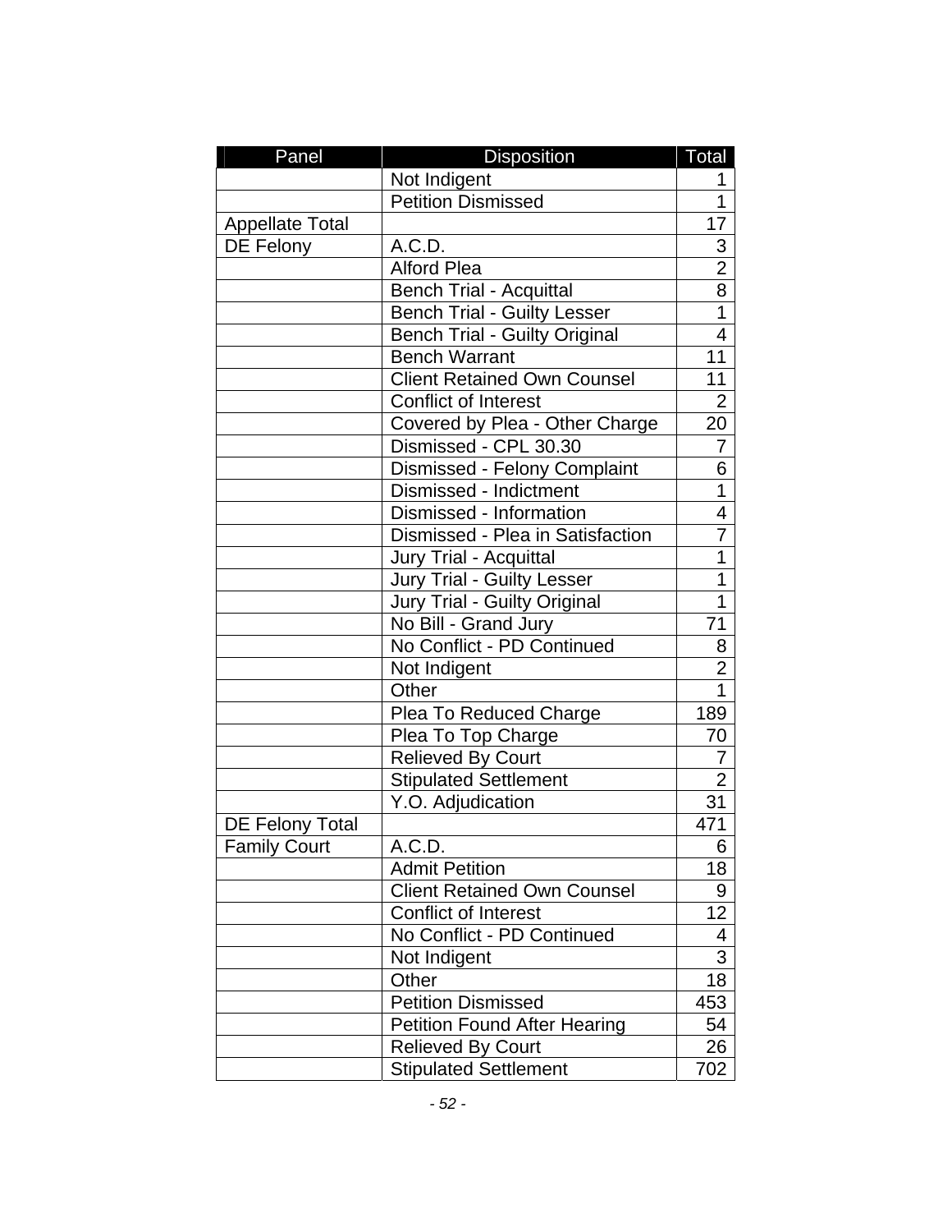| Panel | Disposition | Total |
|---|---|---|
| | Not Indigent | 1 |
| | Petition Dismissed | 1 |
| Appellate Total | | 17 |
| DE Felony | A.C.D. | 3 |
| | Alford Plea | 2 |
| | Bench Trial - Acquittal | 8 |
| | Bench Trial - Guilty Lesser | 1 |
| | Bench Trial - Guilty Original | 4 |
| | Bench Warrant | 11 |
| | Client Retained Own Counsel | 11 |
| | Conflict of Interest | 2 |
| | Covered by Plea - Other Charge | 20 |
| | Dismissed - CPL 30.30 | 7 |
| | Dismissed - Felony Complaint | 6 |
| | Dismissed - Indictment | 1 |
| | Dismissed - Information | 4 |
| | Dismissed - Plea in Satisfaction | 7 |
| | Jury Trial - Acquittal | 1 |
| | Jury Trial - Guilty Lesser | 1 |
| | Jury Trial - Guilty Original | 1 |
| | No Bill - Grand Jury | 71 |
| | No Conflict - PD Continued | 8 |
| | Not Indigent | 2 |
| | Other | 1 |
| | Plea To Reduced Charge | 189 |
| | Plea To Top Charge | 70 |
| | Relieved By Court | 7 |
| | Stipulated Settlement | 2 |
| | Y.O. Adjudication | 31 |
| DE Felony Total | | 471 |
| Family Court | A.C.D. | 6 |
| | Admit Petition | 18 |
| | Client Retained Own Counsel | 9 |
| | Conflict of Interest | 12 |
| | No Conflict - PD Continued | 4 |
| | Not Indigent | 3 |
| | Other | 18 |
| | Petition Dismissed | 453 |
| | Petition Found After Hearing | 54 |
| | Relieved By Court | 26 |
| | Stipulated Settlement | 702 |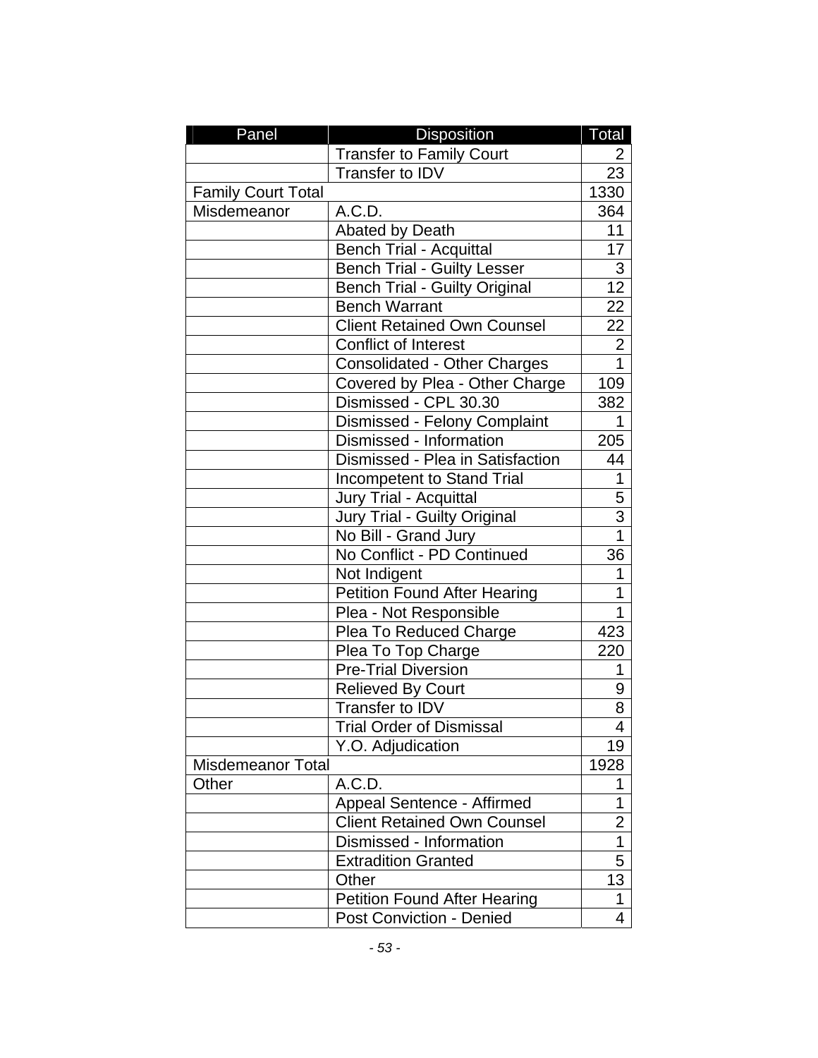| Panel | Disposition | Total |
|---|---|---|
| | Transfer to Family Court | 2 |
| | Transfer to IDV | 23 |
| Family Court Total | | 1330 |
| Misdemeanor | A.C.D. | 364 |
| | Abated by Death | 11 |
| | Bench Trial - Acquittal | 17 |
| | Bench Trial - Guilty Lesser | 3 |
| | Bench Trial - Guilty Original | 12 |
| | Bench Warrant | 22 |
| | Client Retained Own Counsel | 22 |
| | Conflict of Interest | 2 |
| | Consolidated - Other Charges | 1 |
| | Covered by Plea - Other Charge | 109 |
| | Dismissed - CPL 30.30 | 382 |
| | Dismissed - Felony Complaint | 1 |
| | Dismissed - Information | 205 |
| | Dismissed - Plea in Satisfaction | 44 |
| | Incompetent to Stand Trial | 1 |
| | Jury Trial - Acquittal | 5 |
| | Jury Trial - Guilty Original | 3 |
| | No Bill - Grand Jury | 1 |
| | No Conflict - PD Continued | 36 |
| | Not Indigent | 1 |
| | Petition Found After Hearing | 1 |
| | Plea - Not Responsible | 1 |
| | Plea To Reduced Charge | 423 |
| | Plea To Top Charge | 220 |
| | Pre-Trial Diversion | 1 |
| | Relieved By Court | 9 |
| | Transfer to IDV | 8 |
| | Trial Order of Dismissal | 4 |
| | Y.O. Adjudication | 19 |
| Misdemeanor Total | | 1928 |
| Other | A.C.D. | 1 |
| | Appeal Sentence - Affirmed | 1 |
| | Client Retained Own Counsel | 2 |
| | Dismissed - Information | 1 |
| | Extradition Granted | 5 |
| | Other | 13 |
| | Petition Found After Hearing | 1 |
| | Post Conviction - Denied | 4 |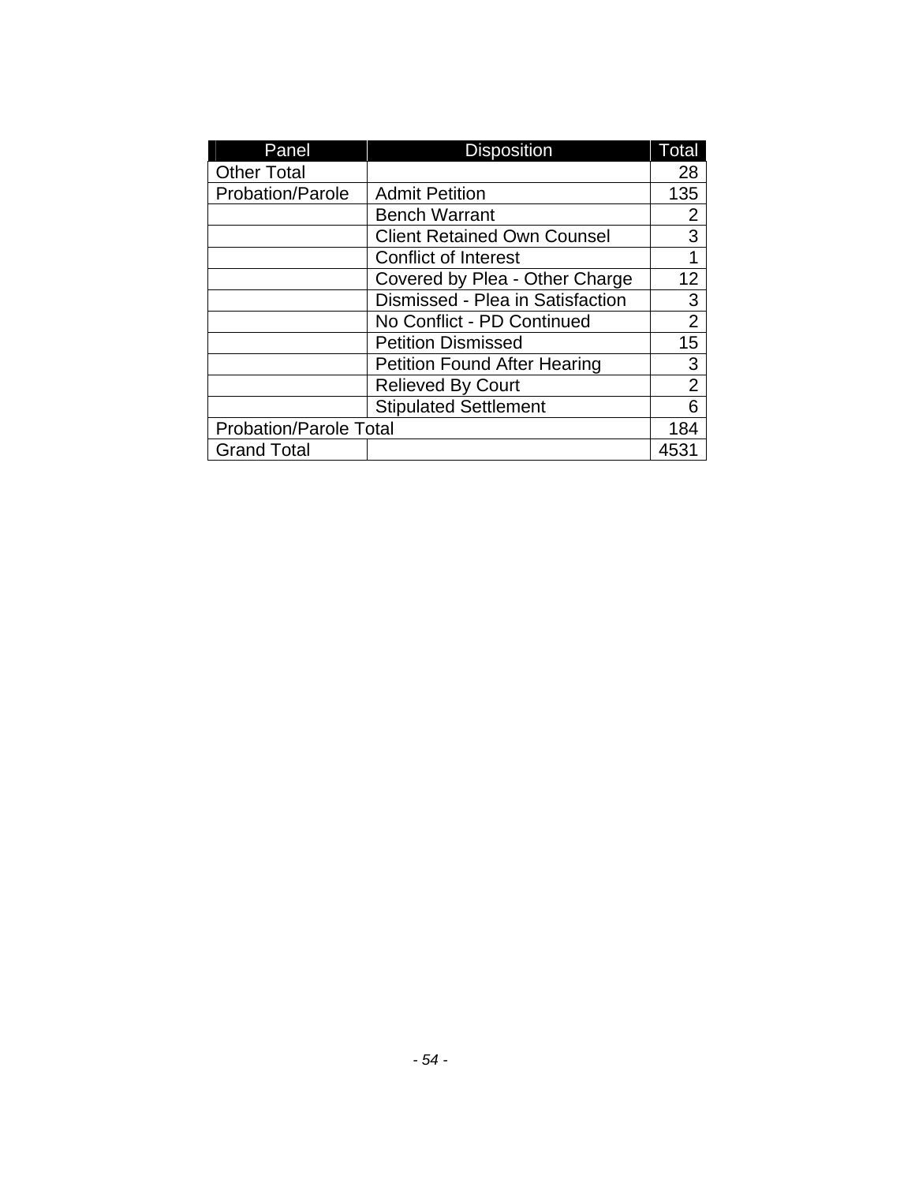| Panel | Disposition | Total |
|---|---|---|
| Other Total | | 28 |
| Probation/Parole | Admit Petition | 135 |
| | Bench Warrant | 2 |
| | Client Retained Own Counsel | 3 |
| | Conflict of Interest | 1 |
| | Covered by Plea - Other Charge | 12 |
| | Dismissed - Plea in Satisfaction | 3 |
| | No Conflict - PD Continued | 2 |
| | Petition Dismissed | 15 |
| | Petition Found After Hearing | 3 |
| | Relieved By Court | 2 |
| | Stipulated Settlement | 6 |
| Probation/Parole Total | | 184 |
| Grand Total | | 4531 |